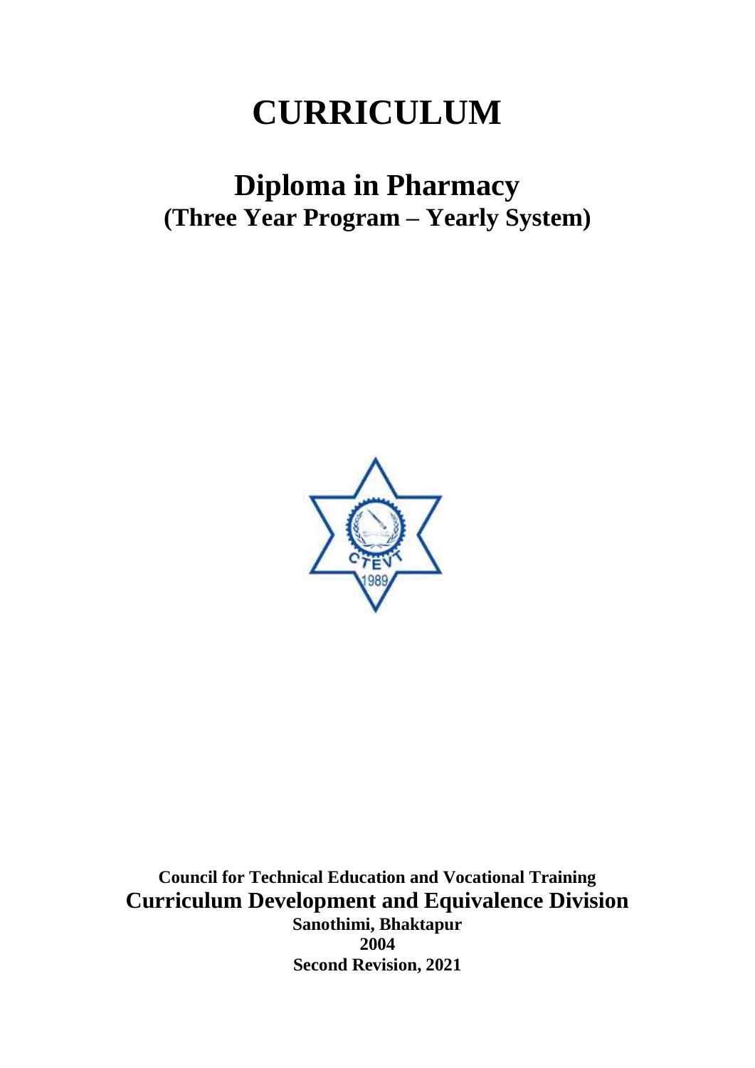# CURRICULUM

## Diploma in Pharmacy
### (Three Year Program – Yearly System)

**Council for Technical Education and Vocational Training**

**Curriculum Development and Equivalence Division**

**Sanothimi, Bhaktapur**

**2004**

**Second Revision, 2021**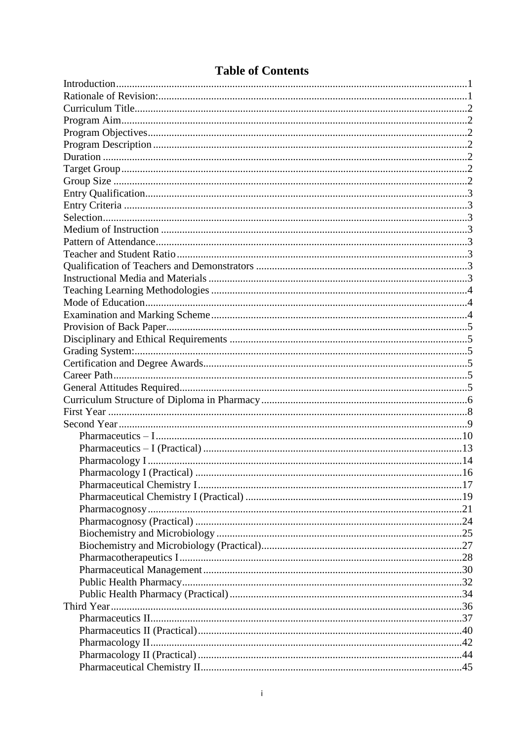# Table of Contents

Introduction......1
Rationale of Revision:......1
Curriculum Title......2
Program Aim......2
Program Objectives......2
Program Description......2
Duration......2
Target Group......2
Group Size......2
Entry Qualification......3
Entry Criteria......3
Selection......3
Medium of Instruction......3
Pattern of Attendance......3
Teacher and Student Ratio......3
Qualification of Teachers and Demonstrators......3
Instructional Media and Materials......3
Teaching Learning Methodologies......4
Mode of Education......4
Examination and Marking Scheme......4
Provision of Back Paper......5
Disciplinary and Ethical Requirements......5
Grading System:......5
Certification and Degree Awards......5
Career Path......5
General Attitudes Required......5
Curriculum Structure of Diploma in Pharmacy......6
First Year......8
Second Year......9
- Pharmaceutics – I......10
- Pharmaceutics – I (Practical)......13
- Pharmacology I......14
- Pharmacology I (Practical)......16
- Pharmaceutical Chemistry I......17
- Pharmaceutical Chemistry I (Practical)......19
- Pharmacognosy......21
- Pharmacognosy (Practical)......24
- Biochemistry and Microbiology......25
- Biochemistry and Microbiology (Practical)......27
- Pharmacotherapeutics I......28
- Pharmaceutical Management......30
- Public Health Pharmacy......32
- Public Health Pharmacy (Practical)......34

Third Year......36
- Pharmaceutics II......37
- Pharmaceutics II (Practical)......40
- Pharmacology II......42
- Pharmacology II (Practical)......44
- Pharmaceutical Chemistry II......45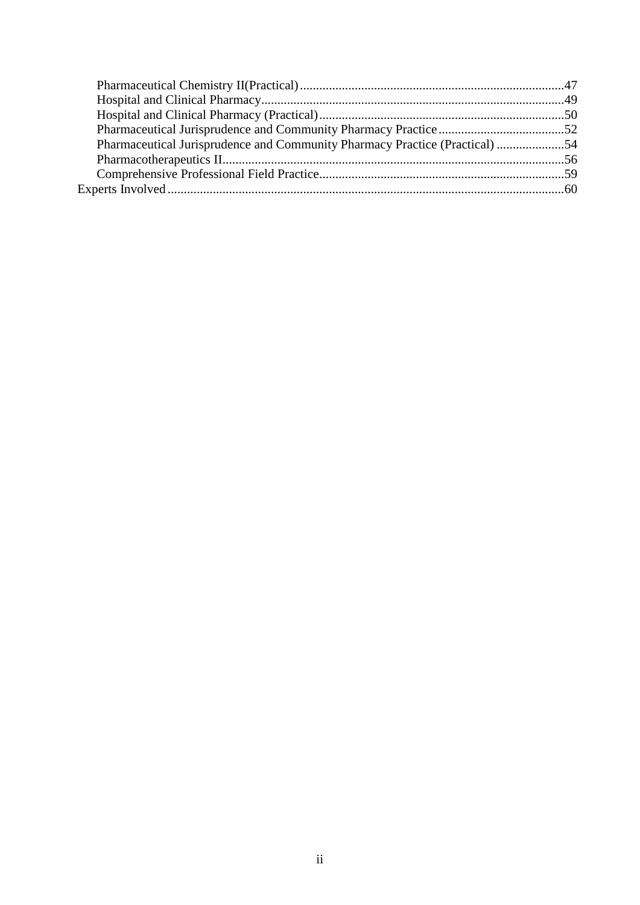- Pharmaceutical Chemistry II(Practical) ... 47
- Hospital and Clinical Pharmacy ... 49
- Hospital and Clinical Pharmacy (Practical) ... 50
- Pharmaceutical Jurisprudence and Community Pharmacy Practice ... 52
- Pharmaceutical Jurisprudence and Community Pharmacy Practice (Practical) ... 54
- Pharmacotherapeutics II ... 56
- Comprehensive Professional Field Practice ... 59

Experts Involved ... 60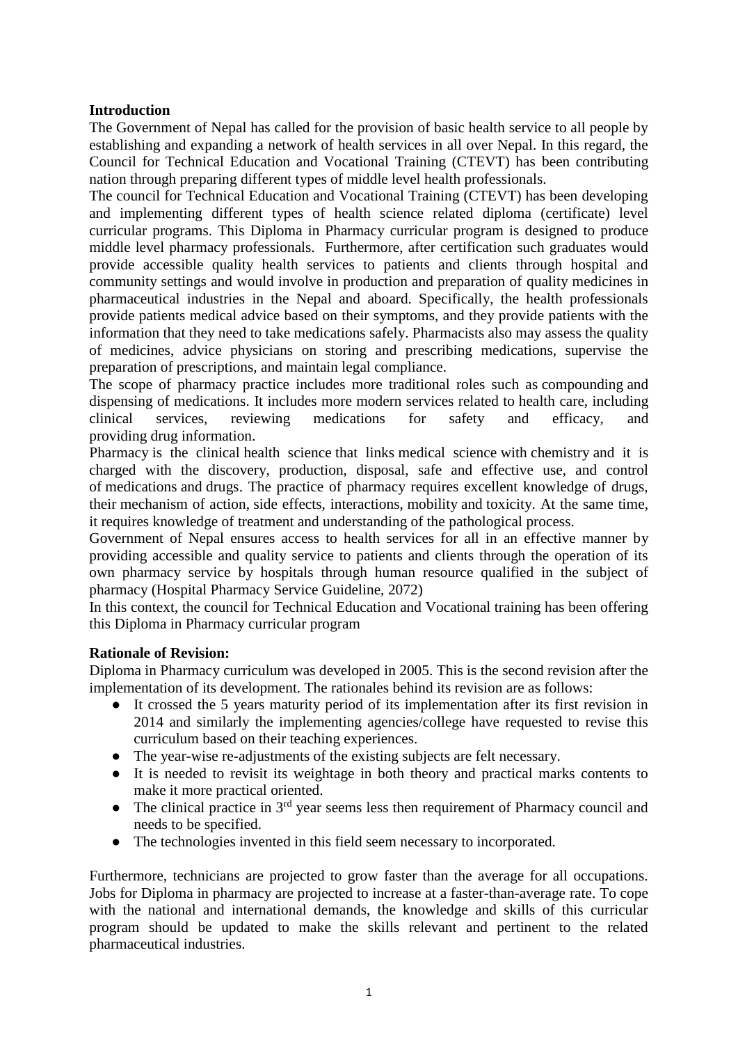**Introduction**

The Government of Nepal has called for the provision of basic health service to all people by establishing and expanding a network of health services in all over Nepal. In this regard, the Council for Technical Education and Vocational Training (CTEVT) has been contributing nation through preparing different types of middle level health professionals.

The council for Technical Education and Vocational Training (CTEVT) has been developing and implementing different types of health science related diploma (certificate) level curricular programs. This Diploma in Pharmacy curricular program is designed to produce middle level pharmacy professionals. Furthermore, after certification such graduates would provide accessible quality health services to patients and clients through hospital and community settings and would involve in production and preparation of quality medicines in pharmaceutical industries in the Nepal and aboard. Specifically, the health professionals provide patients medical advice based on their symptoms, and they provide patients with the information that they need to take medications safely. Pharmacists also may assess the quality of medicines, advice physicians on storing and prescribing medications, supervise the preparation of prescriptions, and maintain legal compliance.

The scope of pharmacy practice includes more traditional roles such as compounding and dispensing of medications. It includes more modern services related to health care, including clinical services, reviewing medications for safety and efficacy, and providing drug information.

Pharmacy is the clinical health science that links medical science with chemistry and it is charged with the discovery, production, disposal, safe and effective use, and control of medications and drugs. The practice of pharmacy requires excellent knowledge of drugs, their mechanism of action, side effects, interactions, mobility and toxicity. At the same time, it requires knowledge of treatment and understanding of the pathological process.

Government of Nepal ensures access to health services for all in an effective manner by providing accessible and quality service to patients and clients through the operation of its own pharmacy service by hospitals through human resource qualified in the subject of pharmacy (Hospital Pharmacy Service Guideline, 2072)

In this context, the council for Technical Education and Vocational training has been offering this Diploma in Pharmacy curricular program

**Rationale of Revision:**

Diploma in Pharmacy curriculum was developed in 2005. This is the second revision after the implementation of its development. The rationales behind its revision are as follows:

- It crossed the 5 years maturity period of its implementation after its first revision in 2014 and similarly the implementing agencies/college have requested to revise this curriculum based on their teaching experiences.
- The year-wise re-adjustments of the existing subjects are felt necessary.
- It is needed to revisit its weightage in both theory and practical marks contents to make it more practical oriented.
- The clinical practice in 3rd year seems less then requirement of Pharmacy council and needs to be specified.
- The technologies invented in this field seem necessary to incorporated.

Furthermore, technicians are projected to grow faster than the average for all occupations. Jobs for Diploma in pharmacy are projected to increase at a faster-than-average rate. To cope with the national and international demands, the knowledge and skills of this curricular program should be updated to make the skills relevant and pertinent to the related pharmaceutical industries.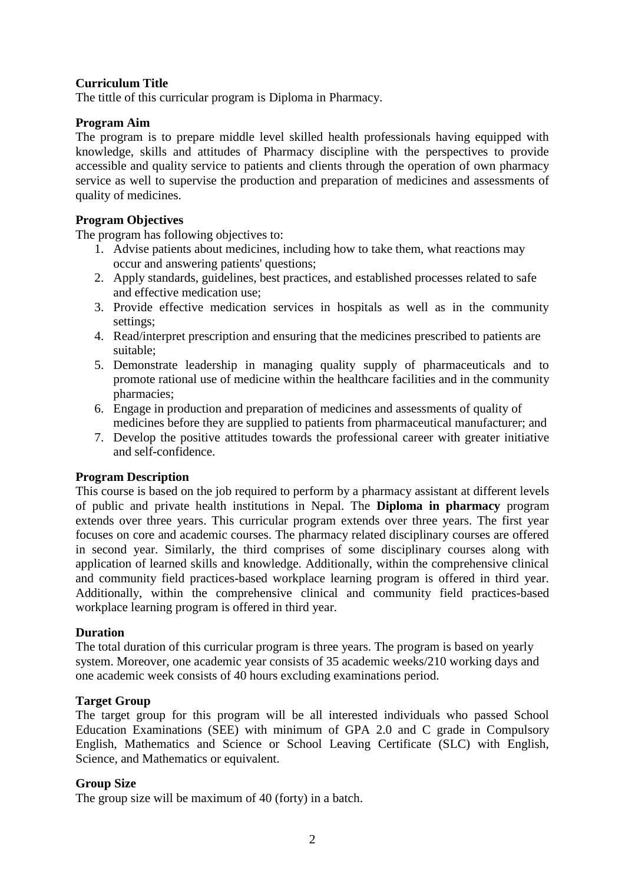**Curriculum Title**

The tittle of this curricular program is Diploma in Pharmacy.

**Program Aim**

The program is to prepare middle level skilled health professionals having equipped with knowledge, skills and attitudes of Pharmacy discipline with the perspectives to provide accessible and quality service to patients and clients through the operation of own pharmacy service as well to supervise the production and preparation of medicines and assessments of quality of medicines.

**Program Objectives**

The program has following objectives to:

1. Advise patients about medicines, including how to take them, what reactions may occur and answering patients' questions;
2. Apply standards, guidelines, best practices, and established processes related to safe and effective medication use;
3. Provide effective medication services in hospitals as well as in the community settings;
4. Read/interpret prescription and ensuring that the medicines prescribed to patients are suitable;
5. Demonstrate leadership in managing quality supply of pharmaceuticals and to promote rational use of medicine within the healthcare facilities and in the community pharmacies;
6. Engage in production and preparation of medicines and assessments of quality of medicines before they are supplied to patients from pharmaceutical manufacturer; and
7. Develop the positive attitudes towards the professional career with greater initiative and self-confidence.

**Program Description**

This course is based on the job required to perform by a pharmacy assistant at different levels of public and private health institutions in Nepal. The **Diploma in pharmacy** program extends over three years. This curricular program extends over three years. The first year focuses on core and academic courses. The pharmacy related disciplinary courses are offered in second year. Similarly, the third comprises of some disciplinary courses along with application of learned skills and knowledge. Additionally, within the comprehensive clinical and community field practices-based workplace learning program is offered in third year. Additionally, within the comprehensive clinical and community field practices-based workplace learning program is offered in third year.

**Duration**

The total duration of this curricular program is three years. The program is based on yearly system. Moreover, one academic year consists of 35 academic weeks/210 working days and one academic week consists of 40 hours excluding examinations period.

**Target Group**

The target group for this program will be all interested individuals who passed School Education Examinations (SEE) with minimum of GPA 2.0 and C grade in Compulsory English, Mathematics and Science or School Leaving Certificate (SLC) with English, Science, and Mathematics or equivalent.

**Group Size**

The group size will be maximum of 40 (forty) in a batch.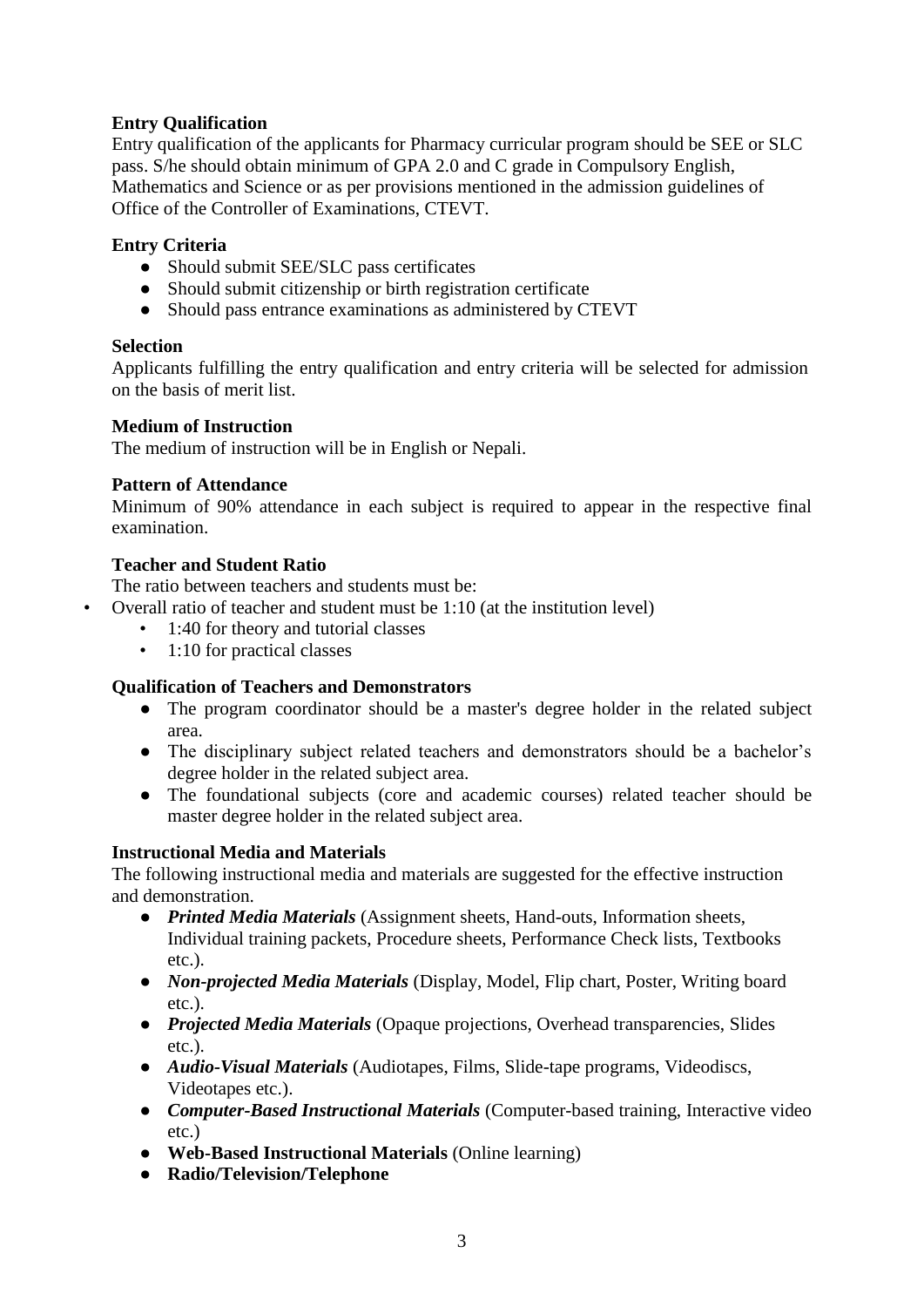**Entry Qualification**

Entry qualification of the applicants for Pharmacy curricular program should be SEE or SLC pass. S/he should obtain minimum of GPA 2.0 and C grade in Compulsory English, Mathematics and Science or as per provisions mentioned in the admission guidelines of Office of the Controller of Examinations, CTEVT.

**Entry Criteria**

- Should submit SEE/SLC pass certificates
- Should submit citizenship or birth registration certificate
- Should pass entrance examinations as administered by CTEVT

**Selection**

Applicants fulfilling the entry qualification and entry criteria will be selected for admission on the basis of merit list.

**Medium of Instruction**

The medium of instruction will be in English or Nepali.

**Pattern of Attendance**

Minimum of 90% attendance in each subject is required to appear in the respective final examination.

**Teacher and Student Ratio**

The ratio between teachers and students must be:

- Overall ratio of teacher and student must be 1:10 (at the institution level)
  - 1:40 for theory and tutorial classes
  - 1:10 for practical classes

**Qualification of Teachers and Demonstrators**

- The program coordinator should be a master's degree holder in the related subject area.
- The disciplinary subject related teachers and demonstrators should be a bachelor's degree holder in the related subject area.
- The foundational subjects (core and academic courses) related teacher should be master degree holder in the related subject area.

**Instructional Media and Materials**

The following instructional media and materials are suggested for the effective instruction and demonstration.

- ***Printed Media Materials*** (Assignment sheets, Hand-outs, Information sheets, Individual training packets, Procedure sheets, Performance Check lists, Textbooks etc.).
- ***Non-projected Media Materials*** (Display, Model, Flip chart, Poster, Writing board etc.).
- ***Projected Media Materials*** (Opaque projections, Overhead transparencies, Slides etc.).
- ***Audio-Visual Materials*** (Audiotapes, Films, Slide-tape programs, Videodiscs, Videotapes etc.).
- ***Computer-Based Instructional Materials*** (Computer-based training, Interactive video etc.)
- **Web-Based Instructional Materials** (Online learning)
- **Radio/Television/Telephone**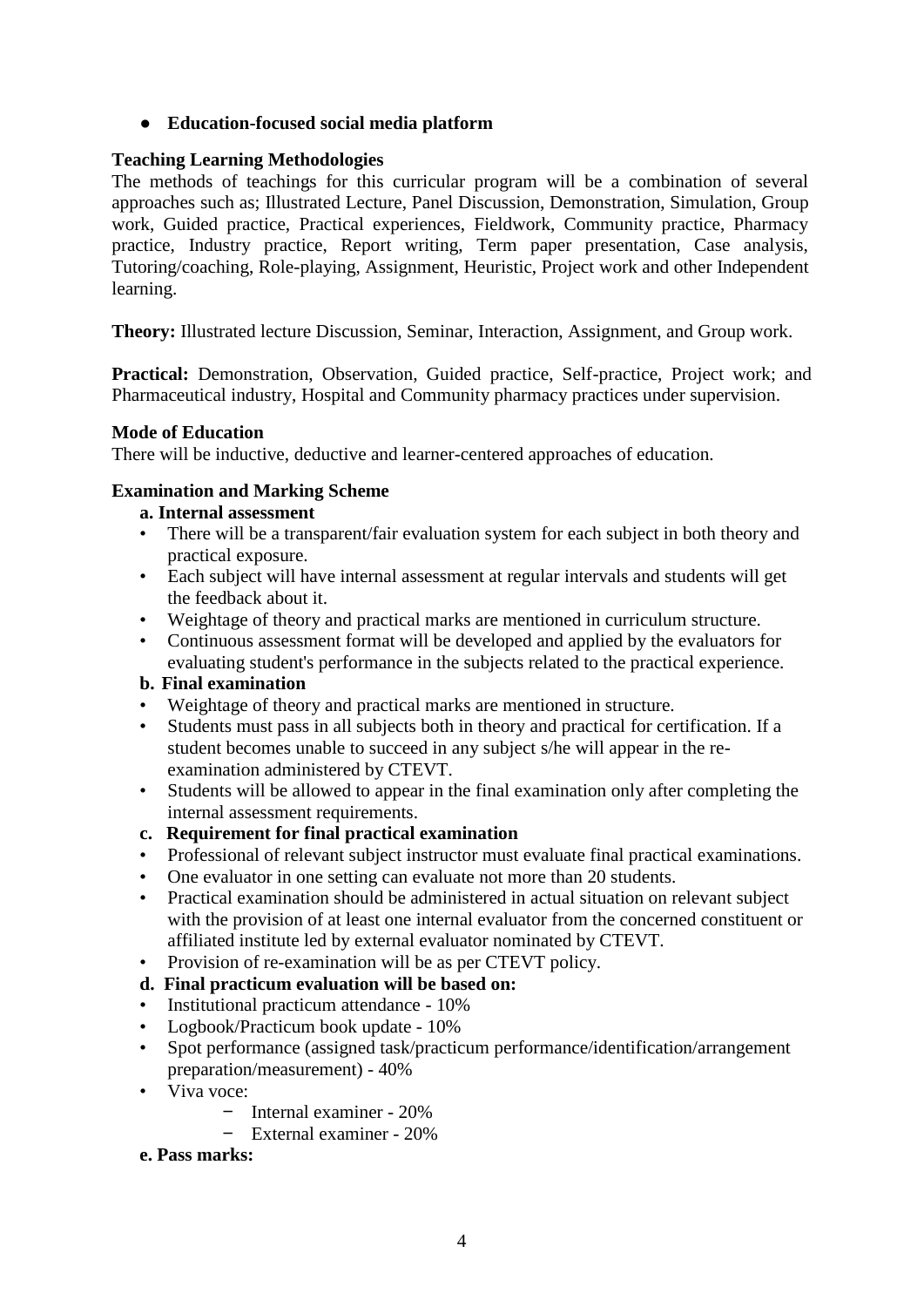- **Education-focused social media platform**

**Teaching Learning Methodologies**

The methods of teachings for this curricular program will be a combination of several approaches such as; Illustrated Lecture, Panel Discussion, Demonstration, Simulation, Group work, Guided practice, Practical experiences, Fieldwork, Community practice, Pharmacy practice, Industry practice, Report writing, Term paper presentation, Case analysis, Tutoring/coaching, Role-playing, Assignment, Heuristic, Project work and other Independent learning.

**Theory:** Illustrated lecture Discussion, Seminar, Interaction, Assignment, and Group work.

**Practical:** Demonstration, Observation, Guided practice, Self-practice, Project work; and Pharmaceutical industry, Hospital and Community pharmacy practices under supervision.

**Mode of Education**

There will be inductive, deductive and learner-centered approaches of education.

**Examination and Marking Scheme**

**a. Internal assessment**

- There will be a transparent/fair evaluation system for each subject in both theory and practical exposure.
- Each subject will have internal assessment at regular intervals and students will get the feedback about it.
- Weightage of theory and practical marks are mentioned in curriculum structure.
- Continuous assessment format will be developed and applied by the evaluators for evaluating student's performance in the subjects related to the practical experience.

**b. Final examination**

- Weightage of theory and practical marks are mentioned in structure.
- Students must pass in all subjects both in theory and practical for certification. If a student becomes unable to succeed in any subject s/he will appear in the re-examination administered by CTEVT.
- Students will be allowed to appear in the final examination only after completing the internal assessment requirements.

**c. Requirement for final practical examination**

- Professional of relevant subject instructor must evaluate final practical examinations.
- One evaluator in one setting can evaluate not more than 20 students.
- Practical examination should be administered in actual situation on relevant subject with the provision of at least one internal evaluator from the concerned constituent or affiliated institute led by external evaluator nominated by CTEVT.
- Provision of re-examination will be as per CTEVT policy.

**d. Final practicum evaluation will be based on:**

- Institutional practicum attendance - 10%
- Logbook/Practicum book update - 10%
- Spot performance (assigned task/practicum performance/identification/arrangement preparation/measurement) - 40%
- Viva voce:
  - Internal examiner - 20%
  - External examiner - 20%

**e. Pass marks:**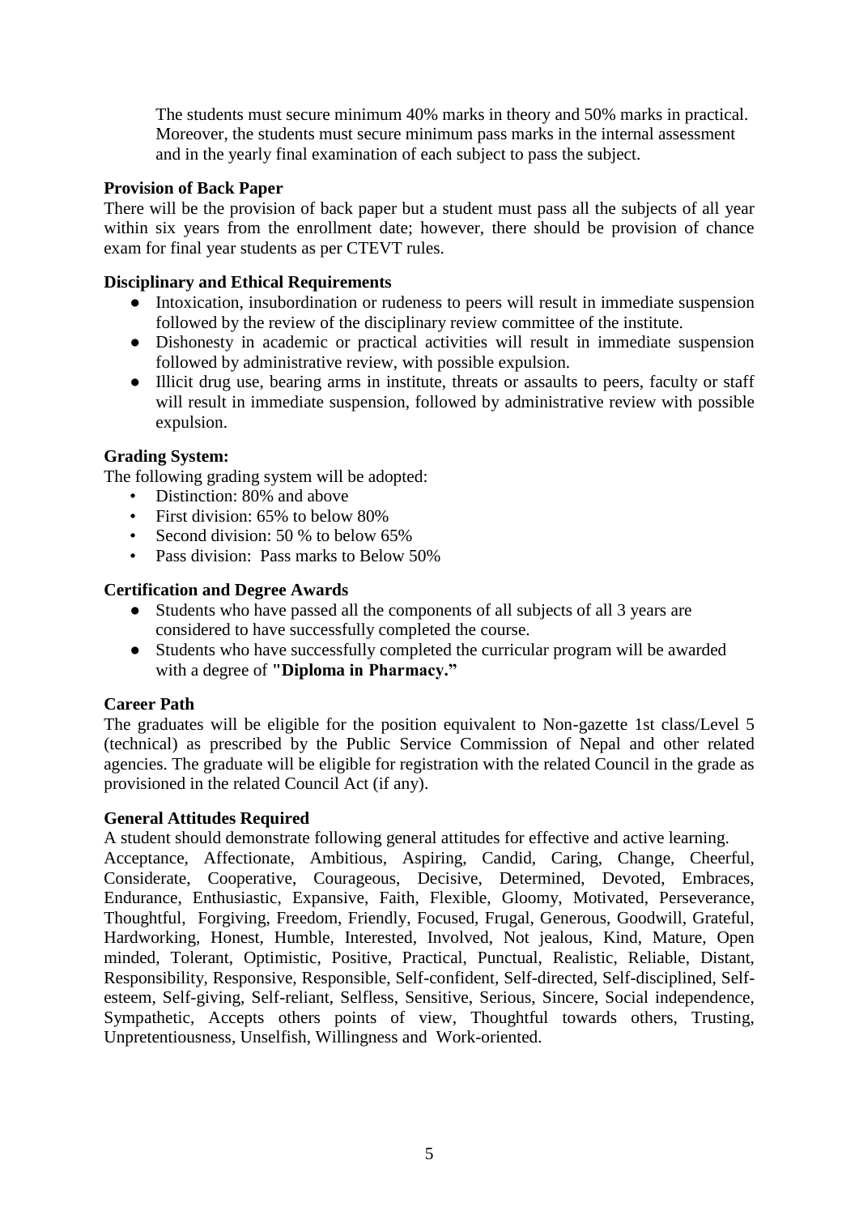The students must secure minimum 40% marks in theory and 50% marks in practical. Moreover, the students must secure minimum pass marks in the internal assessment and in the yearly final examination of each subject to pass the subject.

**Provision of Back Paper**

There will be the provision of back paper but a student must pass all the subjects of all year within six years from the enrollment date; however, there should be provision of chance exam for final year students as per CTEVT rules.

**Disciplinary and Ethical Requirements**

- Intoxication, insubordination or rudeness to peers will result in immediate suspension followed by the review of the disciplinary review committee of the institute.
- Dishonesty in academic or practical activities will result in immediate suspension followed by administrative review, with possible expulsion.
- Illicit drug use, bearing arms in institute, threats or assaults to peers, faculty or staff will result in immediate suspension, followed by administrative review with possible expulsion.

**Grading System:**

The following grading system will be adopted:

- Distinction: 80% and above
- First division: 65% to below 80%
- Second division: 50 % to below 65%
- Pass division: Pass marks to Below 50%

**Certification and Degree Awards**

- Students who have passed all the components of all subjects of all 3 years are considered to have successfully completed the course.
- Students who have successfully completed the curricular program will be awarded with a degree of **"Diploma in Pharmacy."**

**Career Path**

The graduates will be eligible for the position equivalent to Non-gazette 1st class/Level 5 (technical) as prescribed by the Public Service Commission of Nepal and other related agencies. The graduate will be eligible for registration with the related Council in the grade as provisioned in the related Council Act (if any).

**General Attitudes Required**

A student should demonstrate following general attitudes for effective and active learning.

Acceptance, Affectionate, Ambitious, Aspiring, Candid, Caring, Change, Cheerful, Considerate, Cooperative, Courageous, Decisive, Determined, Devoted, Embraces, Endurance, Enthusiastic, Expansive, Faith, Flexible, Gloomy, Motivated, Perseverance, Thoughtful, Forgiving, Freedom, Friendly, Focused, Frugal, Generous, Goodwill, Grateful, Hardworking, Honest, Humble, Interested, Involved, Not jealous, Kind, Mature, Open minded, Tolerant, Optimistic, Positive, Practical, Punctual, Realistic, Reliable, Distant, Responsibility, Responsive, Responsible, Self-confident, Self-directed, Self-disciplined, Self-esteem, Self-giving, Self-reliant, Selfless, Sensitive, Serious, Sincere, Social independence, Sympathetic, Accepts others points of view, Thoughtful towards others, Trusting, Unpretentiousness, Unselfish, Willingness and Work-oriented.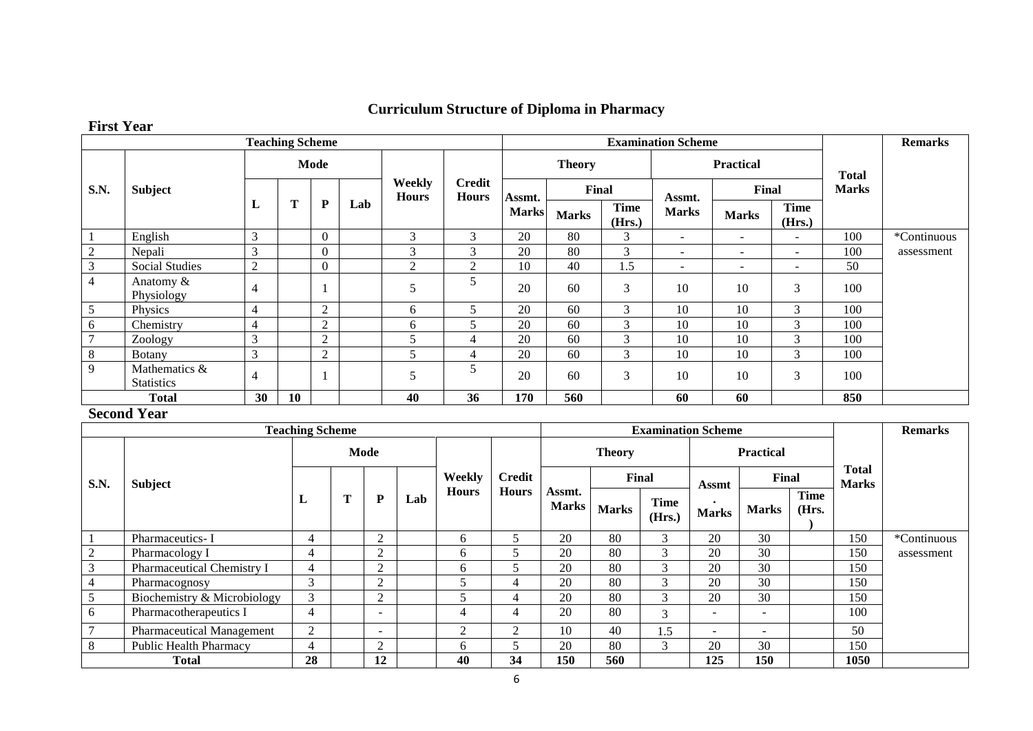# Curriculum Structure of Diploma in Pharmacy

## First Year

| S.N. | Subject | Teaching Scheme | | | | | | Examination Scheme | | | | | | Total Marks | Remarks |
|---|---|---|---|---|---|---|---|---|---|---|---|---|---|---|---|
| | | Mode | | | | Weekly Hours | Credit Hours | Theory | | | Practical | | | | |
| | | L | T | P | Lab | | | Assmt. Marks | Final Marks | Final Time (Hrs.) | Assmt. Marks | Final Marks | Final Time (Hrs.) | | |
| 1 | English | 3 | | 0 | | 3 | 3 | 20 | 80 | 3 | - | - | - | 100 | *Continuous assessment |
| 2 | Nepali | 3 | | 0 | | 3 | 3 | 20 | 80 | 3 | - | - | - | 100 | |
| 3 | Social Studies | 2 | | 0 | | 2 | 2 | 10 | 40 | 1.5 | - | - | - | 50 | |
| 4 | Anatomy & Physiology | 4 | | 1 | | 5 | 5 | 20 | 60 | 3 | 10 | 10 | 3 | 100 | |
| 5 | Physics | 4 | | 2 | | 6 | 5 | 20 | 60 | 3 | 10 | 10 | 3 | 100 | |
| 6 | Chemistry | 4 | | 2 | | 6 | 5 | 20 | 60 | 3 | 10 | 10 | 3 | 100 | |
| 7 | Zoology | 3 | | 2 | | 5 | 4 | 20 | 60 | 3 | 10 | 10 | 3 | 100 | |
| 8 | Botany | 3 | | 2 | | 5 | 4 | 20 | 60 | 3 | 10 | 10 | 3 | 100 | |
| 9 | Mathematics & Statistics | 4 | | 1 | | 5 | 5 | 20 | 60 | 3 | 10 | 10 | 3 | 100 | |
| | **Total** | **30** | **10** | | | **40** | **36** | **170** | **560** | | **60** | **60** | | **850** | |

## Second Year

| S.N. | Subject | Teaching Scheme | | | | | | Examination Scheme | | | | | | Total Marks | Remarks |
|---|---|---|---|---|---|---|---|---|---|---|---|---|---|---|---|
| | | Mode | | | | Weekly Hours | Credit Hours | Theory | | | Practical | | | | |
| | | L | T | P | Lab | | | Assmt. Marks | Final Marks | Final Time (Hrs.) | Assmt. Marks | Final Marks | Final Time (Hrs.) | | |
| 1 | Pharmaceutics- I | 4 | | 2 | | 6 | 5 | 20 | 80 | 3 | 20 | 30 | | 150 | *Continuous assessment |
| 2 | Pharmacology I | 4 | | 2 | | 6 | 5 | 20 | 80 | 3 | 20 | 30 | | 150 | |
| 3 | Pharmaceutical Chemistry I | 4 | | 2 | | 6 | 5 | 20 | 80 | 3 | 20 | 30 | | 150 | |
| 4 | Pharmacognosy | 3 | | 2 | | 5 | 4 | 20 | 80 | 3 | 20 | 30 | | 150 | |
| 5 | Biochemistry & Microbiology | 3 | | 2 | | 5 | 4 | 20 | 80 | 3 | 20 | 30 | | 150 | |
| 6 | Pharmacotherapeutics I | 4 | | - | | 4 | 4 | 20 | 80 | 3 | - | - | | 100 | |
| 7 | Pharmaceutical Management | 2 | | - | | 2 | 2 | 10 | 40 | 1.5 | - | - | | 50 | |
| 8 | Public Health Pharmacy | 4 | | 2 | | 6 | 5 | 20 | 80 | 3 | 20 | 30 | | 150 | |
| | **Total** | **28** | | **12** | | **40** | **34** | **150** | **560** | | **125** | **150** | | **1050** | |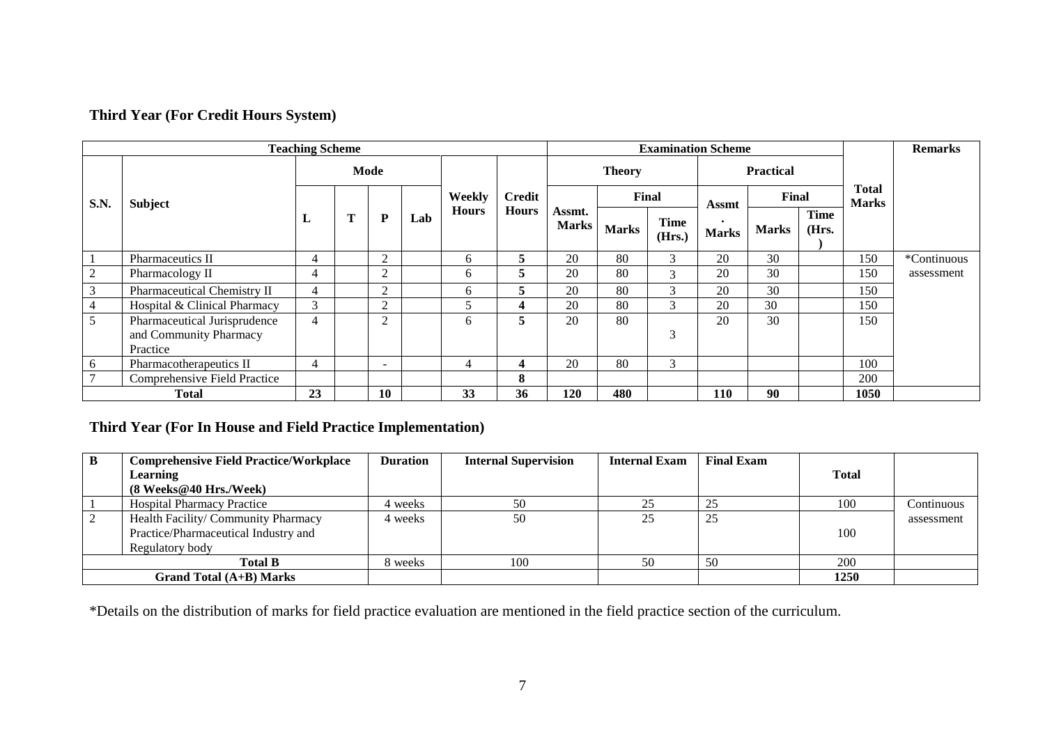## Third Year (For Credit Hours System)

| Teaching Scheme | | | | | | | | Examination Scheme | | | | | | | Remarks |
|---|---|---|---|---|---|---|---|---|---|---|---|---|---|---|---|
| S.N. | Subject | Mode | | | | Weekly Hours | Credit Hours | Theory | | | Practical | | | Total Marks | |
| | | L | T | P | Lab | | | Assmt. Marks | Final | | Assmt. Marks | Final | | | |
| | | | | | | | | | Marks | Time (Hrs.) | | Marks | Time (Hrs.) | | |
| 1 | Pharmaceutics II | 4 | | 2 | | 6 | 5 | 20 | 80 | 3 | 20 | 30 | | 150 | *Continuous assessment |
| 2 | Pharmacology II | 4 | | 2 | | 6 | 5 | 20 | 80 | 3 | 20 | 30 | | 150 | |
| 3 | Pharmaceutical Chemistry II | 4 | | 2 | | 6 | 5 | 20 | 80 | 3 | 20 | 30 | | 150 | |
| 4 | Hospital & Clinical Pharmacy | 3 | | 2 | | 5 | 4 | 20 | 80 | 3 | 20 | 30 | | 150 | |
| 5 | Pharmaceutical Jurisprudence and Community Pharmacy Practice | 4 | | 2 | | 6 | 5 | 20 | 80 | 3 | 20 | 30 | | 150 | |
| 6 | Pharmacotherapeutics II | 4 | | - | | 4 | 4 | 20 | 80 | 3 | | | | 100 | |
| 7 | Comprehensive Field Practice | | | | | | 8 | | | | | | | 200 | |
| Total | | 23 | | 10 | | 33 | 36 | 120 | 480 | | 110 | 90 | | 1050 | |

## Third Year (For In House and Field Practice Implementation)

| B | Comprehensive Field Practice/Workplace Learning (8 Weeks@40 Hrs./Week) | Duration | Internal Supervision | Internal Exam | Final Exam | Total | |
|---|---|---|---|---|---|---|---|
| 1 | Hospital Pharmacy Practice | 4 weeks | 50 | 25 | 25 | 100 | Continuous assessment |
| 2 | Health Facility/ Community Pharmacy Practice/Pharmaceutical Industry and Regulatory body | 4 weeks | 50 | 25 | 25 | 100 | |
| Total B | | 8 weeks | 100 | 50 | 50 | 200 | |
| Grand Total (A+B) Marks | | | | | | 1250 | |

*Details on the distribution of marks for field practice evaluation are mentioned in the field practice section of the curriculum.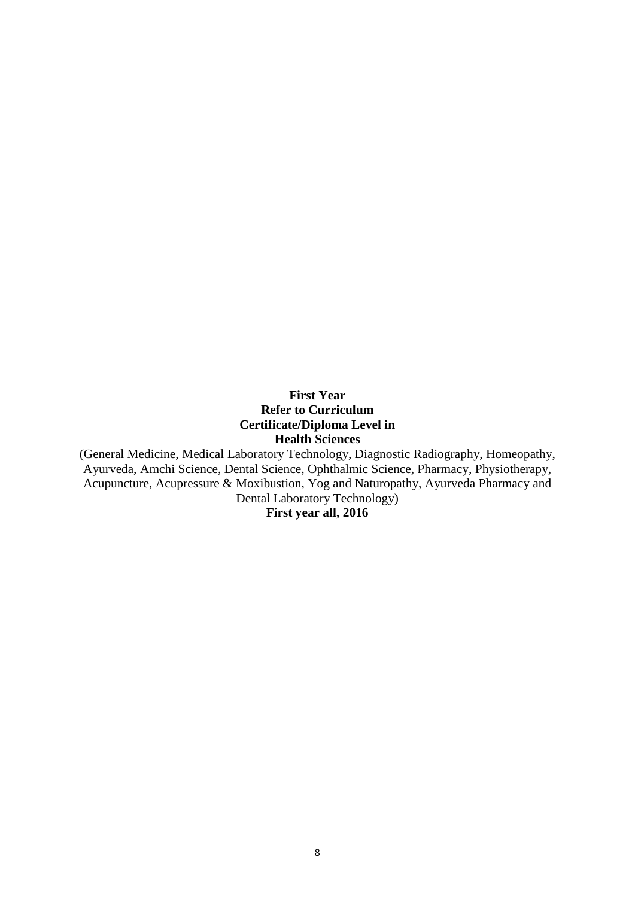**First Year**
**Refer to Curriculum**
**Certificate/Diploma Level in**
**Health Sciences**

(General Medicine, Medical Laboratory Technology, Diagnostic Radiography, Homeopathy, Ayurveda, Amchi Science, Dental Science, Ophthalmic Science, Pharmacy, Physiotherapy, Acupuncture, Acupressure & Moxibustion, Yog and Naturopathy, Ayurveda Pharmacy and Dental Laboratory Technology)

**First year all, 2016**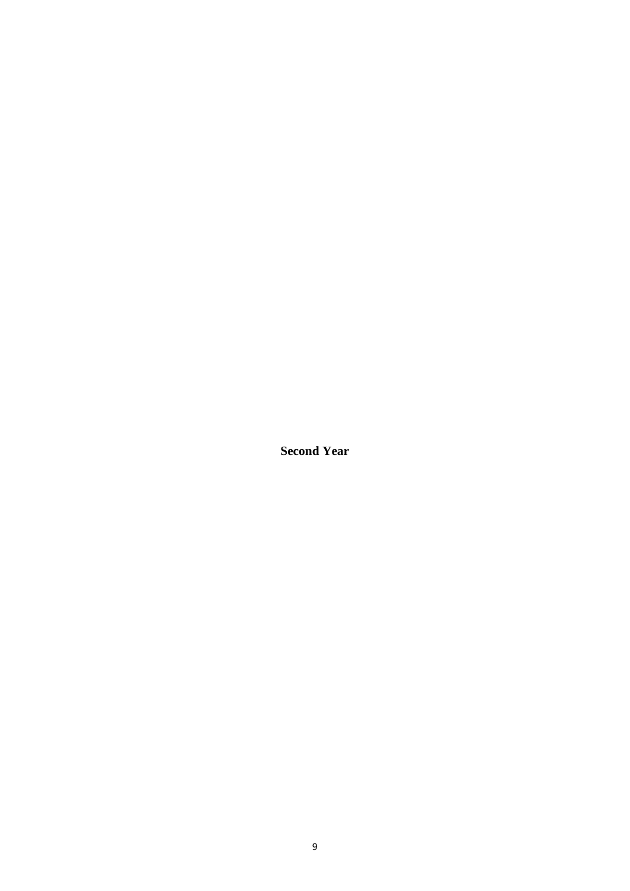**Second Year**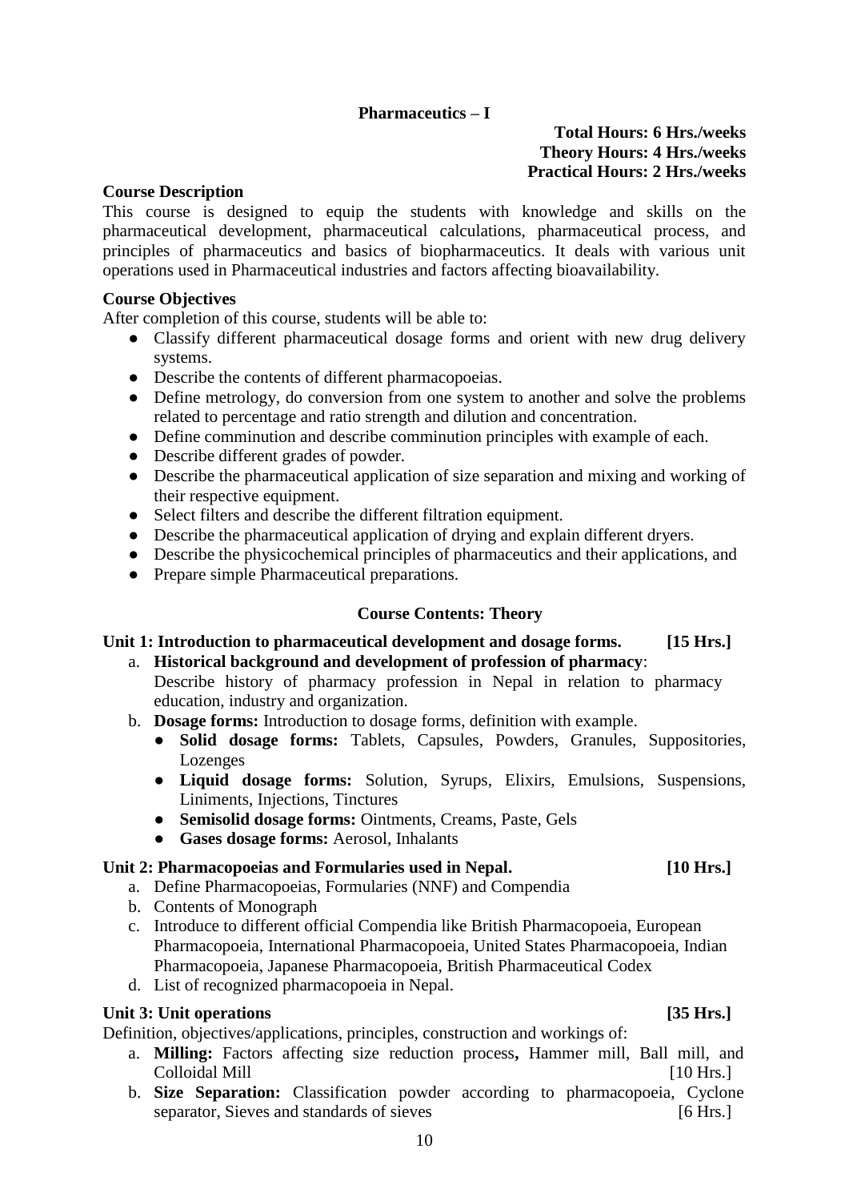# Pharmaceutics – I

**Total Hours: 6 Hrs./weeks**
**Theory Hours: 4 Hrs./weeks**
**Practical Hours: 2 Hrs./weeks**

**Course Description**

This course is designed to equip the students with knowledge and skills on the pharmaceutical development, pharmaceutical calculations, pharmaceutical process, and principles of pharmaceutics and basics of biopharmaceutics. It deals with various unit operations used in Pharmaceutical industries and factors affecting bioavailability.

**Course Objectives**

After completion of this course, students will be able to:

- Classify different pharmaceutical dosage forms and orient with new drug delivery systems.
- Describe the contents of different pharmacopoeias.
- Define metrology, do conversion from one system to another and solve the problems related to percentage and ratio strength and dilution and concentration.
- Define comminution and describe comminution principles with example of each.
- Describe different grades of powder.
- Describe the pharmaceutical application of size separation and mixing and working of their respective equipment.
- Select filters and describe the different filtration equipment.
- Describe the pharmaceutical application of drying and explain different dryers.
- Describe the physicochemical principles of pharmaceutics and their applications, and
- Prepare simple Pharmaceutical preparations.

## Course Contents: Theory

**Unit 1: Introduction to pharmaceutical development and dosage forms. [15 Hrs.]**

a. **Historical background and development of profession of pharmacy**: Describe history of pharmacy profession in Nepal in relation to pharmacy education, industry and organization.
b. **Dosage forms:** Introduction to dosage forms, definition with example.
   - **Solid dosage forms:** Tablets, Capsules, Powders, Granules, Suppositories, Lozenges
   - **Liquid dosage forms:** Solution, Syrups, Elixirs, Emulsions, Suspensions, Liniments, Injections, Tinctures
   - **Semisolid dosage forms:** Ointments, Creams, Paste, Gels
   - **Gases dosage forms:** Aerosol, Inhalants

**Unit 2: Pharmacopoeias and Formularies used in Nepal. [10 Hrs.]**

a. Define Pharmacopoeias, Formularies (NNF) and Compendia
b. Contents of Monograph
c. Introduce to different official Compendia like British Pharmacopoeia, European Pharmacopoeia, International Pharmacopoeia, United States Pharmacopoeia, Indian Pharmacopoeia, Japanese Pharmacopoeia, British Pharmaceutical Codex
d. List of recognized pharmacopoeia in Nepal.

**Unit 3: Unit operations [35 Hrs.]**

Definition, objectives/applications, principles, construction and workings of:

a. **Milling:** Factors affecting size reduction process**,** Hammer mill, Ball mill, and Colloidal Mill [10 Hrs.]
b. **Size Separation:** Classification powder according to pharmacopoeia, Cyclone separator, Sieves and standards of sieves [6 Hrs.]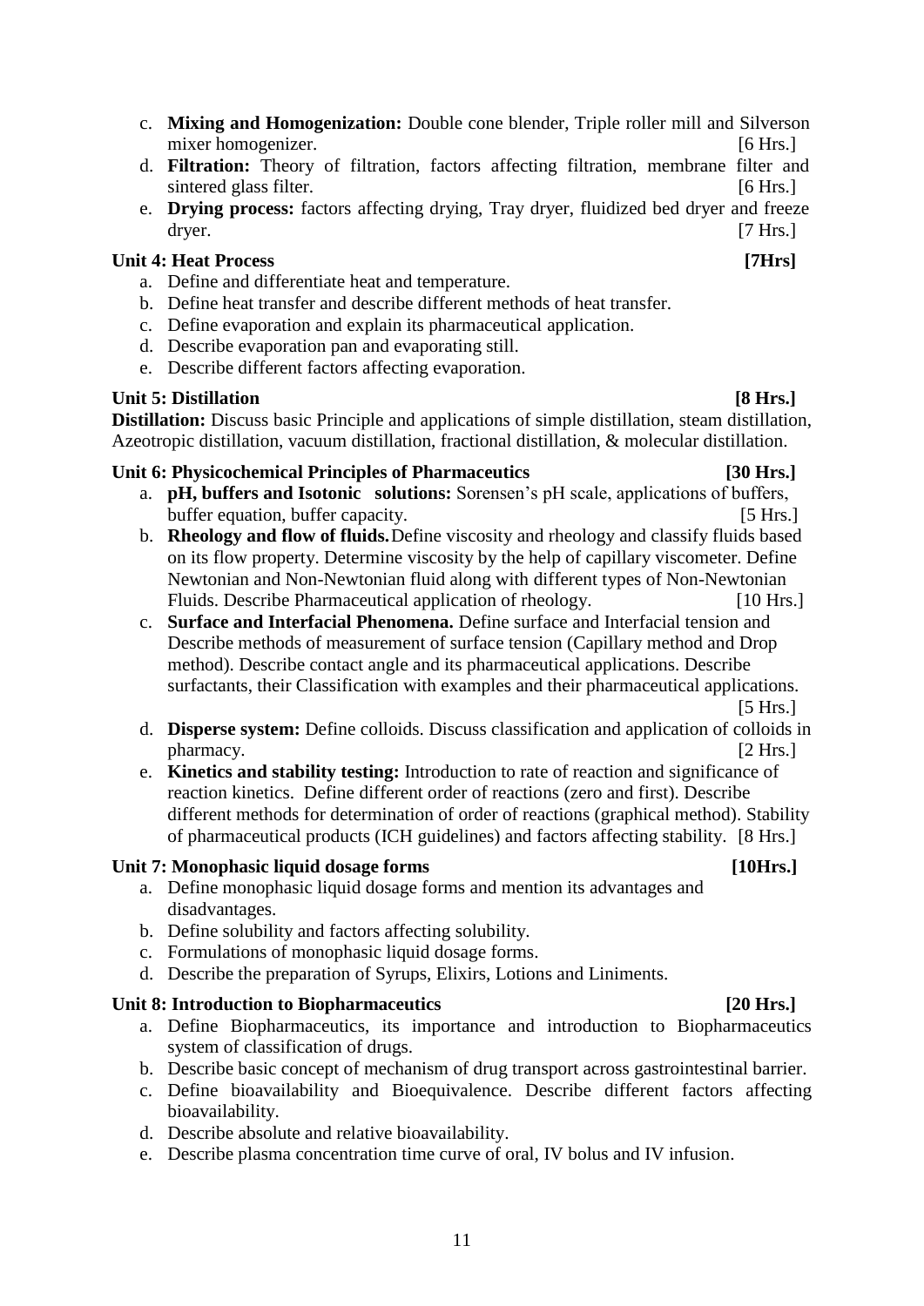c. **Mixing and Homogenization:** Double cone blender, Triple roller mill and Silverson mixer homogenizer. [6 Hrs.]

d. **Filtration:** Theory of filtration, factors affecting filtration, membrane filter and sintered glass filter. [6 Hrs.]

e. **Drying process:** factors affecting drying, Tray dryer, fluidized bed dryer and freeze dryer. [7 Hrs.]

**Unit 4: Heat Process [7Hrs]**

a. Define and differentiate heat and temperature.
b. Define heat transfer and describe different methods of heat transfer.
c. Define evaporation and explain its pharmaceutical application.
d. Describe evaporation pan and evaporating still.
e. Describe different factors affecting evaporation.

**Unit 5: Distillation [8 Hrs.]**

**Distillation:** Discuss basic Principle and applications of simple distillation, steam distillation, Azeotropic distillation, vacuum distillation, fractional distillation, & molecular distillation.

**Unit 6: Physicochemical Principles of Pharmaceutics [30 Hrs.]**

a. **pH, buffers and Isotonic solutions:** Sorensen's pH scale, applications of buffers, buffer equation, buffer capacity. [5 Hrs.]

b. **Rheology and flow of fluids.** Define viscosity and rheology and classify fluids based on its flow property. Determine viscosity by the help of capillary viscometer. Define Newtonian and Non-Newtonian fluid along with different types of Non-Newtonian Fluids. Describe Pharmaceutical application of rheology. [10 Hrs.]

c. **Surface and Interfacial Phenomena.** Define surface and Interfacial tension and Describe methods of measurement of surface tension (Capillary method and Drop method). Describe contact angle and its pharmaceutical applications. Describe surfactants, their Classification with examples and their pharmaceutical applications. [5 Hrs.]

d. **Disperse system:** Define colloids. Discuss classification and application of colloids in pharmacy. [2 Hrs.]

e. **Kinetics and stability testing:** Introduction to rate of reaction and significance of reaction kinetics. Define different order of reactions (zero and first). Describe different methods for determination of order of reactions (graphical method). Stability of pharmaceutical products (ICH guidelines) and factors affecting stability. [8 Hrs.]

**Unit 7: Monophasic liquid dosage forms [10Hrs.]**

a. Define monophasic liquid dosage forms and mention its advantages and disadvantages.
b. Define solubility and factors affecting solubility.
c. Formulations of monophasic liquid dosage forms.
d. Describe the preparation of Syrups, Elixirs, Lotions and Liniments.

**Unit 8: Introduction to Biopharmaceutics [20 Hrs.]**

a. Define Biopharmaceutics, its importance and introduction to Biopharmaceutics system of classification of drugs.
b. Describe basic concept of mechanism of drug transport across gastrointestinal barrier.
c. Define bioavailability and Bioequivalence. Describe different factors affecting bioavailability.
d. Describe absolute and relative bioavailability.
e. Describe plasma concentration time curve of oral, IV bolus and IV infusion.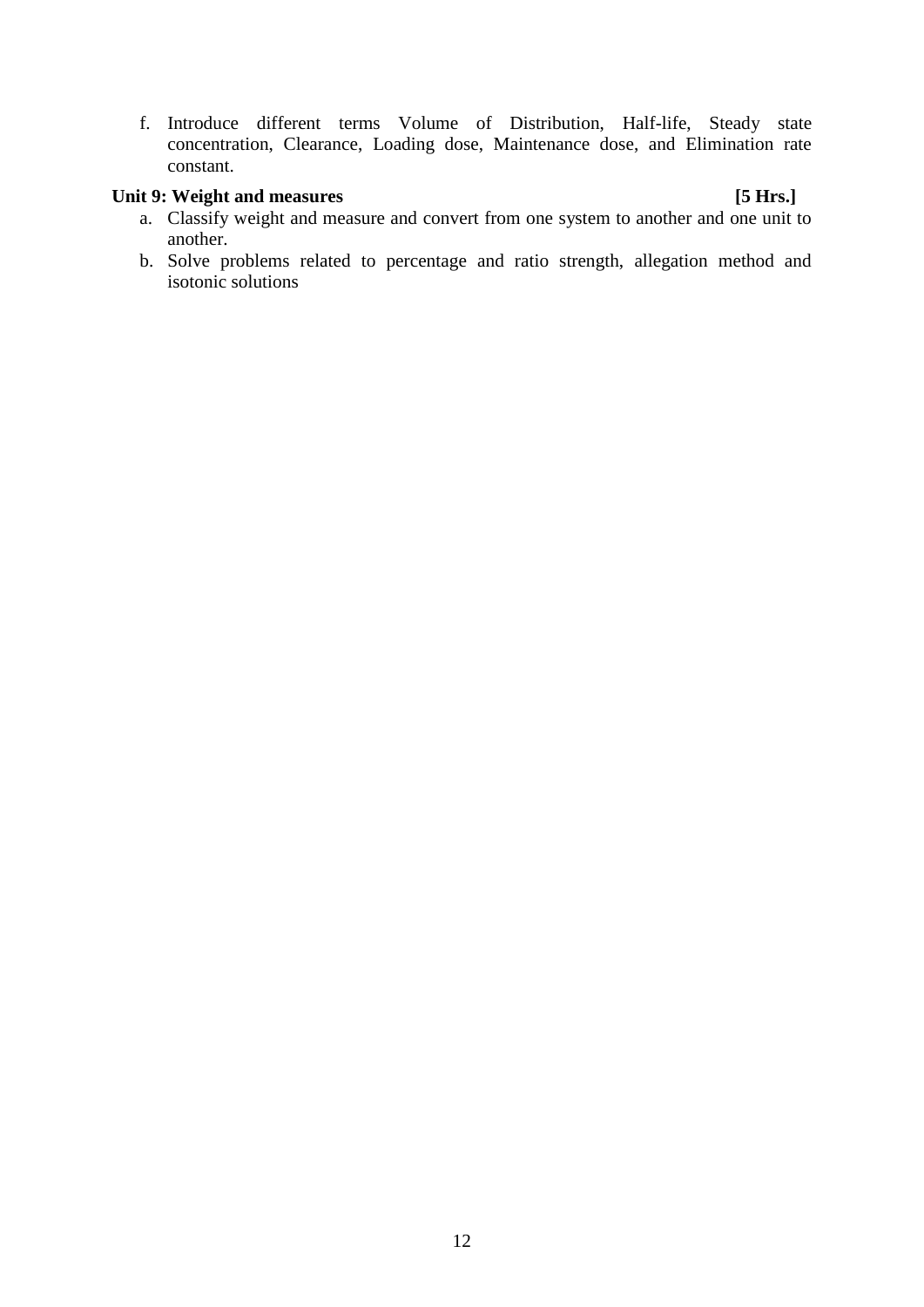f. Introduce different terms Volume of Distribution, Half-life, Steady state concentration, Clearance, Loading dose, Maintenance dose, and Elimination rate constant.

**Unit 9: Weight and measures** **[5 Hrs.]**

a. Classify weight and measure and convert from one system to another and one unit to another.
b. Solve problems related to percentage and ratio strength, allegation method and isotonic solutions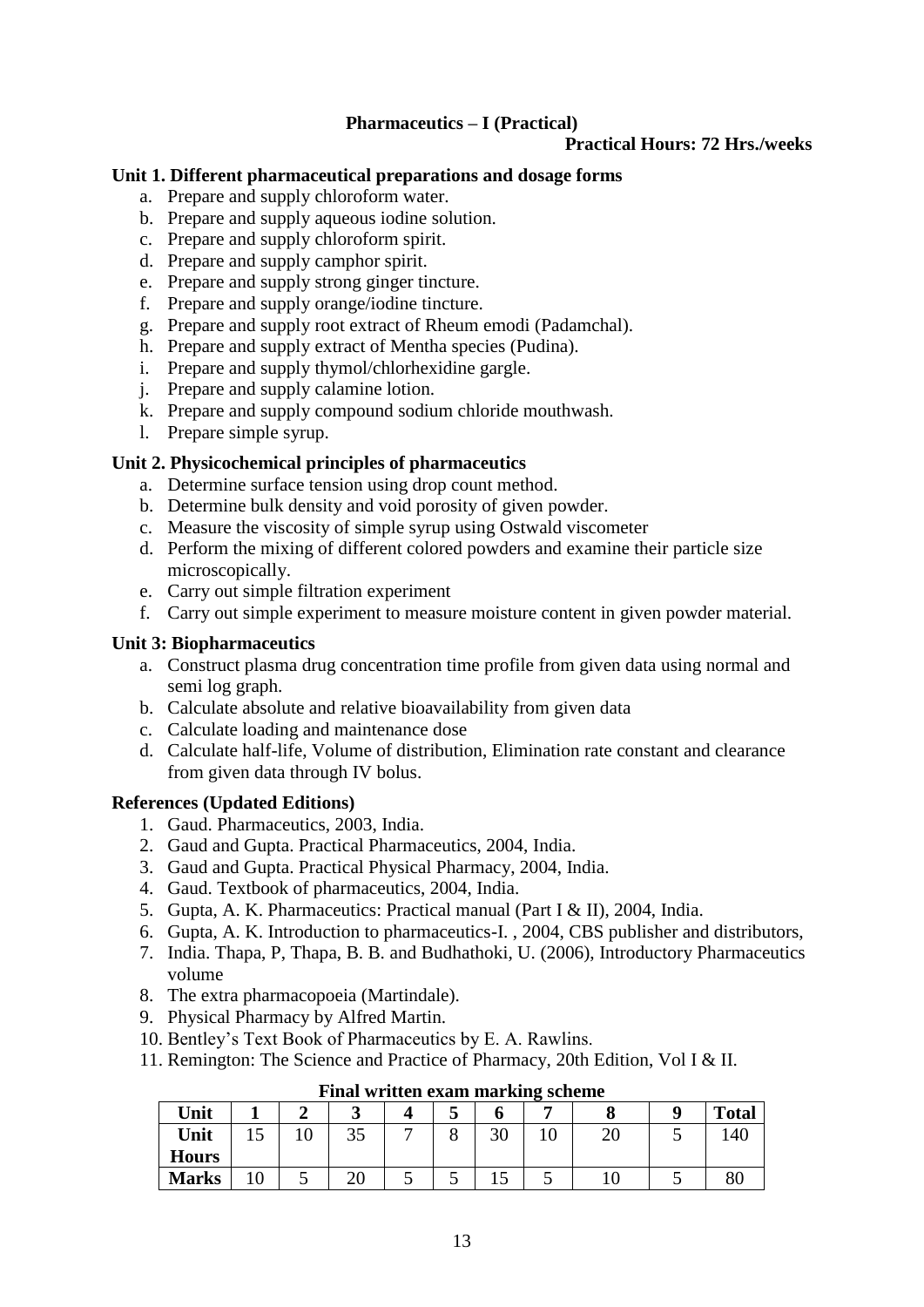## Pharmaceutics – I (Practical)

**Practical Hours: 72 Hrs./weeks**

### Unit 1. Different pharmaceutical preparations and dosage forms

a. Prepare and supply chloroform water.
b. Prepare and supply aqueous iodine solution.
c. Prepare and supply chloroform spirit.
d. Prepare and supply camphor spirit.
e. Prepare and supply strong ginger tincture.
f. Prepare and supply orange/iodine tincture.
g. Prepare and supply root extract of Rheum emodi (Padamchal).
h. Prepare and supply extract of Mentha species (Pudina).
i. Prepare and supply thymol/chlorhexidine gargle.
j. Prepare and supply calamine lotion.
k. Prepare and supply compound sodium chloride mouthwash.
l. Prepare simple syrup.

### Unit 2. Physicochemical principles of pharmaceutics

a. Determine surface tension using drop count method.
b. Determine bulk density and void porosity of given powder.
c. Measure the viscosity of simple syrup using Ostwald viscometer
d. Perform the mixing of different colored powders and examine their particle size microscopically.
e. Carry out simple filtration experiment
f. Carry out simple experiment to measure moisture content in given powder material.

### Unit 3: Biopharmaceutics

a. Construct plasma drug concentration time profile from given data using normal and semi log graph.
b. Calculate absolute and relative bioavailability from given data
c. Calculate loading and maintenance dose
d. Calculate half-life, Volume of distribution, Elimination rate constant and clearance from given data through IV bolus.

### References (Updated Editions)

1. Gaud. Pharmaceutics, 2003, India.
2. Gaud and Gupta. Practical Pharmaceutics, 2004, India.
3. Gaud and Gupta. Practical Physical Pharmacy, 2004, India.
4. Gaud. Textbook of pharmaceutics, 2004, India.
5. Gupta, A. K. Pharmaceutics: Practical manual (Part I & II), 2004, India.
6. Gupta, A. K. Introduction to pharmaceutics-I. , 2004, CBS publisher and distributors,
7. India. Thapa, P, Thapa, B. B. and Budhathoki, U. (2006), Introductory Pharmaceutics volume
8. The extra pharmacopoeia (Martindale).
9. Physical Pharmacy by Alfred Martin.
10. Bentley's Text Book of Pharmaceutics by E. A. Rawlins.
11. Remington: The Science and Practice of Pharmacy, 20th Edition, Vol I & II.

**Final written exam marking scheme**

| Unit | 1 | 2 | 3 | 4 | 5 | 6 | 7 | 8 | 9 | Total |
|---|---|---|---|---|---|---|---|---|---|---|
| Unit Hours | 15 | 10 | 35 | 7 | 8 | 30 | 10 | 20 | 5 | 140 |
| Marks | 10 | 5 | 20 | 5 | 5 | 15 | 5 | 10 | 5 | 80 |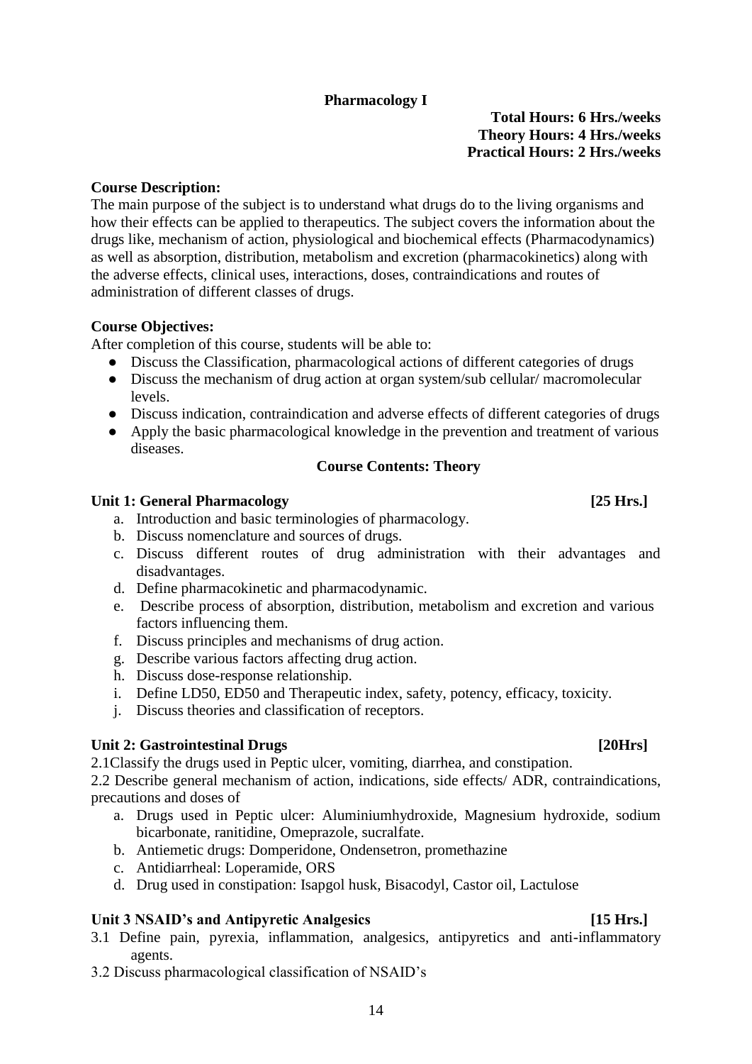# Pharmacology I

**Total Hours: 6 Hrs./weeks**
**Theory Hours: 4 Hrs./weeks**
**Practical Hours: 2 Hrs./weeks**

**Course Description:**

The main purpose of the subject is to understand what drugs do to the living organisms and how their effects can be applied to therapeutics. The subject covers the information about the drugs like, mechanism of action, physiological and biochemical effects (Pharmacodynamics) as well as absorption, distribution, metabolism and excretion (pharmacokinetics) along with the adverse effects, clinical uses, interactions, doses, contraindications and routes of administration of different classes of drugs.

**Course Objectives:**

After completion of this course, students will be able to:

- Discuss the Classification, pharmacological actions of different categories of drugs
- Discuss the mechanism of drug action at organ system/sub cellular/ macromolecular levels.
- Discuss indication, contraindication and adverse effects of different categories of drugs
- Apply the basic pharmacological knowledge in the prevention and treatment of various diseases.

## Course Contents: Theory

**Unit 1: General Pharmacology [25 Hrs.]**

a. Introduction and basic terminologies of pharmacology.
b. Discuss nomenclature and sources of drugs.
c. Discuss different routes of drug administration with their advantages and disadvantages.
d. Define pharmacokinetic and pharmacodynamic.
e. Describe process of absorption, distribution, metabolism and excretion and various factors influencing them.
f. Discuss principles and mechanisms of drug action.
g. Describe various factors affecting drug action.
h. Discuss dose-response relationship.
i. Define LD50, ED50 and Therapeutic index, safety, potency, efficacy, toxicity.
j. Discuss theories and classification of receptors.

**Unit 2: Gastrointestinal Drugs [20Hrs]**

2.1Classify the drugs used in Peptic ulcer, vomiting, diarrhea, and constipation.

2.2 Describe general mechanism of action, indications, side effects/ ADR, contraindications, precautions and doses of

a. Drugs used in Peptic ulcer: Aluminiumhydroxide, Magnesium hydroxide, sodium bicarbonate, ranitidine, Omeprazole, sucralfate.
b. Antiemetic drugs: Domperidone, Ondensetron, promethazine
c. Antidiarrheal: Loperamide, ORS
d. Drug used in constipation: Isapgol husk, Bisacodyl, Castor oil, Lactulose

**Unit 3 NSAID's and Antipyretic Analgesics [15 Hrs.]**

3.1 Define pain, pyrexia, inflammation, analgesics, antipyretics and anti-inflammatory agents.

3.2 Discuss pharmacological classification of NSAID's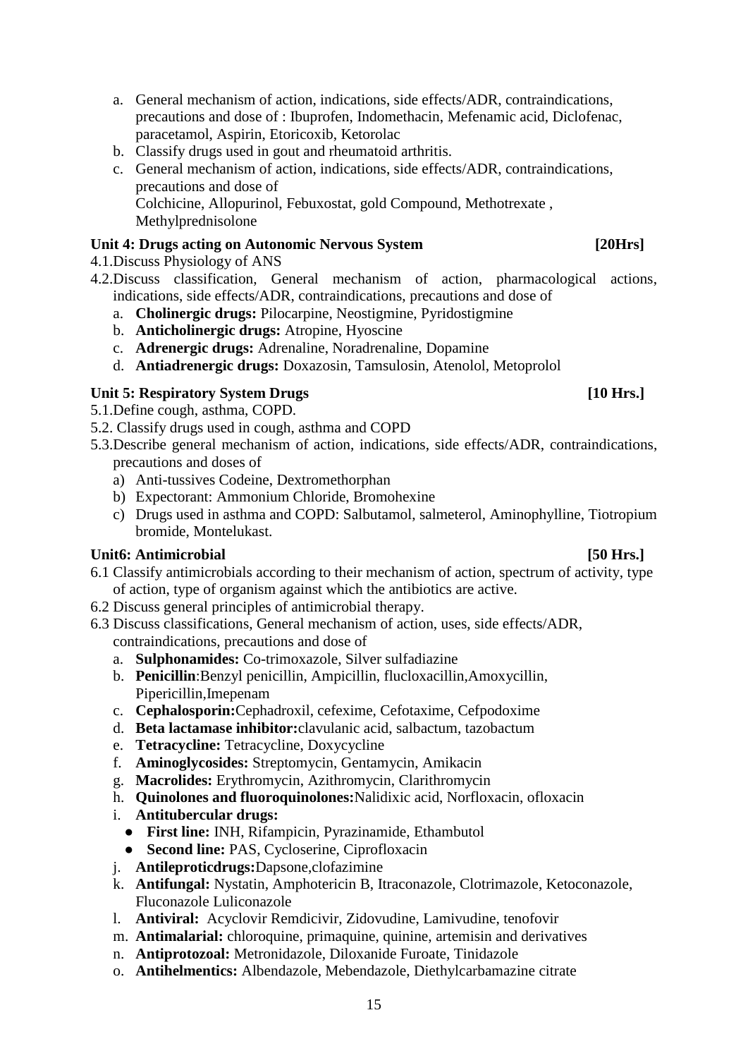a. General mechanism of action, indications, side effects/ADR, contraindications, precautions and dose of : Ibuprofen, Indomethacin, Mefenamic acid, Diclofenac, paracetamol, Aspirin, Etoricoxib, Ketorolac
b. Classify drugs used in gout and rheumatoid arthritis.
c. General mechanism of action, indications, side effects/ADR, contraindications, precautions and dose of
Colchicine, Allopurinol, Febuxostat, gold Compound, Methotrexate , Methylprednisolone

**Unit 4: Drugs acting on Autonomic Nervous System [20Hrs]**

4.1.Discuss Physiology of ANS

4.2.Discuss classification, General mechanism of action, pharmacological actions, indications, side effects/ADR, contraindications, precautions and dose of

a. **Cholinergic drugs:** Pilocarpine, Neostigmine, Pyridostigmine
b. **Anticholinergic drugs:** Atropine, Hyoscine
c. **Adrenergic drugs:** Adrenaline, Noradrenaline, Dopamine
d. **Antiadrenergic drugs:** Doxazosin, Tamsulosin, Atenolol, Metoprolol

**Unit 5: Respiratory System Drugs [10 Hrs.]**

5.1.Define cough, asthma, COPD.

5.2. Classify drugs used in cough, asthma and COPD

5.3.Describe general mechanism of action, indications, side effects/ADR, contraindications, precautions and doses of

a) Anti-tussives Codeine, Dextromethorphan
b) Expectorant: Ammonium Chloride, Bromohexine
c) Drugs used in asthma and COPD: Salbutamol, salmeterol, Aminophylline, Tiotropium bromide, Montelukast.

**Unit6: Antimicrobial [50 Hrs.]**

6.1 Classify antimicrobials according to their mechanism of action, spectrum of activity, type of action, type of organism against which the antibiotics are active.

6.2 Discuss general principles of antimicrobial therapy.

6.3 Discuss classifications, General mechanism of action, uses, side effects/ADR, contraindications, precautions and dose of

a. **Sulphonamides:** Co-trimoxazole, Silver sulfadiazine
b. **Penicillin**:Benzyl penicillin, Ampicillin, flucloxacillin,Amoxycillin, Pipericillin,Imepenam
c. **Cephalosporin:**Cephadroxil, cefexime, Cefotaxime, Cefpodoxime
d. **Beta lactamase inhibitor:**clavulanic acid, salbactum, tazobactum
e. **Tetracycline:** Tetracycline, Doxycycline
f. **Aminoglycosides:** Streptomycin, Gentamycin, Amikacin
g. **Macrolides:** Erythromycin, Azithromycin, Clarithromycin
h. **Quinolones and fluoroquinolones:**Nalidixic acid, Norfloxacin, ofloxacin
i. **Antitubercular drugs:**
    - **First line:** INH, Rifampicin, Pyrazinamide, Ethambutol
    - **Second line:** PAS, Cycloserine, Ciprofloxacin
j. **Antileproticdrugs:**Dapsone,clofazimine
k. **Antifungal:** Nystatin, Amphotericin B, Itraconazole, Clotrimazole, Ketoconazole, Fluconazole Luliconazole
l. **Antiviral:** Acyclovir Remdicivir, Zidovudine, Lamivudine, tenofovir
m. **Antimalarial:** chloroquine, primaquine, quinine, artemisin and derivatives
n. **Antiprotozoal:** Metronidazole, Diloxanide Furoate, Tinidazole
o. **Antihelmentics:** Albendazole, Mebendazole, Diethylcarbamazine citrate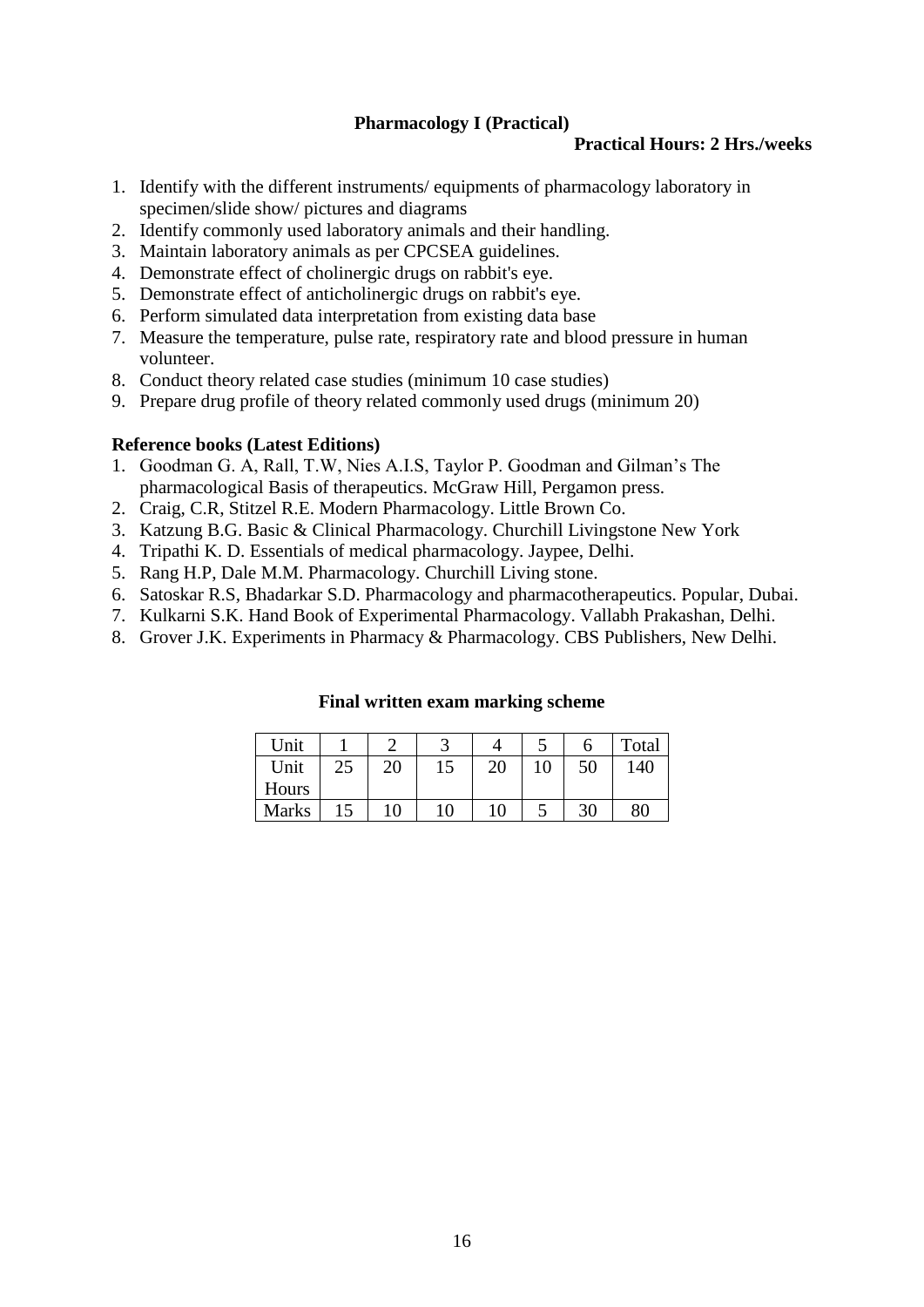## Pharmacology I (Practical)

**Practical Hours: 2 Hrs./weeks**

1. Identify with the different instruments/ equipments of pharmacology laboratory in specimen/slide show/ pictures and diagrams
2. Identify commonly used laboratory animals and their handling.
3. Maintain laboratory animals as per CPCSEA guidelines.
4. Demonstrate effect of cholinergic drugs on rabbit's eye.
5. Demonstrate effect of anticholinergic drugs on rabbit's eye.
6. Perform simulated data interpretation from existing data base
7. Measure the temperature, pulse rate, respiratory rate and blood pressure in human volunteer.
8. Conduct theory related case studies (minimum 10 case studies)
9. Prepare drug profile of theory related commonly used drugs (minimum 20)

**Reference books (Latest Editions)**

1. Goodman G. A, Rall, T.W, Nies A.I.S, Taylor P. Goodman and Gilman's The pharmacological Basis of therapeutics. McGraw Hill, Pergamon press.
2. Craig, C.R, Stitzel R.E. Modern Pharmacology. Little Brown Co.
3. Katzung B.G. Basic & Clinical Pharmacology. Churchill Livingstone New York
4. Tripathi K. D. Essentials of medical pharmacology. Jaypee, Delhi.
5. Rang H.P, Dale M.M. Pharmacology. Churchill Living stone.
6. Satoskar R.S, Bhadarkar S.D. Pharmacology and pharmacotherapeutics. Popular, Dubai.
7. Kulkarni S.K. Hand Book of Experimental Pharmacology. Vallabh Prakashan, Delhi.
8. Grover J.K. Experiments in Pharmacy & Pharmacology. CBS Publishers, New Delhi.

**Final written exam marking scheme**

| Unit | 1 | 2 | 3 | 4 | 5 | 6 | Total |
|---|---|---|---|---|---|---|---|
| Unit Hours | 25 | 20 | 15 | 20 | 10 | 50 | 140 |
| Marks | 15 | 10 | 10 | 10 | 5 | 30 | 80 |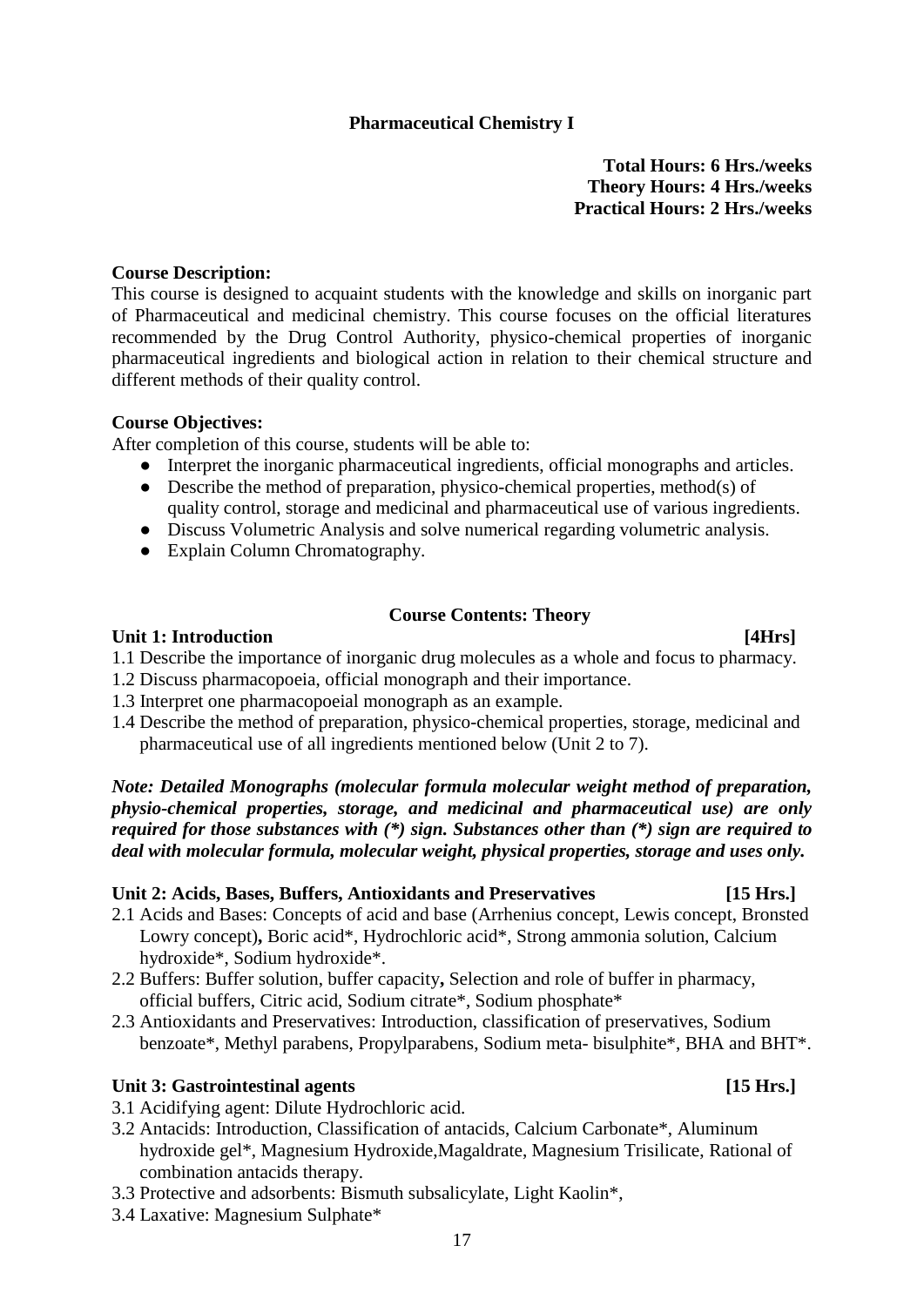## Pharmaceutical Chemistry I

**Total Hours: 6 Hrs./weeks**
**Theory Hours: 4 Hrs./weeks**
**Practical Hours: 2 Hrs./weeks**

**Course Description:**

This course is designed to acquaint students with the knowledge and skills on inorganic part of Pharmaceutical and medicinal chemistry. This course focuses on the official literatures recommended by the Drug Control Authority, physico-chemical properties of inorganic pharmaceutical ingredients and biological action in relation to their chemical structure and different methods of their quality control.

**Course Objectives:**

After completion of this course, students will be able to:

- Interpret the inorganic pharmaceutical ingredients, official monographs and articles.
- Describe the method of preparation, physico-chemical properties, method(s) of quality control, storage and medicinal and pharmaceutical use of various ingredients.
- Discuss Volumetric Analysis and solve numerical regarding volumetric analysis.
- Explain Column Chromatography.

### Course Contents: Theory

**Unit 1: Introduction [4Hrs]**

1.1 Describe the importance of inorganic drug molecules as a whole and focus to pharmacy.
1.2 Discuss pharmacopoeia, official monograph and their importance.
1.3 Interpret one pharmacopoeial monograph as an example.
1.4 Describe the method of preparation, physico-chemical properties, storage, medicinal and pharmaceutical use of all ingredients mentioned below (Unit 2 to 7).

***Note: Detailed Monographs (molecular formula molecular weight method of preparation, physio-chemical properties, storage, and medicinal and pharmaceutical use) are only required for those substances with (*) sign. Substances other than (*) sign are required to deal with molecular formula, molecular weight, physical properties, storage and uses only.***

**Unit 2: Acids, Bases, Buffers, Antioxidants and Preservatives [15 Hrs.]**

2.1 Acids and Bases: Concepts of acid and base (Arrhenius concept, Lewis concept, Bronsted Lowry concept)**,** Boric acid*, Hydrochloric acid*, Strong ammonia solution, Calcium hydroxide*, Sodium hydroxide*.
2.2 Buffers: Buffer solution, buffer capacity**,** Selection and role of buffer in pharmacy, official buffers, Citric acid, Sodium citrate*, Sodium phosphate*
2.3 Antioxidants and Preservatives: Introduction, classification of preservatives, Sodium benzoate*, Methyl parabens, Propylparabens, Sodium meta- bisulphite*, BHA and BHT*.

**Unit 3: Gastrointestinal agents [15 Hrs.]**

3.1 Acidifying agent: Dilute Hydrochloric acid.
3.2 Antacids: Introduction, Classification of antacids, Calcium Carbonate*, Aluminum hydroxide gel*, Magnesium Hydroxide,Magaldrate, Magnesium Trisilicate, Rational of combination antacids therapy.
3.3 Protective and adsorbents: Bismuth subsalicylate, Light Kaolin*,
3.4 Laxative: Magnesium Sulphate*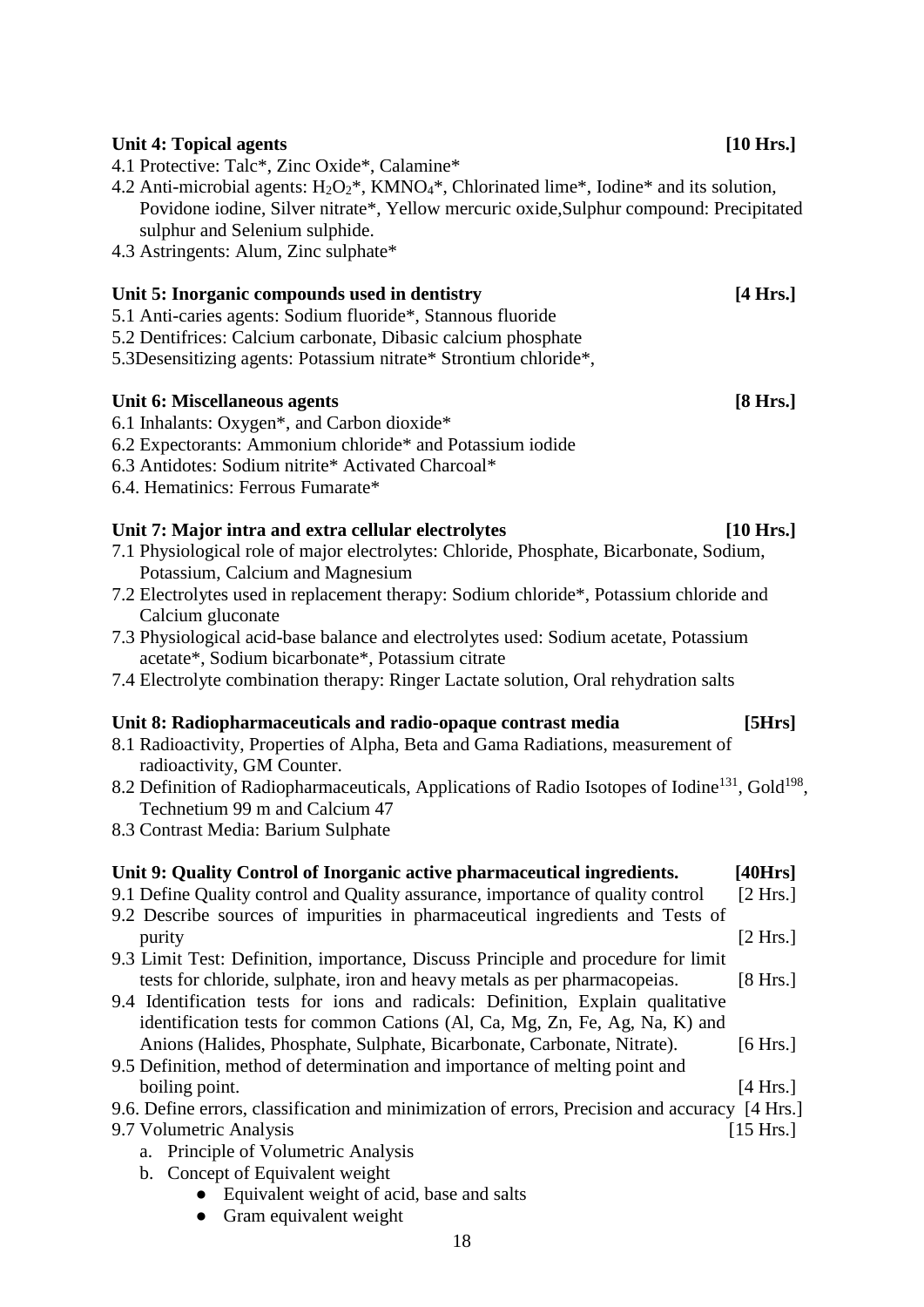**Unit 4: Topical agents** **[10 Hrs.]**

4.1 Protective: Talc*, Zinc Oxide*, Calamine*

4.2 Anti-microbial agents: $H_2O_2$*, $KMNO_4$*, Chlorinated lime*, Iodine* and its solution, Povidone iodine, Silver nitrate*, Yellow mercuric oxide,Sulphur compound: Precipitated sulphur and Selenium sulphide.

4.3 Astringents: Alum, Zinc sulphate*

**Unit 5: Inorganic compounds used in dentistry** **[4 Hrs.]**

5.1 Anti-caries agents: Sodium fluoride*, Stannous fluoride

5.2 Dentifrices: Calcium carbonate, Dibasic calcium phosphate

5.3Desensitizing agents: Potassium nitrate* Strontium chloride*,

**Unit 6: Miscellaneous agents** **[8 Hrs.]**

6.1 Inhalants: Oxygen*, and Carbon dioxide*

6.2 Expectorants: Ammonium chloride* and Potassium iodide

6.3 Antidotes: Sodium nitrite* Activated Charcoal*

6.4. Hematinics: Ferrous Fumarate*

**Unit 7: Major intra and extra cellular electrolytes** **[10 Hrs.]**

7.1 Physiological role of major electrolytes: Chloride, Phosphate, Bicarbonate, Sodium, Potassium, Calcium and Magnesium

7.2 Electrolytes used in replacement therapy: Sodium chloride*, Potassium chloride and Calcium gluconate

7.3 Physiological acid-base balance and electrolytes used: Sodium acetate, Potassium acetate*, Sodium bicarbonate*, Potassium citrate

7.4 Electrolyte combination therapy: Ringer Lactate solution, Oral rehydration salts

**Unit 8: Radiopharmaceuticals and radio-opaque contrast media** **[5Hrs]**

8.1 Radioactivity, Properties of Alpha, Beta and Gama Radiations, measurement of radioactivity, GM Counter.

8.2 Definition of Radiopharmaceuticals, Applications of Radio Isotopes of Iodine$^{131}$, Gold$^{198}$, Technetium 99 m and Calcium 47

8.3 Contrast Media: Barium Sulphate

**Unit 9: Quality Control of Inorganic active pharmaceutical ingredients.** **[40Hrs]**

9.1 Define Quality control and Quality assurance, importance of quality control [2 Hrs.]

9.2 Describe sources of impurities in pharmaceutical ingredients and Tests of purity [2 Hrs.]

9.3 Limit Test: Definition, importance, Discuss Principle and procedure for limit tests for chloride, sulphate, iron and heavy metals as per pharmacopeias. [8 Hrs.]

9.4 Identification tests for ions and radicals: Definition, Explain qualitative identification tests for common Cations (Al, Ca, Mg, Zn, Fe, Ag, Na, K) and Anions (Halides, Phosphate, Sulphate, Bicarbonate, Carbonate, Nitrate). [6 Hrs.]

9.5 Definition, method of determination and importance of melting point and boiling point. [4 Hrs.]

9.6. Define errors, classification and minimization of errors, Precision and accuracy [4 Hrs.]

9.7 Volumetric Analysis [15 Hrs.]

a. Principle of Volumetric Analysis
b. Concept of Equivalent weight
    - Equivalent weight of acid, base and salts
    - Gram equivalent weight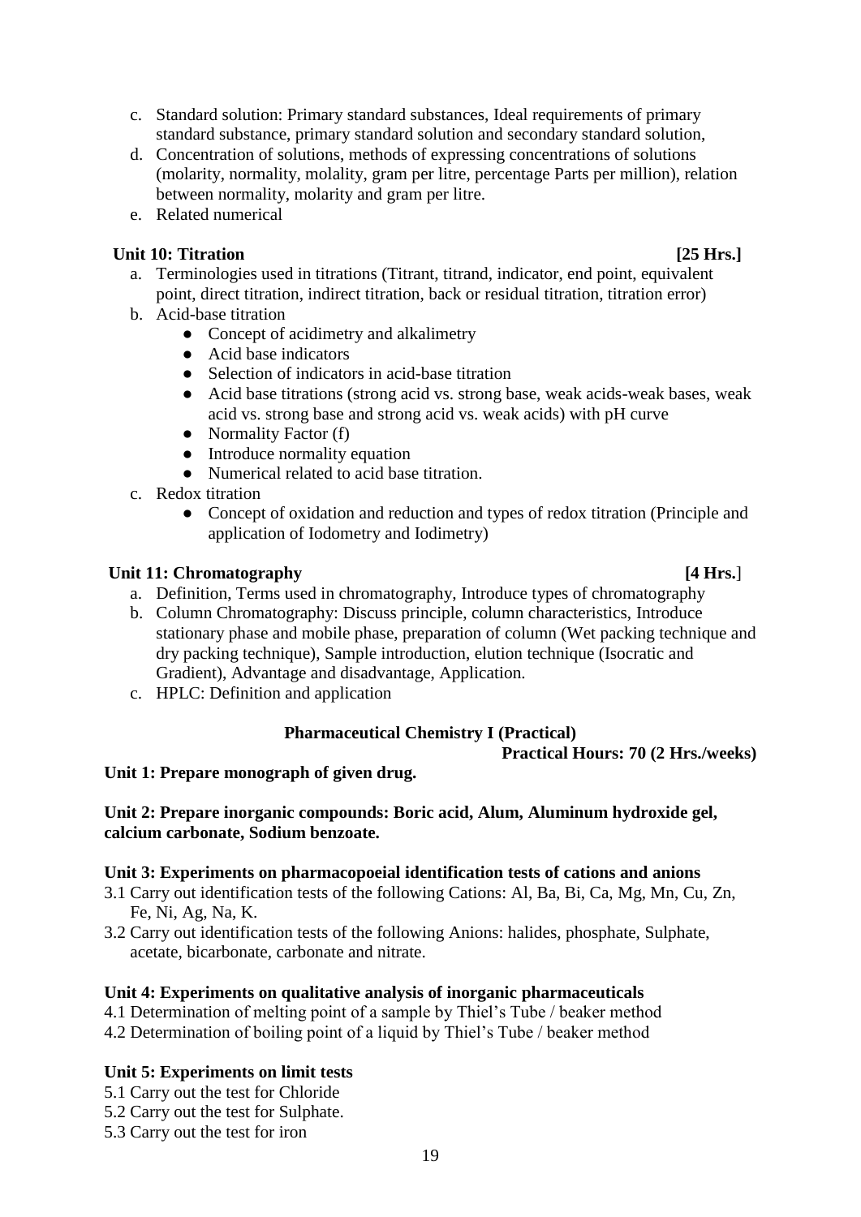c. Standard solution: Primary standard substances, Ideal requirements of primary standard substance, primary standard solution and secondary standard solution,
d. Concentration of solutions, methods of expressing concentrations of solutions (molarity, normality, molality, gram per litre, percentage Parts per million), relation between normality, molarity and gram per litre.
e. Related numerical

**Unit 10: Titration [25 Hrs.]**

a. Terminologies used in titrations (Titrant, titrand, indicator, end point, equivalent point, direct titration, indirect titration, back or residual titration, titration error)
b. Acid-base titration
    - Concept of acidimetry and alkalimetry
    - Acid base indicators
    - Selection of indicators in acid-base titration
    - Acid base titrations (strong acid vs. strong base, weak acids-weak bases, weak acid vs. strong base and strong acid vs. weak acids) with pH curve
    - Normality Factor (f)
    - Introduce normality equation
    - Numerical related to acid base titration.
c. Redox titration
    - Concept of oxidation and reduction and types of redox titration (Principle and application of Iodometry and Iodimetry)

**Unit 11: Chromatography [4 Hrs.]**

a. Definition, Terms used in chromatography, Introduce types of chromatography
b. Column Chromatography: Discuss principle, column characteristics, Introduce stationary phase and mobile phase, preparation of column (Wet packing technique and dry packing technique), Sample introduction, elution technique (Isocratic and Gradient), Advantage and disadvantage, Application.
c. HPLC: Definition and application

**Pharmaceutical Chemistry I (Practical)**

**Practical Hours: 70 (2 Hrs./weeks)**

**Unit 1: Prepare monograph of given drug.**

**Unit 2: Prepare inorganic compounds: Boric acid, Alum, Aluminum hydroxide gel, calcium carbonate, Sodium benzoate.**

**Unit 3: Experiments on pharmacopoeial identification tests of cations and anions**

3.1 Carry out identification tests of the following Cations: Al, Ba, Bi, Ca, Mg, Mn, Cu, Zn, Fe, Ni, Ag, Na, K.

3.2 Carry out identification tests of the following Anions: halides, phosphate, Sulphate, acetate, bicarbonate, carbonate and nitrate.

**Unit 4: Experiments on qualitative analysis of inorganic pharmaceuticals**

4.1 Determination of melting point of a sample by Thiel's Tube / beaker method

4.2 Determination of boiling point of a liquid by Thiel's Tube / beaker method

**Unit 5: Experiments on limit tests**

5.1 Carry out the test for Chloride

5.2 Carry out the test for Sulphate.

5.3 Carry out the test for iron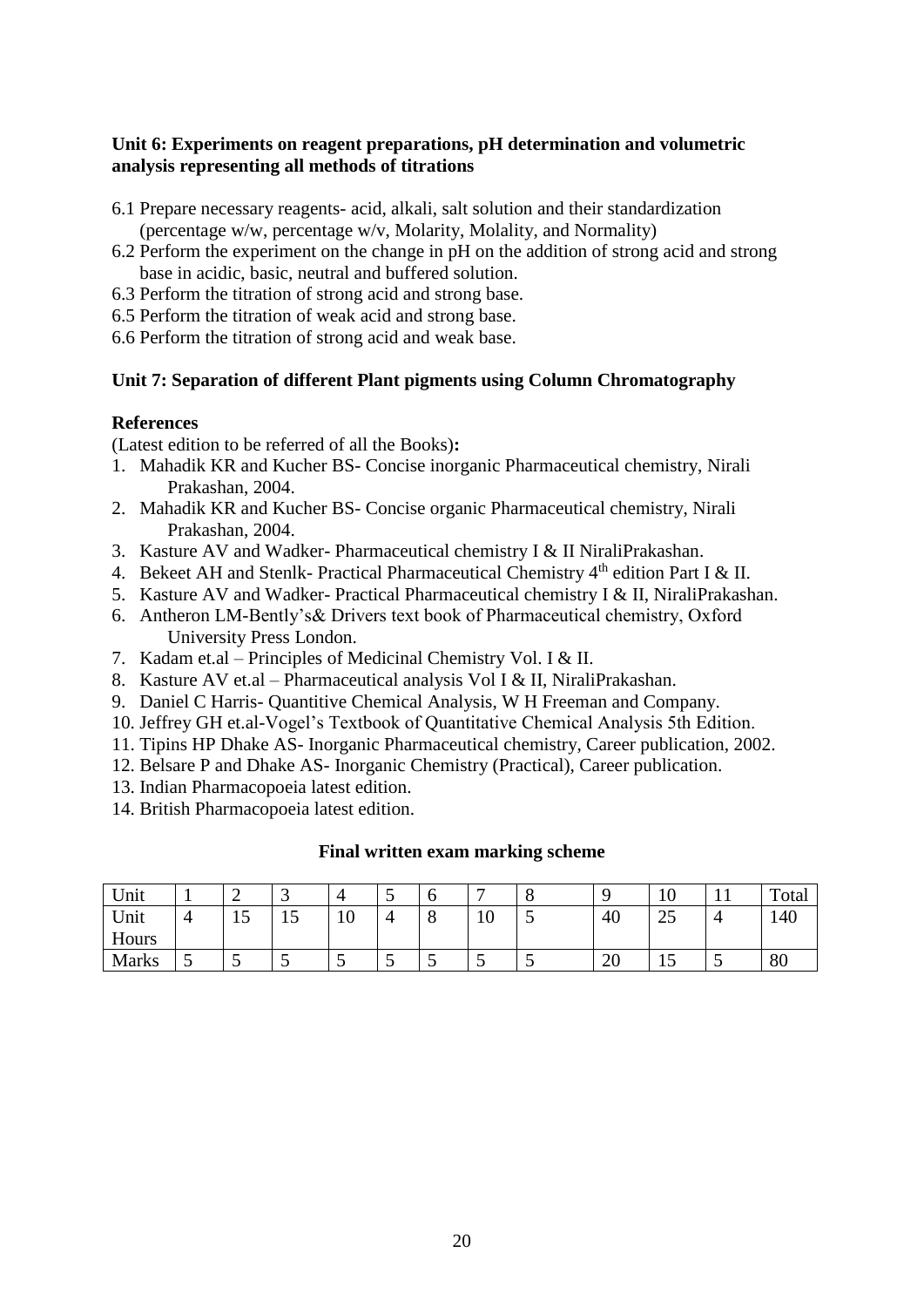**Unit 6: Experiments on reagent preparations, pH determination and volumetric analysis representing all methods of titrations**

6.1 Prepare necessary reagents- acid, alkali, salt solution and their standardization (percentage w/w, percentage w/v, Molarity, Molality, and Normality)
6.2 Perform the experiment on the change in pH on the addition of strong acid and strong base in acidic, basic, neutral and buffered solution.
6.3 Perform the titration of strong acid and strong base.
6.5 Perform the titration of weak acid and strong base.
6.6 Perform the titration of strong acid and weak base.

**Unit 7: Separation of different Plant pigments using Column Chromatography**

**References**

(Latest edition to be referred of all the Books)**:**

1. Mahadik KR and Kucher BS- Concise inorganic Pharmaceutical chemistry, Nirali Prakashan, 2004.
2. Mahadik KR and Kucher BS- Concise organic Pharmaceutical chemistry, Nirali Prakashan, 2004.
3. Kasture AV and Wadker- Pharmaceutical chemistry I & II NiraliPrakashan.
4. Bekeet AH and Stenlk- Practical Pharmaceutical Chemistry 4th edition Part I & II.
5. Kasture AV and Wadker- Practical Pharmaceutical chemistry I & II, NiraliPrakashan.
6. Antheron LM-Bently's& Drivers text book of Pharmaceutical chemistry, Oxford University Press London.
7. Kadam et.al – Principles of Medicinal Chemistry Vol. I & II.
8. Kasture AV et.al – Pharmaceutical analysis Vol I & II, NiraliPrakashan.
9. Daniel C Harris- Quantitive Chemical Analysis, W H Freeman and Company.
10. Jeffrey GH et.al-Vogel's Textbook of Quantitative Chemical Analysis 5th Edition.
11. Tipins HP Dhake AS- Inorganic Pharmaceutical chemistry, Career publication, 2002.
12. Belsare P and Dhake AS- Inorganic Chemistry (Practical), Career publication.
13. Indian Pharmacopoeia latest edition.
14. British Pharmacopoeia latest edition.

**Final written exam marking scheme**

| Unit | 1 | 2 | 3 | 4 | 5 | 6 | 7 | 8 | 9 | 10 | 11 | Total |
|---|---|---|---|---|---|---|---|---|---|---|---|---|
| Unit Hours | 4 | 15 | 15 | 10 | 4 | 8 | 10 | 5 | 40 | 25 | 4 | 140 |
| Marks | 5 | 5 | 5 | 5 | 5 | 5 | 5 | 5 | 20 | 15 | 5 | 80 |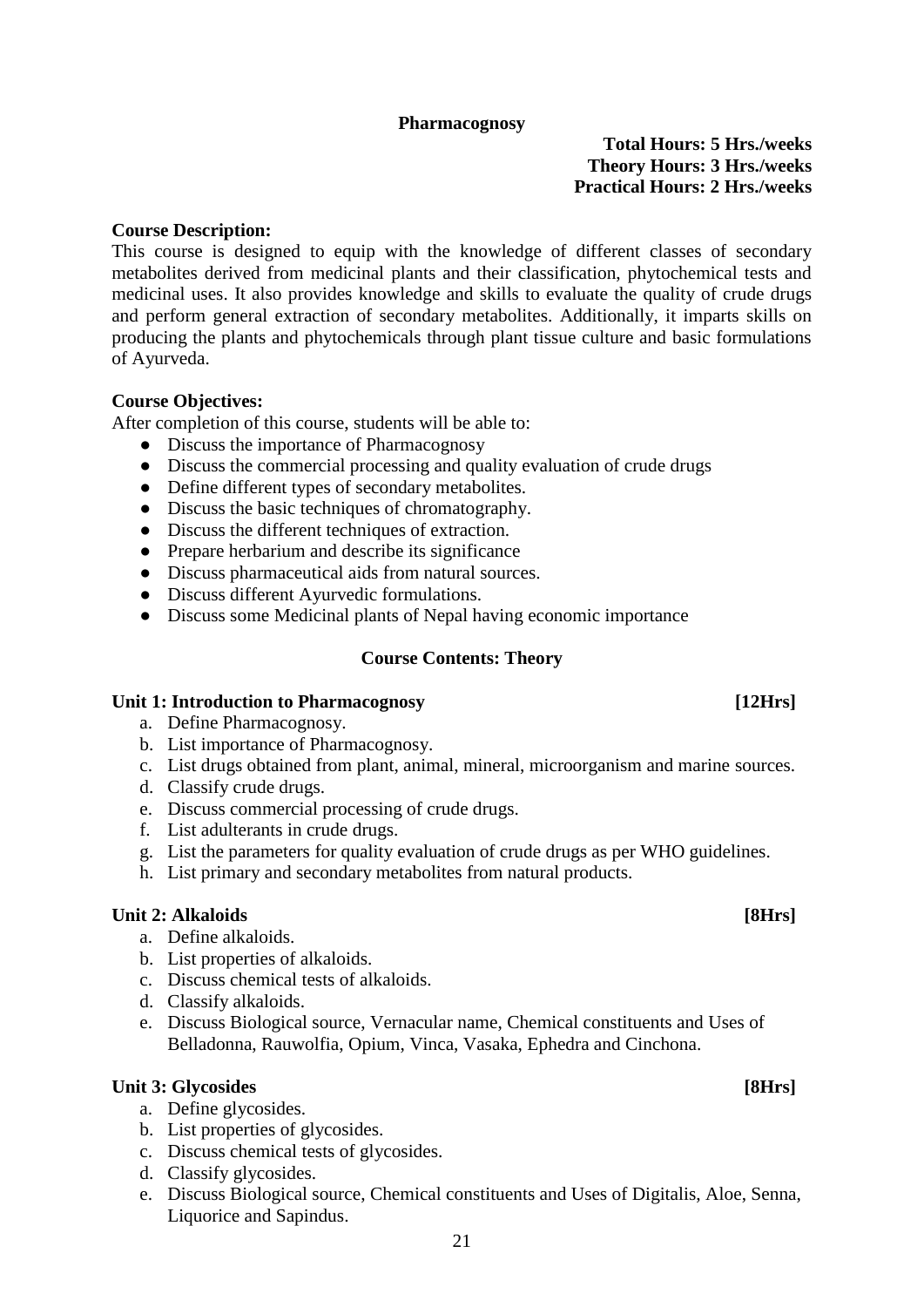# Pharmacognosy

**Total Hours: 5 Hrs./weeks**
**Theory Hours: 3 Hrs./weeks**
**Practical Hours: 2 Hrs./weeks**

**Course Description:**

This course is designed to equip with the knowledge of different classes of secondary metabolites derived from medicinal plants and their classification, phytochemical tests and medicinal uses. It also provides knowledge and skills to evaluate the quality of crude drugs and perform general extraction of secondary metabolites. Additionally, it imparts skills on producing the plants and phytochemicals through plant tissue culture and basic formulations of Ayurveda.

**Course Objectives:**

After completion of this course, students will be able to:

- Discuss the importance of Pharmacognosy
- Discuss the commercial processing and quality evaluation of crude drugs
- Define different types of secondary metabolites.
- Discuss the basic techniques of chromatography.
- Discuss the different techniques of extraction.
- Prepare herbarium and describe its significance
- Discuss pharmaceutical aids from natural sources.
- Discuss different Ayurvedic formulations.
- Discuss some Medicinal plants of Nepal having economic importance

## Course Contents: Theory

### Unit 1: Introduction to Pharmacognosy [12Hrs]

a. Define Pharmacognosy.
b. List importance of Pharmacognosy.
c. List drugs obtained from plant, animal, mineral, microorganism and marine sources.
d. Classify crude drugs.
e. Discuss commercial processing of crude drugs.
f. List adulterants in crude drugs.
g. List the parameters for quality evaluation of crude drugs as per WHO guidelines.
h. List primary and secondary metabolites from natural products.

### Unit 2: Alkaloids [8Hrs]

a. Define alkaloids.
b. List properties of alkaloids.
c. Discuss chemical tests of alkaloids.
d. Classify alkaloids.
e. Discuss Biological source, Vernacular name, Chemical constituents and Uses of Belladonna, Rauwolfia, Opium, Vinca, Vasaka, Ephedra and Cinchona.

### Unit 3: Glycosides [8Hrs]

a. Define glycosides.
b. List properties of glycosides.
c. Discuss chemical tests of glycosides.
d. Classify glycosides.
e. Discuss Biological source, Chemical constituents and Uses of Digitalis, Aloe, Senna, Liquorice and Sapindus.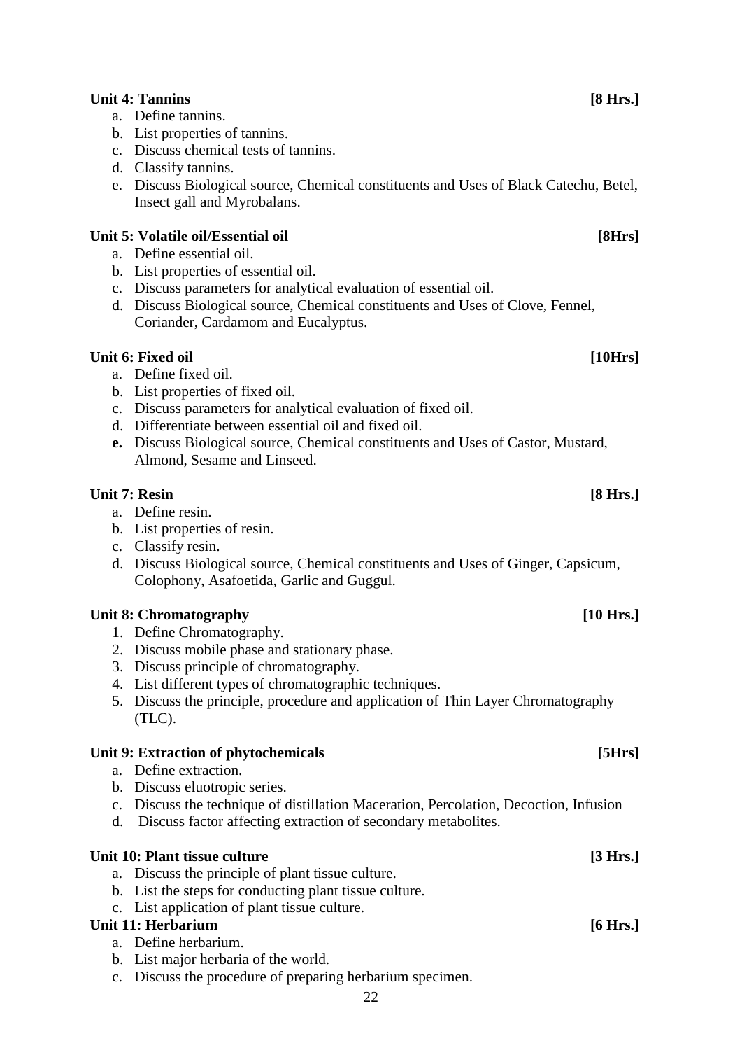**Unit 4: Tannins** **[8 Hrs.]**

a. Define tannins.
b. List properties of tannins.
c. Discuss chemical tests of tannins.
d. Classify tannins.
e. Discuss Biological source, Chemical constituents and Uses of Black Catechu, Betel, Insect gall and Myrobalans.

**Unit 5: Volatile oil/Essential oil** **[8Hrs]**

a. Define essential oil.
b. List properties of essential oil.
c. Discuss parameters for analytical evaluation of essential oil.
d. Discuss Biological source, Chemical constituents and Uses of Clove, Fennel, Coriander, Cardamom and Eucalyptus.

**Unit 6: Fixed oil** **[10Hrs]**

a. Define fixed oil.
b. List properties of fixed oil.
c. Discuss parameters for analytical evaluation of fixed oil.
d. Differentiate between essential oil and fixed oil.
**e.** Discuss Biological source, Chemical constituents and Uses of Castor, Mustard, Almond, Sesame and Linseed.

**Unit 7: Resin** **[8 Hrs.]**

a. Define resin.
b. List properties of resin.
c. Classify resin.
d. Discuss Biological source, Chemical constituents and Uses of Ginger, Capsicum, Colophony, Asafoetida, Garlic and Guggul.

**Unit 8: Chromatography** **[10 Hrs.]**

1. Define Chromatography.
2. Discuss mobile phase and stationary phase.
3. Discuss principle of chromatography.
4. List different types of chromatographic techniques.
5. Discuss the principle, procedure and application of Thin Layer Chromatography (TLC).

**Unit 9: Extraction of phytochemicals** **[5Hrs]**

a. Define extraction.
b. Discuss eluotropic series.
c. Discuss the technique of distillation Maceration, Percolation, Decoction, Infusion
d. Discuss factor affecting extraction of secondary metabolites.

**Unit 10: Plant tissue culture** **[3 Hrs.]**

a. Discuss the principle of plant tissue culture.
b. List the steps for conducting plant tissue culture.
c. List application of plant tissue culture.

**Unit 11: Herbarium** **[6 Hrs.]**

a. Define herbarium.
b. List major herbaria of the world.
c. Discuss the procedure of preparing herbarium specimen.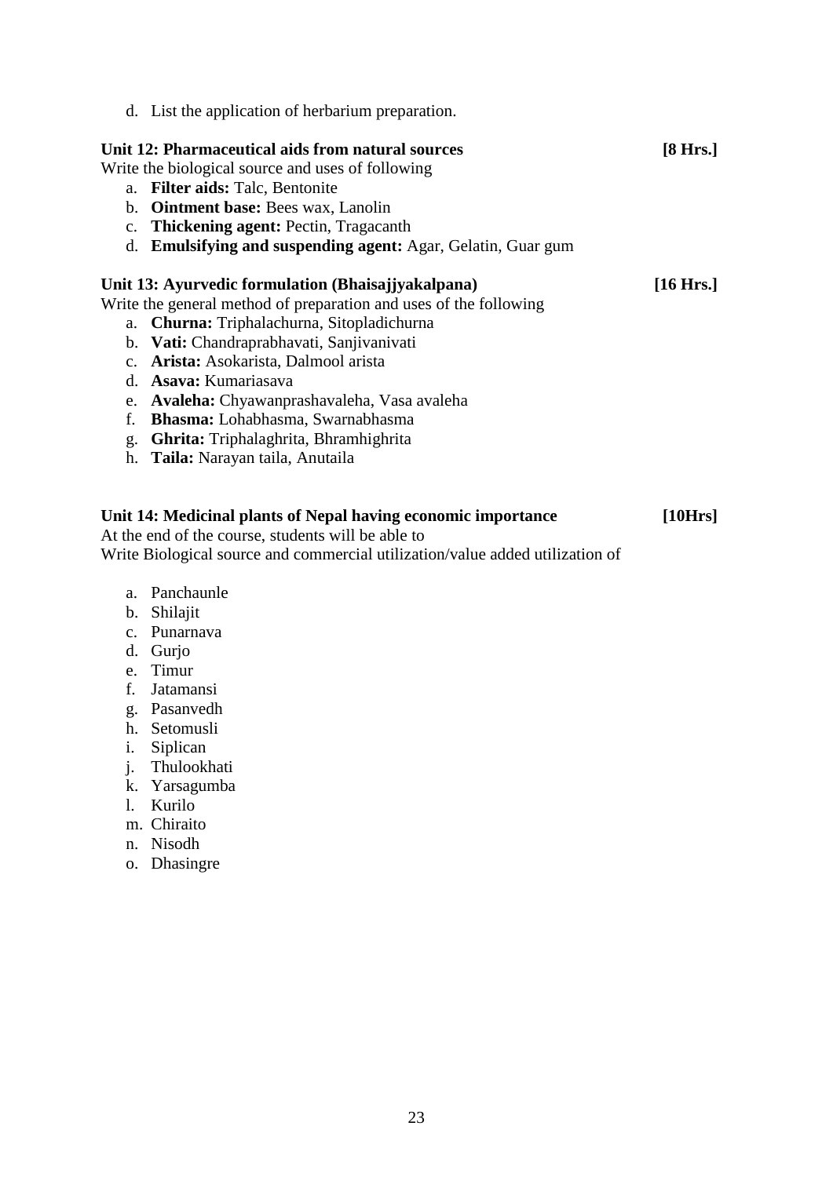d. List the application of herbarium preparation.

**Unit 12: Pharmaceutical aids from natural sources** **[8 Hrs.]**

Write the biological source and uses of following

a. **Filter aids:** Talc, Bentonite
b. **Ointment base:** Bees wax, Lanolin
c. **Thickening agent:** Pectin, Tragacanth
d. **Emulsifying and suspending agent:** Agar, Gelatin, Guar gum

**Unit 13: Ayurvedic formulation (Bhaisajjyakalpana)** **[16 Hrs.]**

Write the general method of preparation and uses of the following

a. **Churna:** Triphalachurna, Sitopladichurna
b. **Vati:** Chandraprabhavati, Sanjivanivati
c. **Arista:** Asokarista, Dalmool arista
d. **Asava:** Kumariasava
e. **Avaleha:** Chyawanprashavaleha, Vasa avaleha
f. **Bhasma:** Lohabhasma, Swarnabhasma
g. **Ghrita:** Triphalaghrita, Bhramhighrita
h. **Taila:** Narayan taila, Anutaila

**Unit 14: Medicinal plants of Nepal having economic importance** **[10Hrs]**

At the end of the course, students will be able to

Write Biological source and commercial utilization/value added utilization of

a. Panchaunle
b. Shilajit
c. Punarnava
d. Gurjo
e. Timur
f. Jatamansi
g. Pasanvedh
h. Setomusli
i. Siplican
j. Thulookhati
k. Yarsagumba
l. Kurilo
m. Chiraito
n. Nisodh
o. Dhasingre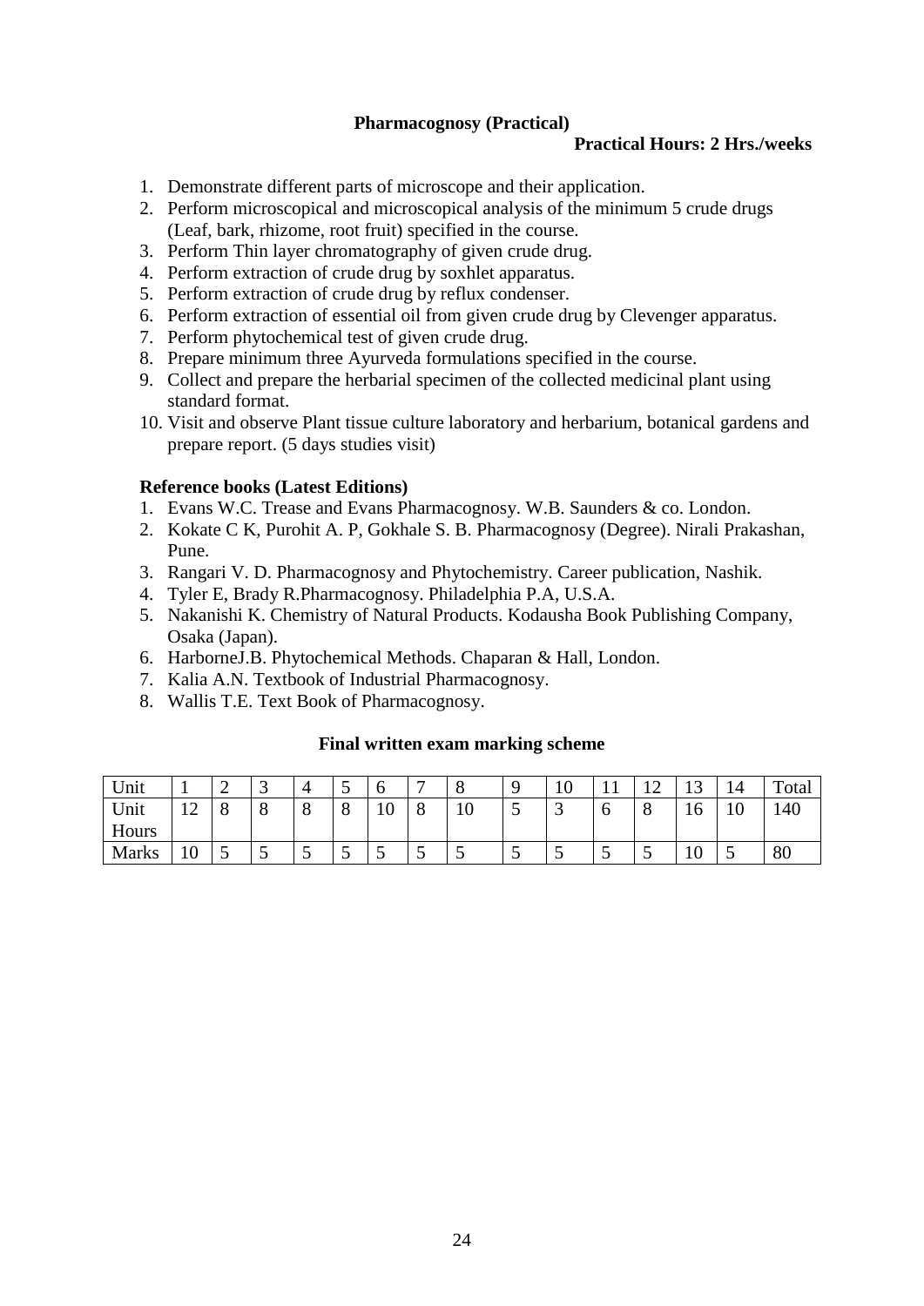## Pharmacognosy (Practical)

**Practical Hours: 2 Hrs./weeks**

1. Demonstrate different parts of microscope and their application.
2. Perform microscopical and microscopical analysis of the minimum 5 crude drugs (Leaf, bark, rhizome, root fruit) specified in the course.
3. Perform Thin layer chromatography of given crude drug.
4. Perform extraction of crude drug by soxhlet apparatus.
5. Perform extraction of crude drug by reflux condenser.
6. Perform extraction of essential oil from given crude drug by Clevenger apparatus.
7. Perform phytochemical test of given crude drug.
8. Prepare minimum three Ayurveda formulations specified in the course.
9. Collect and prepare the herbarial specimen of the collected medicinal plant using standard format.
10. Visit and observe Plant tissue culture laboratory and herbarium, botanical gardens and prepare report. (5 days studies visit)

### Reference books (Latest Editions)

1. Evans W.C. Trease and Evans Pharmacognosy. W.B. Saunders & co. London.
2. Kokate C K, Purohit A. P, Gokhale S. B. Pharmacognosy (Degree). Nirali Prakashan, Pune.
3. Rangari V. D. Pharmacognosy and Phytochemistry. Career publication, Nashik.
4. Tyler E, Brady R.Pharmacognosy. Philadelphia P.A, U.S.A.
5. Nakanishi K. Chemistry of Natural Products. Kodausha Book Publishing Company, Osaka (Japan).
6. HarborneJ.B. Phytochemical Methods. Chaparan & Hall, London.
7. Kalia A.N. Textbook of Industrial Pharmacognosy.
8. Wallis T.E. Text Book of Pharmacognosy.

### Final written exam marking scheme

| Unit | 1 | 2 | 3 | 4 | 5 | 6 | 7 | 8 | 9 | 10 | 11 | 12 | 13 | 14 | Total |
|---|---|---|---|---|---|---|---|---|---|---|---|---|---|---|---|
| Unit Hours | 12 | 8 | 8 | 8 | 8 | 10 | 8 | 10 | 5 | 3 | 6 | 8 | 16 | 10 | 140 |
| Marks | 10 | 5 | 5 | 5 | 5 | 5 | 5 | 5 | 5 | 5 | 5 | 5 | 10 | 5 | 80 |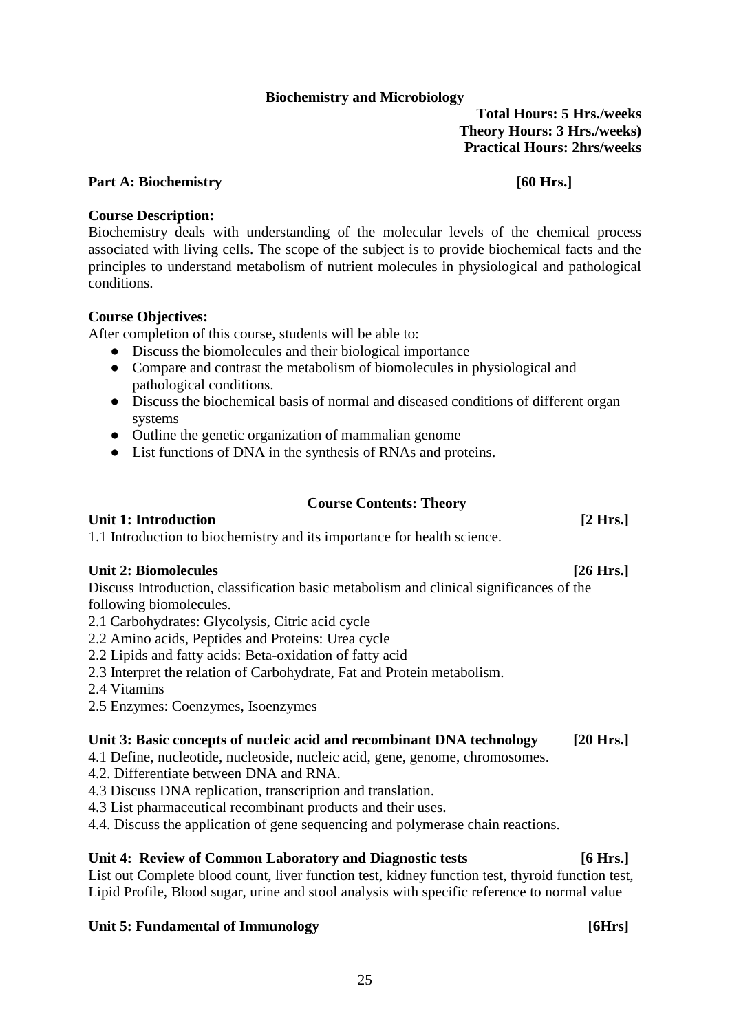## Biochemistry and Microbiology

**Total Hours: 5 Hrs./weeks**
**Theory Hours: 3 Hrs./weeks)**
**Practical Hours: 2hrs/weeks**

### Part A: Biochemistry [60 Hrs.]

**Course Description:**

Biochemistry deals with understanding of the molecular levels of the chemical process associated with living cells. The scope of the subject is to provide biochemical facts and the principles to understand metabolism of nutrient molecules in physiological and pathological conditions.

**Course Objectives:**

After completion of this course, students will be able to:

- Discuss the biomolecules and their biological importance
- Compare and contrast the metabolism of biomolecules in physiological and pathological conditions.
- Discuss the biochemical basis of normal and diseased conditions of different organ systems
- Outline the genetic organization of mammalian genome
- List functions of DNA in the synthesis of RNAs and proteins.

### Course Contents: Theory

**Unit 1: Introduction [2 Hrs.]**

1.1 Introduction to biochemistry and its importance for health science.

**Unit 2: Biomolecules [26 Hrs.]**

Discuss Introduction, classification basic metabolism and clinical significances of the following biomolecules.

2.1 Carbohydrates: Glycolysis, Citric acid cycle
2.2 Amino acids, Peptides and Proteins: Urea cycle
2.2 Lipids and fatty acids: Beta-oxidation of fatty acid
2.3 Interpret the relation of Carbohydrate, Fat and Protein metabolism.
2.4 Vitamins
2.5 Enzymes: Coenzymes, Isoenzymes

**Unit 3: Basic concepts of nucleic acid and recombinant DNA technology [20 Hrs.]**

4.1 Define, nucleotide, nucleoside, nucleic acid, gene, genome, chromosomes.
4.2. Differentiate between DNA and RNA.
4.3 Discuss DNA replication, transcription and translation.
4.3 List pharmaceutical recombinant products and their uses.
4.4. Discuss the application of gene sequencing and polymerase chain reactions.

**Unit 4: Review of Common Laboratory and Diagnostic tests [6 Hrs.]**

List out Complete blood count, liver function test, kidney function test, thyroid function test, Lipid Profile, Blood sugar, urine and stool analysis with specific reference to normal value

**Unit 5: Fundamental of Immunology [6Hrs]**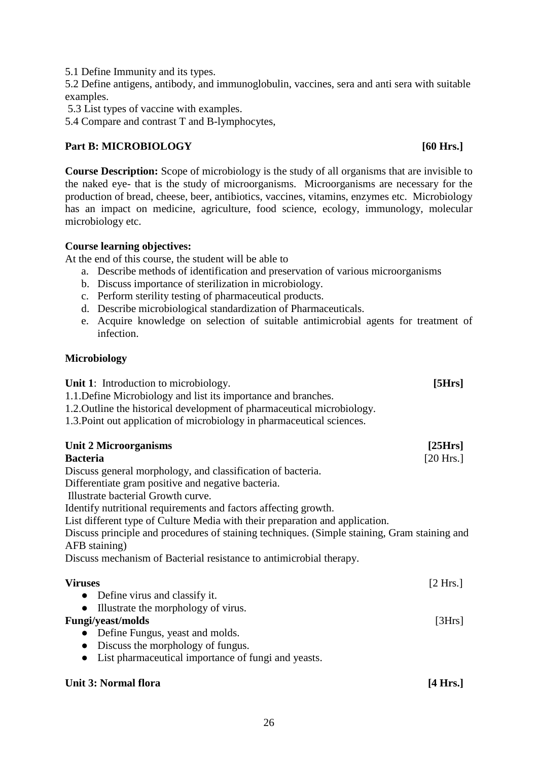5.1 Define Immunity and its types.

5.2 Define antigens, antibody, and immunoglobulin, vaccines, sera and anti sera with suitable examples.

5.3 List types of vaccine with examples.

5.4 Compare and contrast T and B-lymphocytes,

## Part B: MICROBIOLOGY [60 Hrs.]

**Course Description:** Scope of microbiology is the study of all organisms that are invisible to the naked eye- that is the study of microorganisms. Microorganisms are necessary for the production of bread, cheese, beer, antibiotics, vaccines, vitamins, enzymes etc. Microbiology has an impact on medicine, agriculture, food science, ecology, immunology, molecular microbiology etc.

**Course learning objectives:**

At the end of this course, the student will be able to

a. Describe methods of identification and preservation of various microorganisms
b. Discuss importance of sterilization in microbiology.
c. Perform sterility testing of pharmaceutical products.
d. Describe microbiological standardization of Pharmaceuticals.
e. Acquire knowledge on selection of suitable antimicrobial agents for treatment of infection.

### Microbiology

**Unit 1**: Introduction to microbiology. **[5Hrs]**

1.1.Define Microbiology and list its importance and branches.

1.2.Outline the historical development of pharmaceutical microbiology.

1.3.Point out application of microbiology in pharmaceutical sciences.

**Unit 2 Microorganisms [25Hrs]**

**Bacteria** [20 Hrs.]

Discuss general morphology, and classification of bacteria.

Differentiate gram positive and negative bacteria.

Illustrate bacterial Growth curve.

Identify nutritional requirements and factors affecting growth.

List different type of Culture Media with their preparation and application.

Discuss principle and procedures of staining techniques. (Simple staining, Gram staining and AFB staining)

Discuss mechanism of Bacterial resistance to antimicrobial therapy.

**Viruses** [2 Hrs.]

- Define virus and classify it.
- Illustrate the morphology of virus.

**Fungi/yeast/molds** [3Hrs]

- Define Fungus, yeast and molds.
- Discuss the morphology of fungus.
- List pharmaceutical importance of fungi and yeasts.

**Unit 3: Normal flora [4 Hrs.]**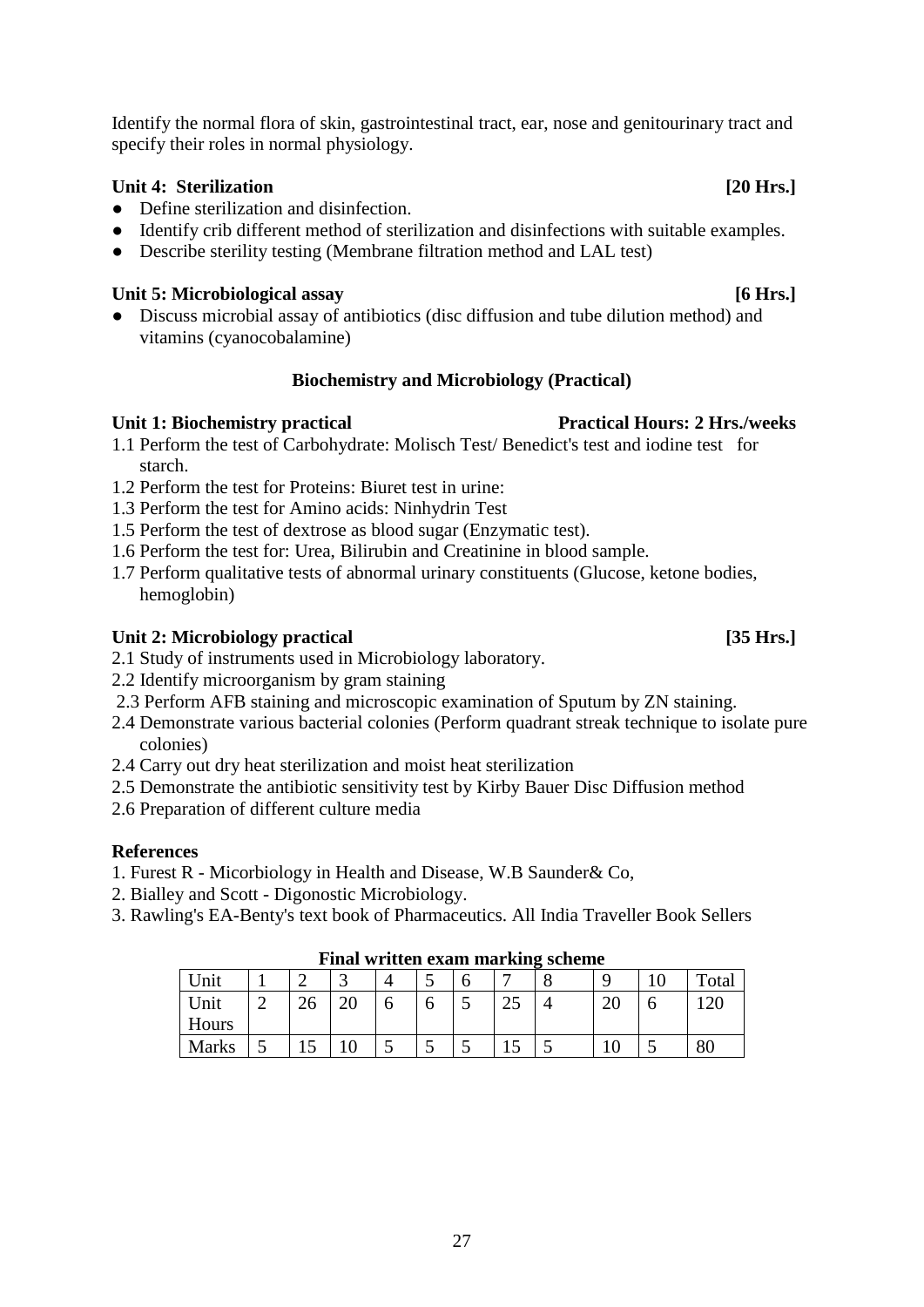Identify the normal flora of skin, gastrointestinal tract, ear, nose and genitourinary tract and specify their roles in normal physiology.

**Unit 4: Sterilization** **[20 Hrs.]**

- Define sterilization and disinfection.
- Identify crib different method of sterilization and disinfections with suitable examples.
- Describe sterility testing (Membrane filtration method and LAL test)

**Unit 5: Microbiological assay** **[6 Hrs.]**

- Discuss microbial assay of antibiotics (disc diffusion and tube dilution method) and vitamins (cyanocobalamine)

### Biochemistry and Microbiology (Practical)

**Unit 1: Biochemistry practical** **Practical Hours: 2 Hrs./weeks**

1.1 Perform the test of Carbohydrate: Molisch Test/ Benedict's test and iodine test for starch.
1.2 Perform the test for Proteins: Biuret test in urine:
1.3 Perform the test for Amino acids: Ninhydrin Test
1.5 Perform the test of dextrose as blood sugar (Enzymatic test).
1.6 Perform the test for: Urea, Bilirubin and Creatinine in blood sample.
1.7 Perform qualitative tests of abnormal urinary constituents (Glucose, ketone bodies, hemoglobin)

**Unit 2: Microbiology practical** **[35 Hrs.]**

2.1 Study of instruments used in Microbiology laboratory.
2.2 Identify microorganism by gram staining
2.3 Perform AFB staining and microscopic examination of Sputum by ZN staining.
2.4 Demonstrate various bacterial colonies (Perform quadrant streak technique to isolate pure colonies)
2.4 Carry out dry heat sterilization and moist heat sterilization
2.5 Demonstrate the antibiotic sensitivity test by Kirby Bauer Disc Diffusion method
2.6 Preparation of different culture media

**References**

1. Furest R - Micorbiology in Health and Disease, W.B Saunder& Co,
2. Bialley and Scott - Digonostic Microbiology.
3. Rawling's EA-Benty's text book of Pharmaceutics. All India Traveller Book Sellers

**Final written exam marking scheme**

| Unit | 1 | 2 | 3 | 4 | 5 | 6 | 7 | 8 | 9 | 10 | Total |
|---|---|---|---|---|---|---|---|---|---|---|---|
| Unit Hours | 2 | 26 | 20 | 6 | 6 | 5 | 25 | 4 | 20 | 6 | 120 |
| Marks | 5 | 15 | 10 | 5 | 5 | 5 | 15 | 5 | 10 | 5 | 80 |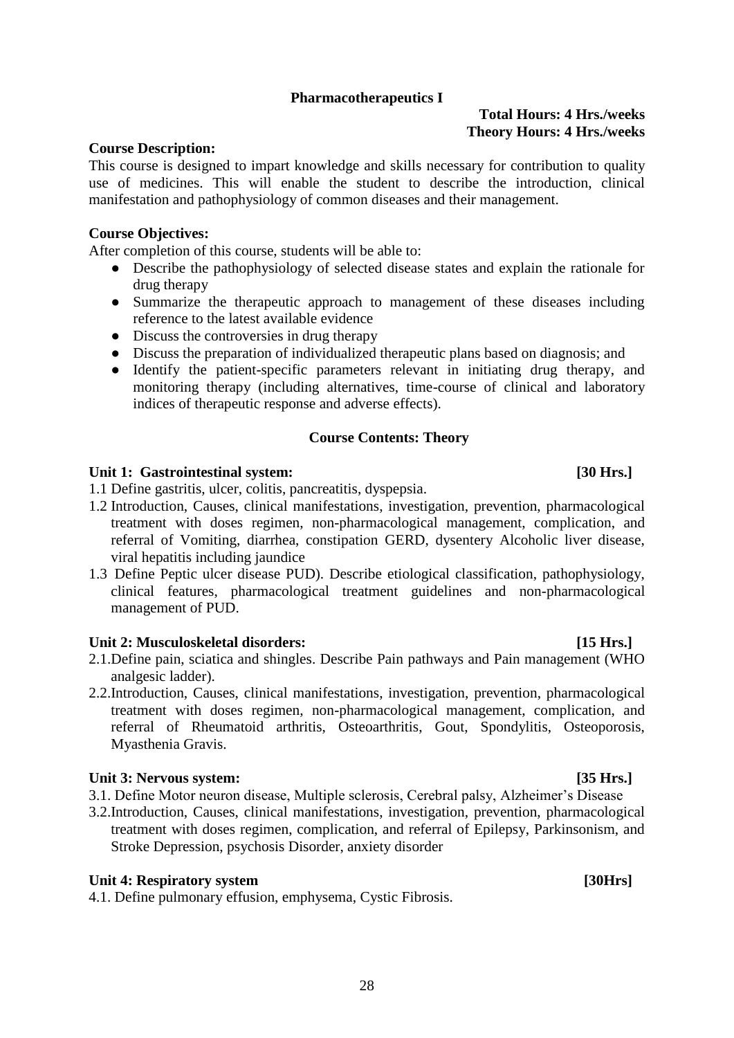## Pharmacotherapeutics I

**Total Hours: 4 Hrs./weeks**
**Theory Hours: 4 Hrs./weeks**

**Course Description:**

This course is designed to impart knowledge and skills necessary for contribution to quality use of medicines. This will enable the student to describe the introduction, clinical manifestation and pathophysiology of common diseases and their management.

**Course Objectives:**

After completion of this course, students will be able to:

- Describe the pathophysiology of selected disease states and explain the rationale for drug therapy
- Summarize the therapeutic approach to management of these diseases including reference to the latest available evidence
- Discuss the controversies in drug therapy
- Discuss the preparation of individualized therapeutic plans based on diagnosis; and
- Identify the patient-specific parameters relevant in initiating drug therapy, and monitoring therapy (including alternatives, time-course of clinical and laboratory indices of therapeutic response and adverse effects).

### Course Contents: Theory

**Unit 1: Gastrointestinal system: [30 Hrs.]**

1.1 Define gastritis, ulcer, colitis, pancreatitis, dyspepsia.

1.2 Introduction, Causes, clinical manifestations, investigation, prevention, pharmacological treatment with doses regimen, non-pharmacological management, complication, and referral of Vomiting, diarrhea, constipation GERD, dysentery Alcoholic liver disease, viral hepatitis including jaundice

1.3 Define Peptic ulcer disease PUD). Describe etiological classification, pathophysiology, clinical features, pharmacological treatment guidelines and non-pharmacological management of PUD.

**Unit 2: Musculoskeletal disorders: [15 Hrs.]**

2.1.Define pain, sciatica and shingles. Describe Pain pathways and Pain management (WHO analgesic ladder).

2.2.Introduction, Causes, clinical manifestations, investigation, prevention, pharmacological treatment with doses regimen, non-pharmacological management, complication, and referral of Rheumatoid arthritis, Osteoarthritis, Gout, Spondylitis, Osteoporosis, Myasthenia Gravis.

**Unit 3: Nervous system: [35 Hrs.]**

3.1. Define Motor neuron disease, Multiple sclerosis, Cerebral palsy, Alzheimer's Disease

3.2.Introduction, Causes, clinical manifestations, investigation, prevention, pharmacological treatment with doses regimen, complication, and referral of Epilepsy, Parkinsonism, and Stroke Depression, psychosis Disorder, anxiety disorder

**Unit 4: Respiratory system [30Hrs]**

4.1. Define pulmonary effusion, emphysema, Cystic Fibrosis.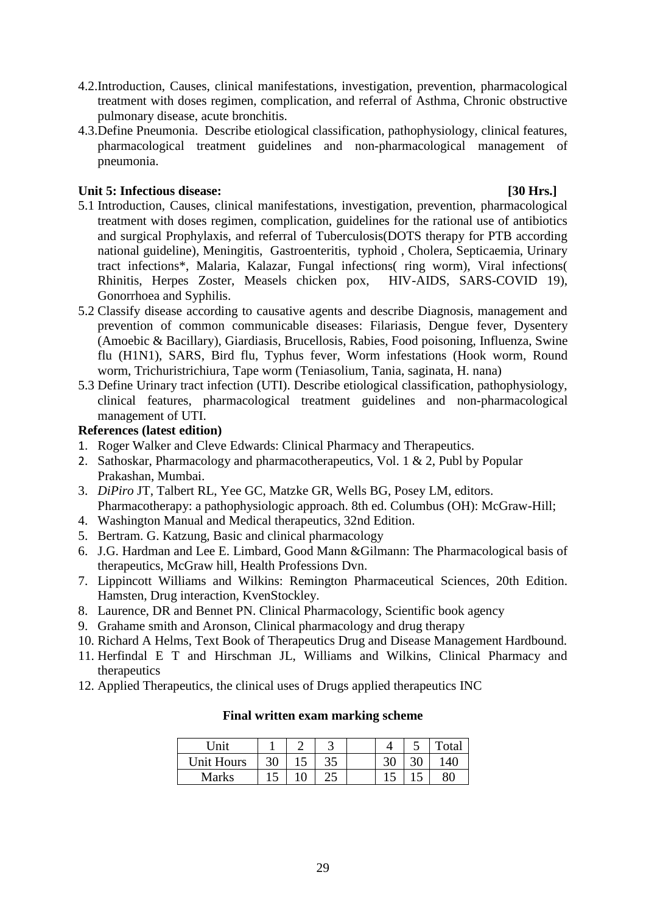4.2.Introduction, Causes, clinical manifestations, investigation, prevention, pharmacological treatment with doses regimen, complication, and referral of Asthma, Chronic obstructive pulmonary disease, acute bronchitis.

4.3.Define Pneumonia. Describe etiological classification, pathophysiology, clinical features, pharmacological treatment guidelines and non-pharmacological management of pneumonia.

**Unit 5: Infectious disease: [30 Hrs.]**

5.1 Introduction, Causes, clinical manifestations, investigation, prevention, pharmacological treatment with doses regimen, complication, guidelines for the rational use of antibiotics and surgical Prophylaxis, and referral of Tuberculosis(DOTS therapy for PTB according national guideline), Meningitis, Gastroenteritis, typhoid , Cholera, Septicaemia, Urinary tract infections*, Malaria, Kalazar, Fungal infections( ring worm), Viral infections( Rhinitis, Herpes Zoster, Measels chicken pox, HIV-AIDS, SARS-COVID 19), Gonorrhoea and Syphilis.

5.2 Classify disease according to causative agents and describe Diagnosis, management and prevention of common communicable diseases: Filariasis, Dengue fever, Dysentery (Amoebic & Bacillary), Giardiasis, Brucellosis, Rabies, Food poisoning, Influenza, Swine flu (H1N1), SARS, Bird flu, Typhus fever, Worm infestations (Hook worm, Round worm, Trichuristrichiura, Tape worm (Teniasolium, Tania, saginata, H. nana)

5.3 Define Urinary tract infection (UTI). Describe etiological classification, pathophysiology, clinical features, pharmacological treatment guidelines and non-pharmacological management of UTI.

**References (latest edition)**

1. Roger Walker and Cleve Edwards: Clinical Pharmacy and Therapeutics.
2. Sathoskar, Pharmacology and pharmacotherapeutics, Vol. 1 & 2, Publ by Popular Prakashan, Mumbai.
3. *DiPiro* JT, Talbert RL, Yee GC, Matzke GR, Wells BG, Posey LM, editors. Pharmacotherapy: a pathophysiologic approach. 8th ed. Columbus (OH): McGraw-Hill;
4. Washington Manual and Medical therapeutics, 32nd Edition.
5. Bertram. G. Katzung, Basic and clinical pharmacology
6. J.G. Hardman and Lee E. Limbard, Good Mann &Gilmann: The Pharmacological basis of therapeutics, McGraw hill, Health Professions Dvn.
7. Lippincott Williams and Wilkins: Remington Pharmaceutical Sciences, 20th Edition. Hamsten, Drug interaction, KvenStockley.
8. Laurence, DR and Bennet PN. Clinical Pharmacology, Scientific book agency
9. Grahame smith and Aronson, Clinical pharmacology and drug therapy
10. Richard A Helms, Text Book of Therapeutics Drug and Disease Management Hardbound.
11. Herfindal E T and Hirschman JL, Williams and Wilkins, Clinical Pharmacy and therapeutics
12. Applied Therapeutics, the clinical uses of Drugs applied therapeutics INC

**Final written exam marking scheme**

| Unit | 1 | 2 | 3 | | 4 | 5 | Total |
|---|---|---|---|---|---|---|---|
| Unit Hours | 30 | 15 | 35 | | 30 | 30 | 140 |
| Marks | 15 | 10 | 25 | | 15 | 15 | 80 |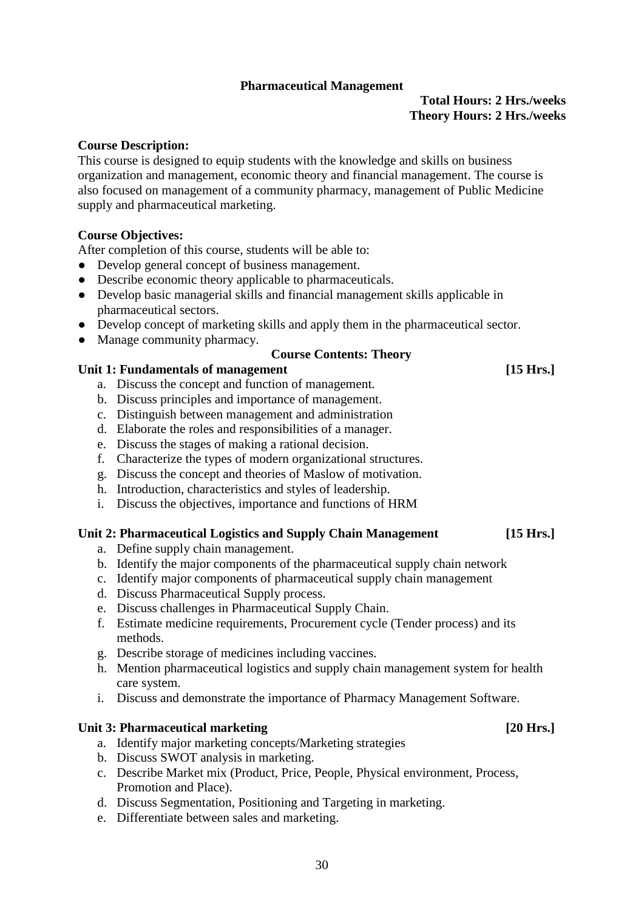## Pharmaceutical Management

**Total Hours: 2 Hrs./weeks**
**Theory Hours: 2 Hrs./weeks**

**Course Description:**

This course is designed to equip students with the knowledge and skills on business organization and management, economic theory and financial management. The course is also focused on management of a community pharmacy, management of Public Medicine supply and pharmaceutical marketing.

**Course Objectives:**

After completion of this course, students will be able to:

- Develop general concept of business management.
- Describe economic theory applicable to pharmaceuticals.
- Develop basic managerial skills and financial management skills applicable in pharmaceutical sectors.
- Develop concept of marketing skills and apply them in the pharmaceutical sector.
- Manage community pharmacy.

### Course Contents: Theory

**Unit 1: Fundamentals of management [15 Hrs.]**

a. Discuss the concept and function of management.
b. Discuss principles and importance of management.
c. Distinguish between management and administration
d. Elaborate the roles and responsibilities of a manager.
e. Discuss the stages of making a rational decision.
f. Characterize the types of modern organizational structures.
g. Discuss the concept and theories of Maslow of motivation.
h. Introduction, characteristics and styles of leadership.
i. Discuss the objectives, importance and functions of HRM

**Unit 2: Pharmaceutical Logistics and Supply Chain Management [15 Hrs.]**

a. Define supply chain management.
b. Identify the major components of the pharmaceutical supply chain network
c. Identify major components of pharmaceutical supply chain management
d. Discuss Pharmaceutical Supply process.
e. Discuss challenges in Pharmaceutical Supply Chain.
f. Estimate medicine requirements, Procurement cycle (Tender process) and its methods.
g. Describe storage of medicines including vaccines.
h. Mention pharmaceutical logistics and supply chain management system for health care system.
i. Discuss and demonstrate the importance of Pharmacy Management Software.

**Unit 3: Pharmaceutical marketing [20 Hrs.]**

a. Identify major marketing concepts/Marketing strategies
b. Discuss SWOT analysis in marketing.
c. Describe Market mix (Product, Price, People, Physical environment, Process, Promotion and Place).
d. Discuss Segmentation, Positioning and Targeting in marketing.
e. Differentiate between sales and marketing.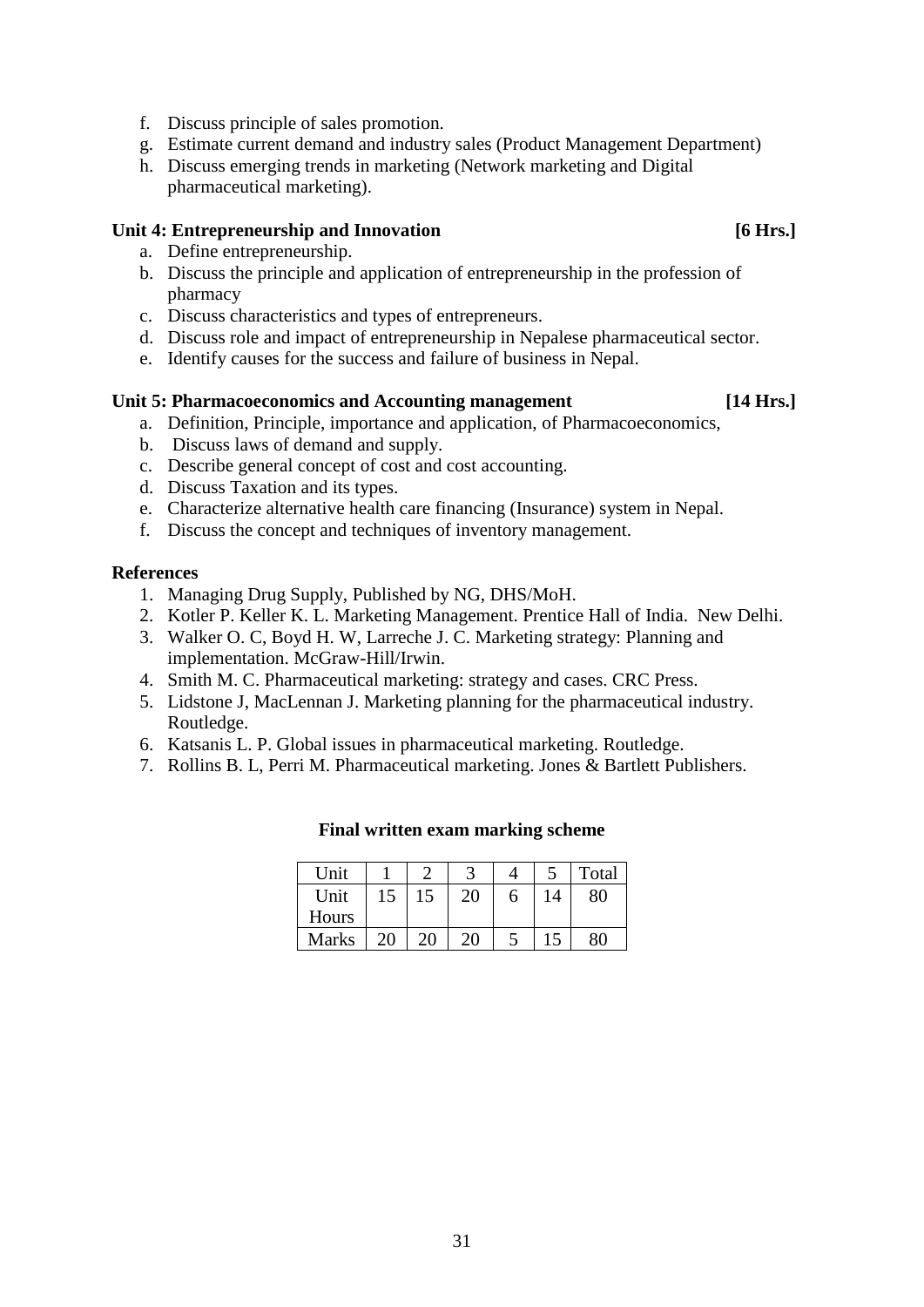f. Discuss principle of sales promotion.
g. Estimate current demand and industry sales (Product Management Department)
h. Discuss emerging trends in marketing (Network marketing and Digital pharmaceutical marketing).

**Unit 4: Entrepreneurship and Innovation** **[6 Hrs.]**

a. Define entrepreneurship.
b. Discuss the principle and application of entrepreneurship in the profession of pharmacy
c. Discuss characteristics and types of entrepreneurs.
d. Discuss role and impact of entrepreneurship in Nepalese pharmaceutical sector.
e. Identify causes for the success and failure of business in Nepal.

**Unit 5: Pharmacoeconomics and Accounting management** **[14 Hrs.]**

a. Definition, Principle, importance and application, of Pharmacoeconomics,
b. Discuss laws of demand and supply.
c. Describe general concept of cost and cost accounting.
d. Discuss Taxation and its types.
e. Characterize alternative health care financing (Insurance) system in Nepal.
f. Discuss the concept and techniques of inventory management.

**References**

1. Managing Drug Supply, Published by NG, DHS/MoH.
2. Kotler P. Keller K. L. Marketing Management. Prentice Hall of India. New Delhi.
3. Walker O. C, Boyd H. W, Larreche J. C. Marketing strategy: Planning and implementation. McGraw-Hill/Irwin.
4. Smith M. C. Pharmaceutical marketing: strategy and cases. CRC Press.
5. Lidstone J, MacLennan J. Marketing planning for the pharmaceutical industry. Routledge.
6. Katsanis L. P. Global issues in pharmaceutical marketing. Routledge.
7. Rollins B. L, Perri M. Pharmaceutical marketing. Jones & Bartlett Publishers.

**Final written exam marking scheme**

| Unit | 1 | 2 | 3 | 4 | 5 | Total |
|---|---|---|---|---|---|---|
| Unit Hours | 15 | 15 | 20 | 6 | 14 | 80 |
| Marks | 20 | 20 | 20 | 5 | 15 | 80 |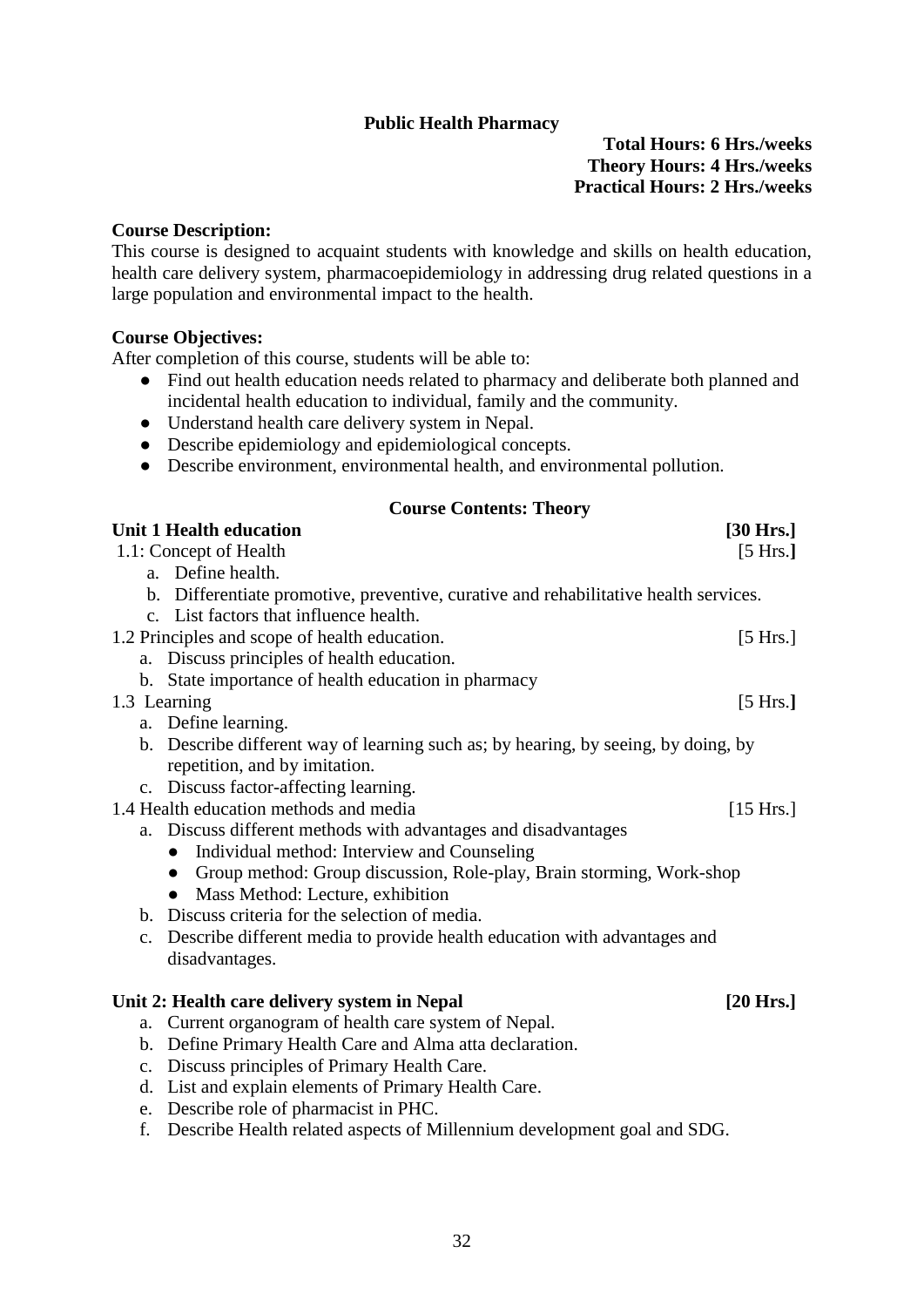## Public Health Pharmacy

**Total Hours: 6 Hrs./weeks**
**Theory Hours: 4 Hrs./weeks**
**Practical Hours: 2 Hrs./weeks**

**Course Description:**
This course is designed to acquaint students with knowledge and skills on health education, health care delivery system, pharmacoepidemiology in addressing drug related questions in a large population and environmental impact to the health.

**Course Objectives:**
After completion of this course, students will be able to:

- Find out health education needs related to pharmacy and deliberate both planned and incidental health education to individual, family and the community.
- Understand health care delivery system in Nepal.
- Describe epidemiology and epidemiological concepts.
- Describe environment, environmental health, and environmental pollution.

### Course Contents: Theory

**Unit 1 Health education [30 Hrs.]**

1.1: Concept of Health [5 Hrs.]

a. Define health.
b. Differentiate promotive, preventive, curative and rehabilitative health services.
c. List factors that influence health.

1.2 Principles and scope of health education. [5 Hrs.]

a. Discuss principles of health education.
b. State importance of health education in pharmacy

1.3 Learning [5 Hrs.]

a. Define learning.
b. Describe different way of learning such as; by hearing, by seeing, by doing, by repetition, and by imitation.
c. Discuss factor-affecting learning.

1.4 Health education methods and media [15 Hrs.]

a. Discuss different methods with advantages and disadvantages
   - Individual method: Interview and Counseling
   - Group method: Group discussion, Role-play, Brain storming, Work-shop
   - Mass Method: Lecture, exhibition
b. Discuss criteria for the selection of media.
c. Describe different media to provide health education with advantages and disadvantages.

**Unit 2: Health care delivery system in Nepal [20 Hrs.]**

a. Current organogram of health care system of Nepal.
b. Define Primary Health Care and Alma atta declaration.
c. Discuss principles of Primary Health Care.
d. List and explain elements of Primary Health Care.
e. Describe role of pharmacist in PHC.
f. Describe Health related aspects of Millennium development goal and SDG.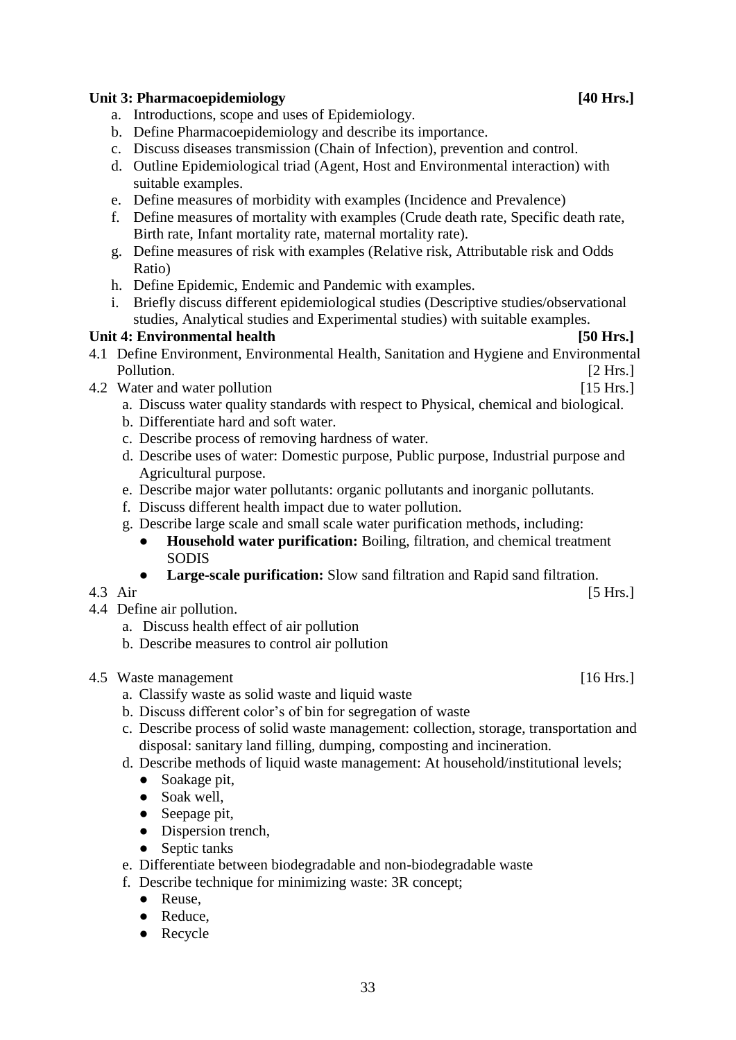**Unit 3: Pharmacoepidemiology [40 Hrs.]**

a. Introductions, scope and uses of Epidemiology.
b. Define Pharmacoepidemiology and describe its importance.
c. Discuss diseases transmission (Chain of Infection), prevention and control.
d. Outline Epidemiological triad (Agent, Host and Environmental interaction) with suitable examples.
e. Define measures of morbidity with examples (Incidence and Prevalence)
f. Define measures of mortality with examples (Crude death rate, Specific death rate, Birth rate, Infant mortality rate, maternal mortality rate).
g. Define measures of risk with examples (Relative risk, Attributable risk and Odds Ratio)
h. Define Epidemic, Endemic and Pandemic with examples.
i. Briefly discuss different epidemiological studies (Descriptive studies/observational studies, Analytical studies and Experimental studies) with suitable examples.

**Unit 4: Environmental health [50 Hrs.]**

4.1 Define Environment, Environmental Health, Sanitation and Hygiene and Environmental Pollution. [2 Hrs.]

4.2 Water and water pollution [15 Hrs.]

a. Discuss water quality standards with respect to Physical, chemical and biological.
b. Differentiate hard and soft water.
c. Describe process of removing hardness of water.
d. Describe uses of water: Domestic purpose, Public purpose, Industrial purpose and Agricultural purpose.
e. Describe major water pollutants: organic pollutants and inorganic pollutants.
f. Discuss different health impact due to water pollution.
g. Describe large scale and small scale water purification methods, including:
    - **Household water purification:** Boiling, filtration, and chemical treatment SODIS
    - **Large-scale purification:** Slow sand filtration and Rapid sand filtration.

4.3 Air [5 Hrs.]

4.4 Define air pollution.

a. Discuss health effect of air pollution
b. Describe measures to control air pollution

4.5 Waste management [16 Hrs.]

a. Classify waste as solid waste and liquid waste
b. Discuss different color's of bin for segregation of waste
c. Describe process of solid waste management: collection, storage, transportation and disposal: sanitary land filling, dumping, composting and incineration.
d. Describe methods of liquid waste management: At household/institutional levels;
    - Soakage pit,
    - Soak well,
    - Seepage pit,
    - Dispersion trench,
    - Septic tanks
e. Differentiate between biodegradable and non-biodegradable waste
f. Describe technique for minimizing waste: 3R concept;
    - Reuse,
    - Reduce,
    - Recycle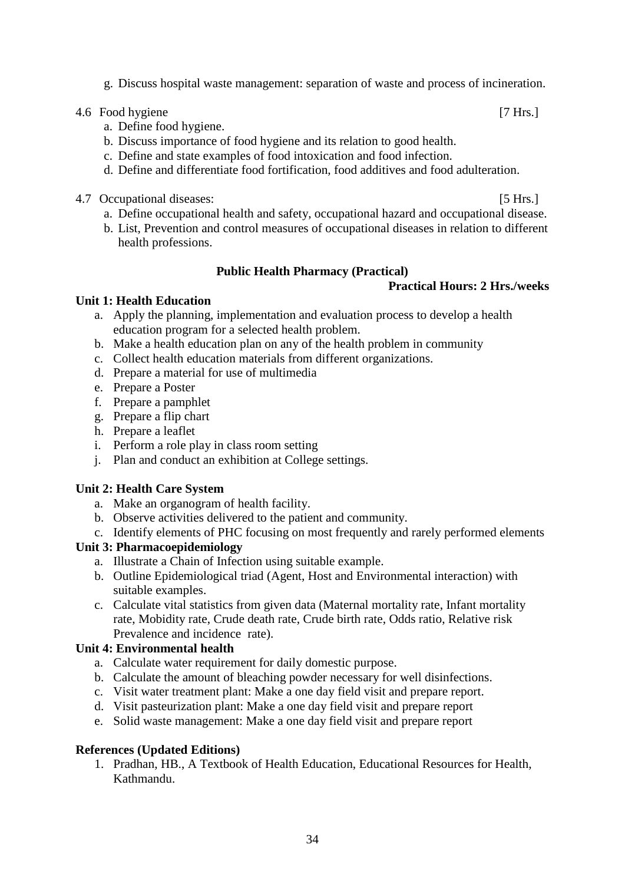g. Discuss hospital waste management: separation of waste and process of incineration.

4.6 Food hygiene [7 Hrs.]

a. Define food hygiene.
b. Discuss importance of food hygiene and its relation to good health.
c. Define and state examples of food intoxication and food infection.
d. Define and differentiate food fortification, food additives and food adulteration.

4.7 Occupational diseases: [5 Hrs.]

a. Define occupational health and safety, occupational hazard and occupational disease.
b. List, Prevention and control measures of occupational diseases in relation to different health professions.

### Public Health Pharmacy (Practical)

**Practical Hours: 2 Hrs./weeks**

**Unit 1: Health Education**

a. Apply the planning, implementation and evaluation process to develop a health education program for a selected health problem.
b. Make a health education plan on any of the health problem in community
c. Collect health education materials from different organizations.
d. Prepare a material for use of multimedia
e. Prepare a Poster
f. Prepare a pamphlet
g. Prepare a flip chart
h. Prepare a leaflet
i. Perform a role play in class room setting
j. Plan and conduct an exhibition at College settings.

**Unit 2: Health Care System**

a. Make an organogram of health facility.
b. Observe activities delivered to the patient and community.
c. Identify elements of PHC focusing on most frequently and rarely performed elements

**Unit 3: Pharmacoepidemiology**

a. Illustrate a Chain of Infection using suitable example.
b. Outline Epidemiological triad (Agent, Host and Environmental interaction) with suitable examples.
c. Calculate vital statistics from given data (Maternal mortality rate, Infant mortality rate, Mobidity rate, Crude death rate, Crude birth rate, Odds ratio, Relative risk Prevalence and incidence rate).

**Unit 4: Environmental health**

a. Calculate water requirement for daily domestic purpose.
b. Calculate the amount of bleaching powder necessary for well disinfections.
c. Visit water treatment plant: Make a one day field visit and prepare report.
d. Visit pasteurization plant: Make a one day field visit and prepare report
e. Solid waste management: Make a one day field visit and prepare report

**References (Updated Editions)**

1. Pradhan, HB., A Textbook of Health Education, Educational Resources for Health, Kathmandu.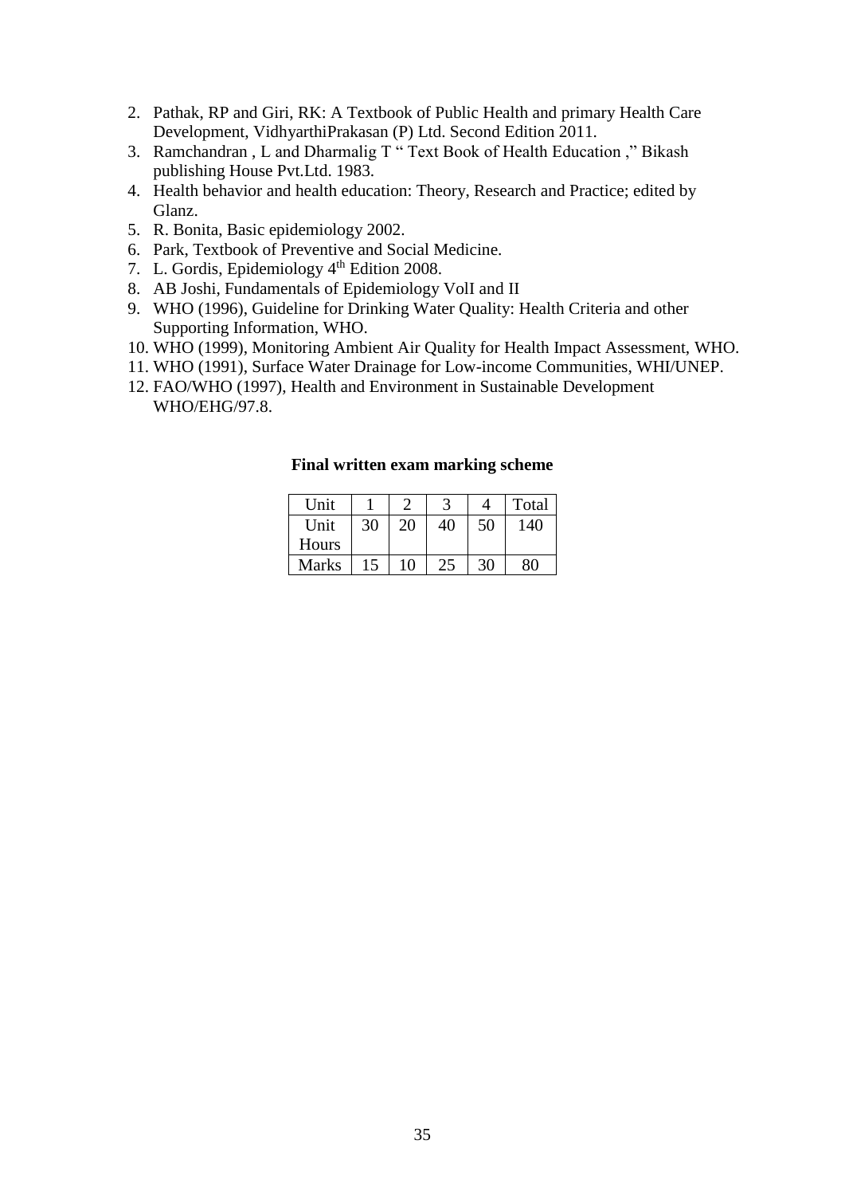2. Pathak, RP and Giri, RK: A Textbook of Public Health and primary Health Care Development, VidhyarthiPrakasan (P) Ltd. Second Edition 2011.
3. Ramchandran , L and Dharmalig T " Text Book of Health Education ," Bikash publishing House Pvt.Ltd. 1983.
4. Health behavior and health education: Theory, Research and Practice; edited by Glanz.
5. R. Bonita, Basic epidemiology 2002.
6. Park, Textbook of Preventive and Social Medicine.
7. L. Gordis, Epidemiology 4th Edition 2008.
8. AB Joshi, Fundamentals of Epidemiology VolI and II
9. WHO (1996), Guideline for Drinking Water Quality: Health Criteria and other Supporting Information, WHO.
10. WHO (1999), Monitoring Ambient Air Quality for Health Impact Assessment, WHO.
11. WHO (1991), Surface Water Drainage for Low-income Communities, WHI/UNEP.
12. FAO/WHO (1997), Health and Environment in Sustainable Development WHO/EHG/97.8.

**Final written exam marking scheme**

| Unit | 1 | 2 | 3 | 4 | Total |
|---|---|---|---|---|---|
| Unit Hours | 30 | 20 | 40 | 50 | 140 |
| Marks | 15 | 10 | 25 | 30 | 80 |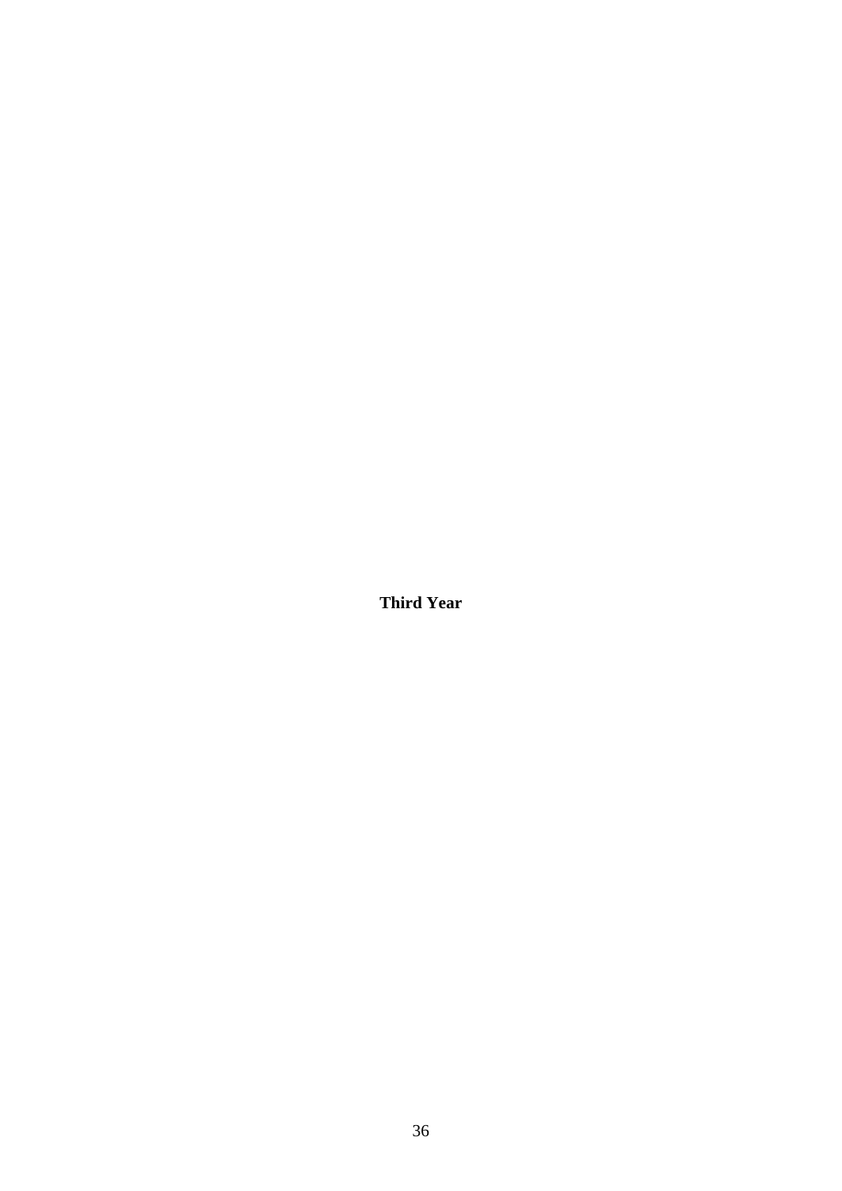**Third Year**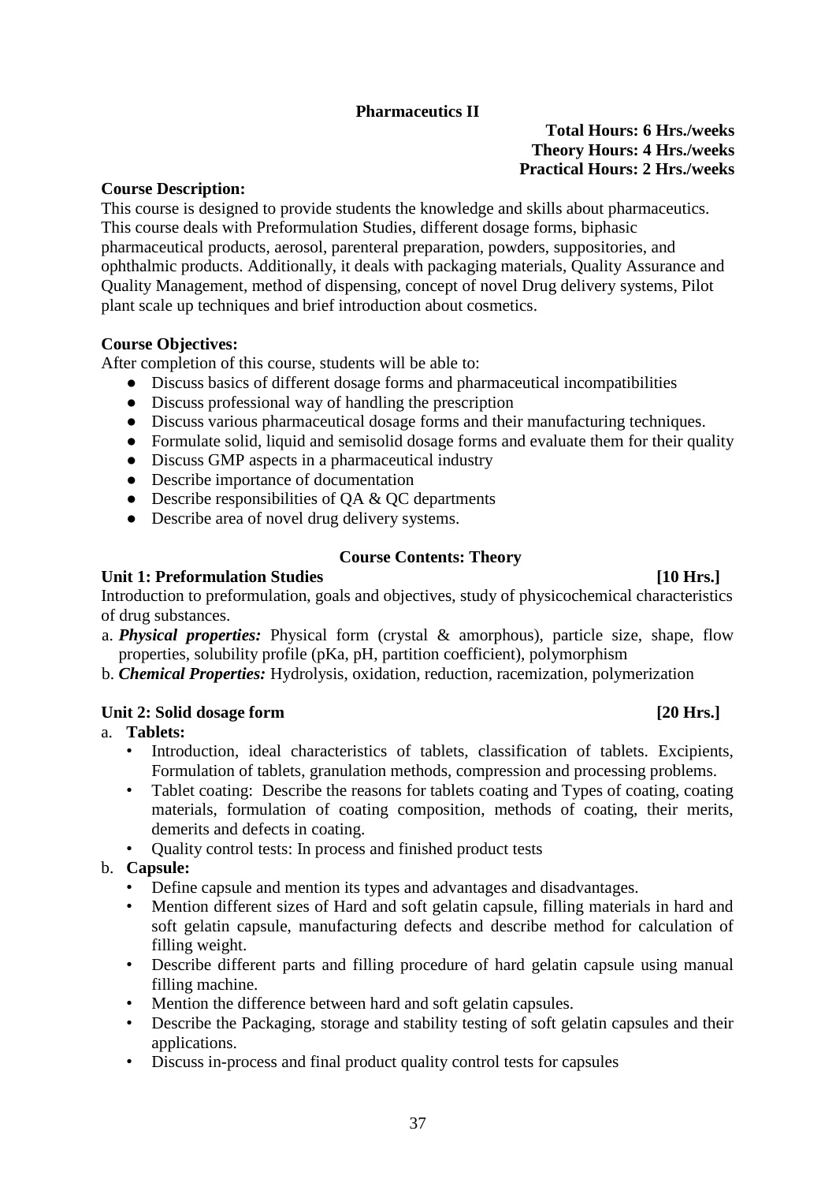# Pharmaceutics II

**Total Hours: 6 Hrs./weeks**
**Theory Hours: 4 Hrs./weeks**
**Practical Hours: 2 Hrs./weeks**

**Course Description:**

This course is designed to provide students the knowledge and skills about pharmaceutics. This course deals with Preformulation Studies, different dosage forms, biphasic pharmaceutical products, aerosol, parenteral preparation, powders, suppositories, and ophthalmic products. Additionally, it deals with packaging materials, Quality Assurance and Quality Management, method of dispensing, concept of novel Drug delivery systems, Pilot plant scale up techniques and brief introduction about cosmetics.

**Course Objectives:**

After completion of this course, students will be able to:

- Discuss basics of different dosage forms and pharmaceutical incompatibilities
- Discuss professional way of handling the prescription
- Discuss various pharmaceutical dosage forms and their manufacturing techniques.
- Formulate solid, liquid and semisolid dosage forms and evaluate them for their quality
- Discuss GMP aspects in a pharmaceutical industry
- Describe importance of documentation
- Describe responsibilities of QA & QC departments
- Describe area of novel drug delivery systems.

## Course Contents: Theory

### Unit 1: Preformulation Studies [10 Hrs.]

Introduction to preformulation, goals and objectives, study of physicochemical characteristics of drug substances.

a. ***Physical properties:*** Physical form (crystal & amorphous), particle size, shape, flow properties, solubility profile (pKa, pH, partition coefficient), polymorphism
b. ***Chemical Properties:*** Hydrolysis, oxidation, reduction, racemization, polymerization

### Unit 2: Solid dosage form [20 Hrs.]

a. **Tablets:**
   - Introduction, ideal characteristics of tablets, classification of tablets. Excipients, Formulation of tablets, granulation methods, compression and processing problems.
   - Tablet coating: Describe the reasons for tablets coating and Types of coating, coating materials, formulation of coating composition, methods of coating, their merits, demerits and defects in coating.
   - Quality control tests: In process and finished product tests

b. **Capsule:**
   - Define capsule and mention its types and advantages and disadvantages.
   - Mention different sizes of Hard and soft gelatin capsule, filling materials in hard and soft gelatin capsule, manufacturing defects and describe method for calculation of filling weight.
   - Describe different parts and filling procedure of hard gelatin capsule using manual filling machine.
   - Mention the difference between hard and soft gelatin capsules.
   - Describe the Packaging, storage and stability testing of soft gelatin capsules and their applications.
   - Discuss in-process and final product quality control tests for capsules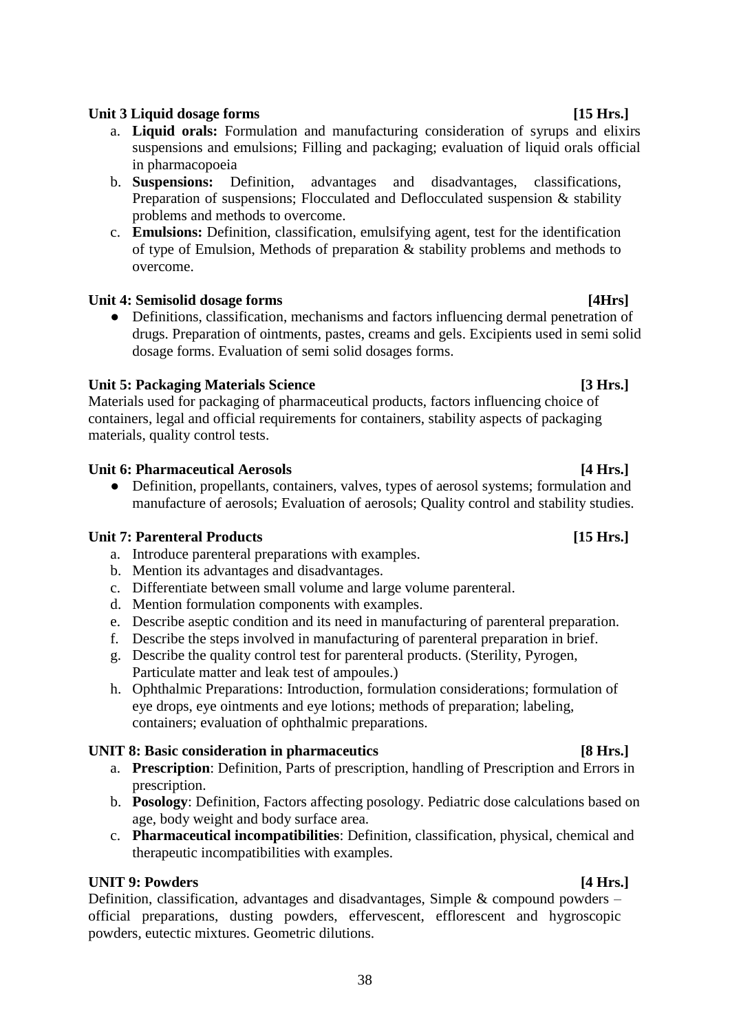**Unit 3 Liquid dosage forms [15 Hrs.]**

a. **Liquid orals:** Formulation and manufacturing consideration of syrups and elixirs suspensions and emulsions; Filling and packaging; evaluation of liquid orals official in pharmacopoeia
b. **Suspensions:** Definition, advantages and disadvantages, classifications, Preparation of suspensions; Flocculated and Deflocculated suspension & stability problems and methods to overcome.
c. **Emulsions:** Definition, classification, emulsifying agent, test for the identification of type of Emulsion, Methods of preparation & stability problems and methods to overcome.

**Unit 4: Semisolid dosage forms [4Hrs]**

- Definitions, classification, mechanisms and factors influencing dermal penetration of drugs. Preparation of ointments, pastes, creams and gels. Excipients used in semi solid dosage forms. Evaluation of semi solid dosages forms.

**Unit 5: Packaging Materials Science [3 Hrs.]**

Materials used for packaging of pharmaceutical products, factors influencing choice of containers, legal and official requirements for containers, stability aspects of packaging materials, quality control tests.

**Unit 6: Pharmaceutical Aerosols [4 Hrs.]**

- Definition, propellants, containers, valves, types of aerosol systems; formulation and manufacture of aerosols; Evaluation of aerosols; Quality control and stability studies.

**Unit 7: Parenteral Products [15 Hrs.]**

a. Introduce parenteral preparations with examples.
b. Mention its advantages and disadvantages.
c. Differentiate between small volume and large volume parenteral.
d. Mention formulation components with examples.
e. Describe aseptic condition and its need in manufacturing of parenteral preparation.
f. Describe the steps involved in manufacturing of parenteral preparation in brief.
g. Describe the quality control test for parenteral products. (Sterility, Pyrogen, Particulate matter and leak test of ampoules.)
h. Ophthalmic Preparations: Introduction, formulation considerations; formulation of eye drops, eye ointments and eye lotions; methods of preparation; labeling, containers; evaluation of ophthalmic preparations.

**UNIT 8: Basic consideration in pharmaceutics [8 Hrs.]**

a. **Prescription**: Definition, Parts of prescription, handling of Prescription and Errors in prescription.
b. **Posology**: Definition, Factors affecting posology. Pediatric dose calculations based on age, body weight and body surface area.
c. **Pharmaceutical incompatibilities**: Definition, classification, physical, chemical and therapeutic incompatibilities with examples.

**UNIT 9: Powders [4 Hrs.]**

Definition, classification, advantages and disadvantages, Simple & compound powders – official preparations, dusting powders, effervescent, efflorescent and hygroscopic powders, eutectic mixtures. Geometric dilutions.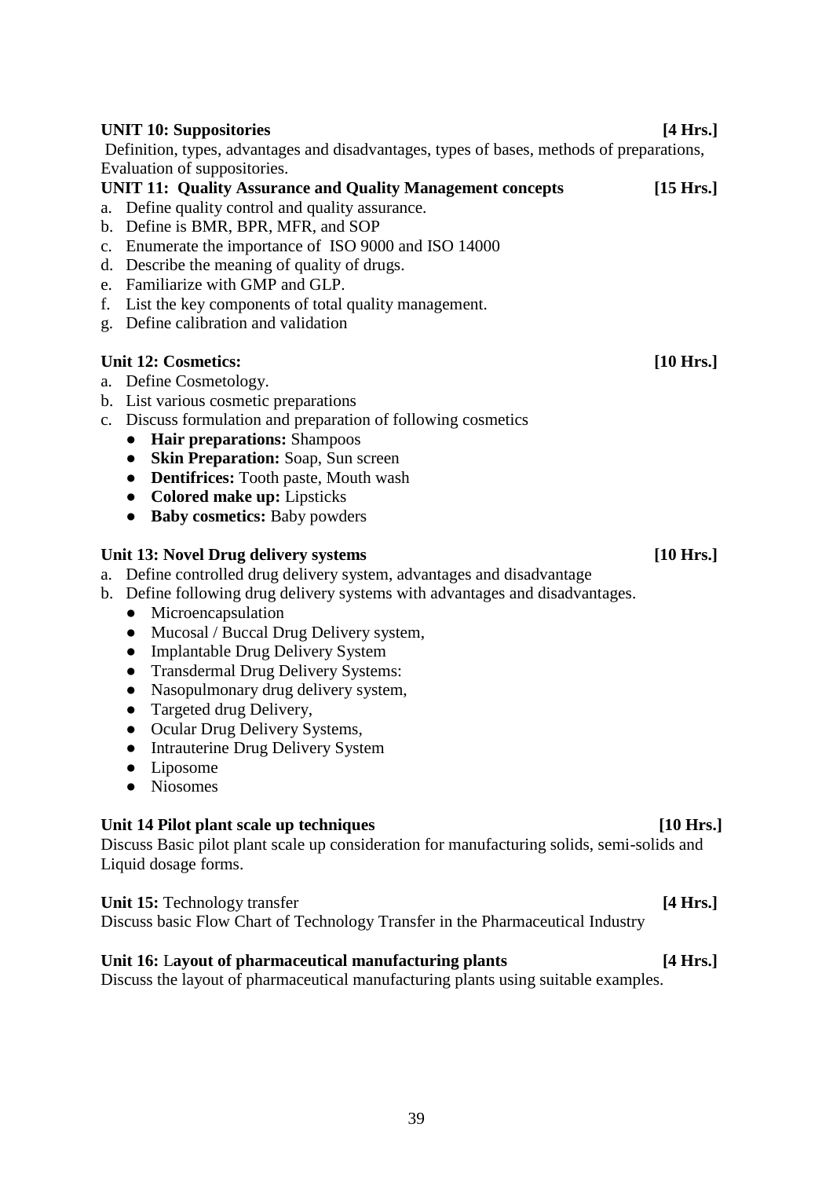**UNIT 10: Suppositories [4 Hrs.]**

Definition, types, advantages and disadvantages, types of bases, methods of preparations, Evaluation of suppositories.

**UNIT 11: Quality Assurance and Quality Management concepts [15 Hrs.]**

a. Define quality control and quality assurance.
b. Define is BMR, BPR, MFR, and SOP
c. Enumerate the importance of ISO 9000 and ISO 14000
d. Describe the meaning of quality of drugs.
e. Familiarize with GMP and GLP.
f. List the key components of total quality management.
g. Define calibration and validation

**Unit 12: Cosmetics: [10 Hrs.]**

a. Define Cosmetology.
b. List various cosmetic preparations
c. Discuss formulation and preparation of following cosmetics
   - **Hair preparations:** Shampoos
   - **Skin Preparation:** Soap, Sun screen
   - **Dentifrices:** Tooth paste, Mouth wash
   - **Colored make up:** Lipsticks
   - **Baby cosmetics:** Baby powders

**Unit 13: Novel Drug delivery systems [10 Hrs.]**

a. Define controlled drug delivery system, advantages and disadvantage
b. Define following drug delivery systems with advantages and disadvantages.
   - Microencapsulation
   - Mucosal / Buccal Drug Delivery system,
   - Implantable Drug Delivery System
   - Transdermal Drug Delivery Systems:
   - Nasopulmonary drug delivery system,
   - Targeted drug Delivery,
   - Ocular Drug Delivery Systems,
   - Intrauterine Drug Delivery System
   - Liposome
   - Niosomes

**Unit 14 Pilot plant scale up techniques [10 Hrs.]**

Discuss Basic pilot plant scale up consideration for manufacturing solids, semi-solids and Liquid dosage forms.

**Unit 15:** Technology transfer **[4 Hrs.]**

Discuss basic Flow Chart of Technology Transfer in the Pharmaceutical Industry

**Unit 16:** L**ayout of pharmaceutical manufacturing plants [4 Hrs.]**

Discuss the layout of pharmaceutical manufacturing plants using suitable examples.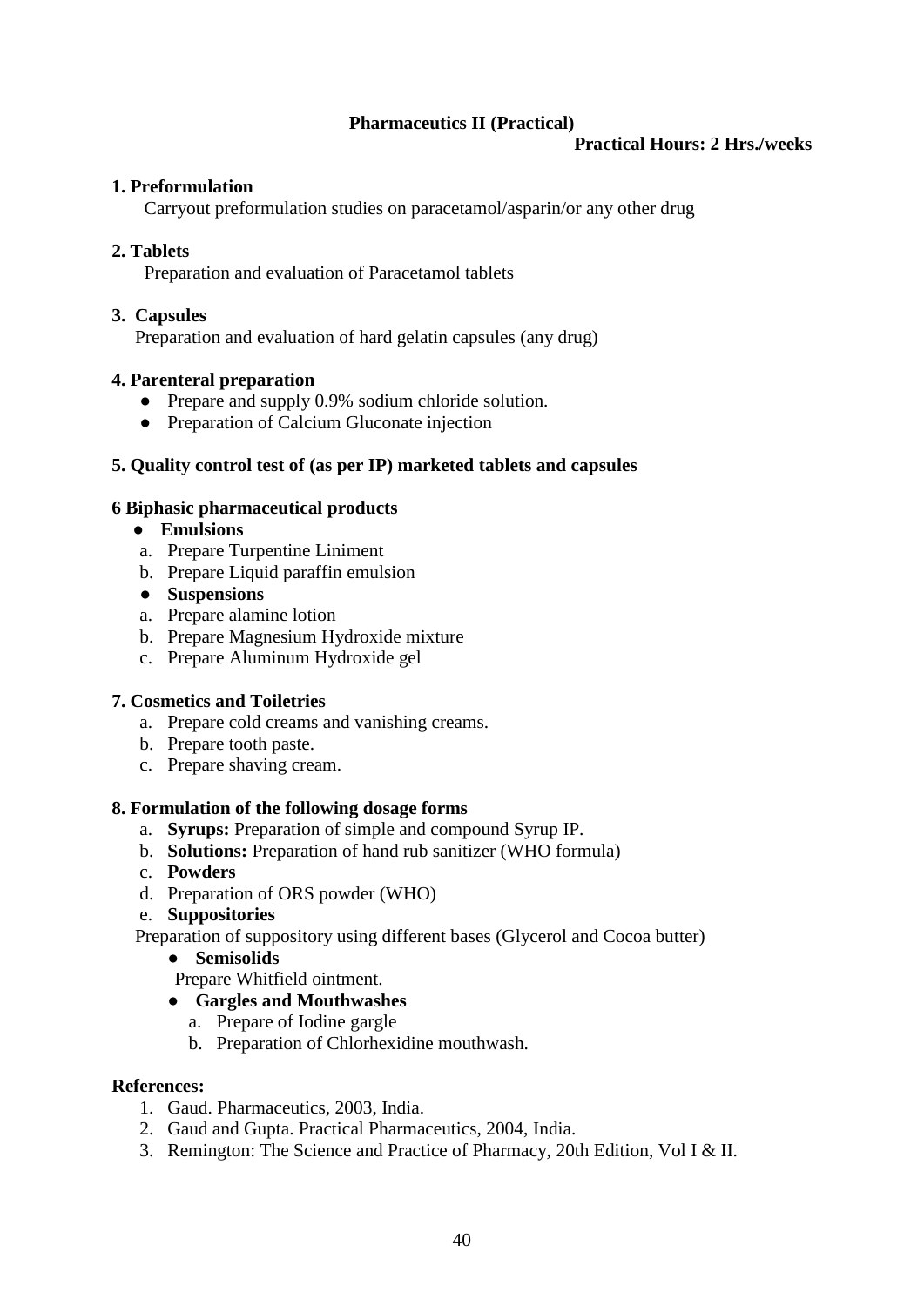## Pharmaceutics II (Practical)

**Practical Hours: 2 Hrs./weeks**

**1. Preformulation**

Carryout preformulation studies on paracetamol/asparin/or any other drug

**2. Tablets**

Preparation and evaluation of Paracetamol tablets

**3. Capsules**

Preparation and evaluation of hard gelatin capsules (any drug)

**4. Parenteral preparation**

- Prepare and supply 0.9% sodium chloride solution.
- Preparation of Calcium Gluconate injection

**5. Quality control test of (as per IP) marketed tablets and capsules**

**6 Biphasic pharmaceutical products**

- **Emulsions**

a. Prepare Turpentine Liniment
b. Prepare Liquid paraffin emulsion

- **Suspensions**

a. Prepare alamine lotion
b. Prepare Magnesium Hydroxide mixture
c. Prepare Aluminum Hydroxide gel

**7. Cosmetics and Toiletries**

a. Prepare cold creams and vanishing creams.
b. Prepare tooth paste.
c. Prepare shaving cream.

**8. Formulation of the following dosage forms**

a. **Syrups:** Preparation of simple and compound Syrup IP.
b. **Solutions:** Preparation of hand rub sanitizer (WHO formula)
c. **Powders**
d. Preparation of ORS powder (WHO)
e. **Suppositories**

Preparation of suppository using different bases (Glycerol and Cocoa butter)

- **Semisolids**

  Prepare Whitfield ointment.

- **Gargles and Mouthwashes**

  a. Prepare of Iodine gargle
  b. Preparation of Chlorhexidine mouthwash.

**References:**

1. Gaud. Pharmaceutics, 2003, India.
2. Gaud and Gupta. Practical Pharmaceutics, 2004, India.
3. Remington: The Science and Practice of Pharmacy, 20th Edition, Vol I & II.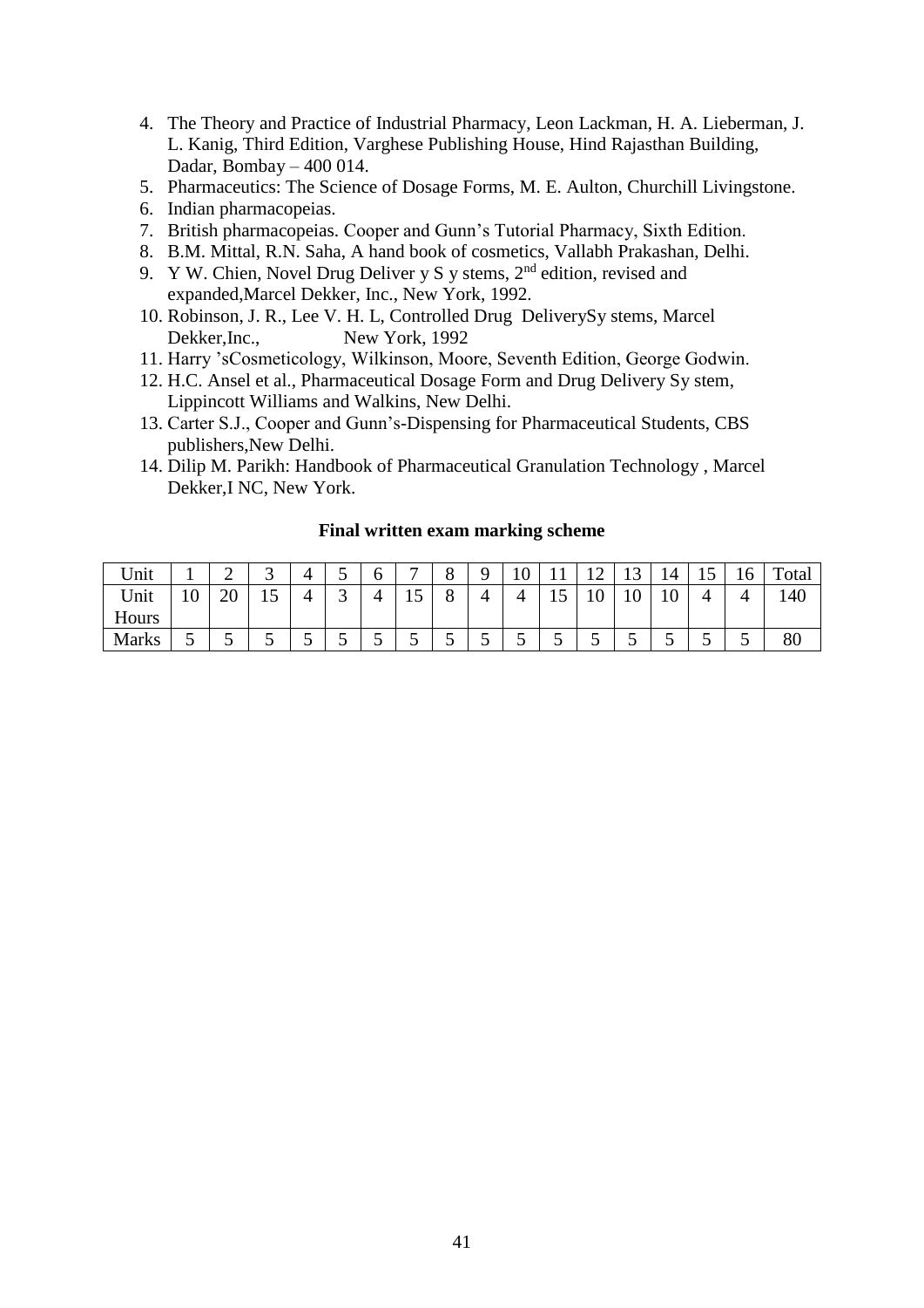4. The Theory and Practice of Industrial Pharmacy, Leon Lackman, H. A. Lieberman, J. L. Kanig, Third Edition, Varghese Publishing House, Hind Rajasthan Building, Dadar, Bombay – 400 014.
5. Pharmaceutics: The Science of Dosage Forms, M. E. Aulton, Churchill Livingstone.
6. Indian pharmacopeias.
7. British pharmacopeias. Cooper and Gunn's Tutorial Pharmacy, Sixth Edition.
8. B.M. Mittal, R.N. Saha, A hand book of cosmetics, Vallabh Prakashan, Delhi.
9. Y W. Chien, Novel Drug Deliver y S y stems, 2nd edition, revised and expanded,Marcel Dekker, Inc., New York, 1992.
10. Robinson, J. R., Lee V. H. L, Controlled Drug DeliverySy stems, Marcel Dekker,Inc., New York, 1992
11. Harry 'sCosmeticology, Wilkinson, Moore, Seventh Edition, George Godwin.
12. H.C. Ansel et al., Pharmaceutical Dosage Form and Drug Delivery Sy stem, Lippincott Williams and Walkins, New Delhi.
13. Carter S.J., Cooper and Gunn's-Dispensing for Pharmaceutical Students, CBS publishers,New Delhi.
14. Dilip M. Parikh: Handbook of Pharmaceutical Granulation Technology , Marcel Dekker,I NC, New York.

**Final written exam marking scheme**

| Unit | 1 | 2 | 3 | 4 | 5 | 6 | 7 | 8 | 9 | 10 | 11 | 12 | 13 | 14 | 15 | 16 | Total |
|---|---|---|---|---|---|---|---|---|---|---|---|---|---|---|---|---|---|
| Unit Hours | 10 | 20 | 15 | 4 | 3 | 4 | 15 | 8 | 4 | 4 | 15 | 10 | 10 | 10 | 4 | 4 | 140 |
| Marks | 5 | 5 | 5 | 5 | 5 | 5 | 5 | 5 | 5 | 5 | 5 | 5 | 5 | 5 | 5 | 5 | 80 |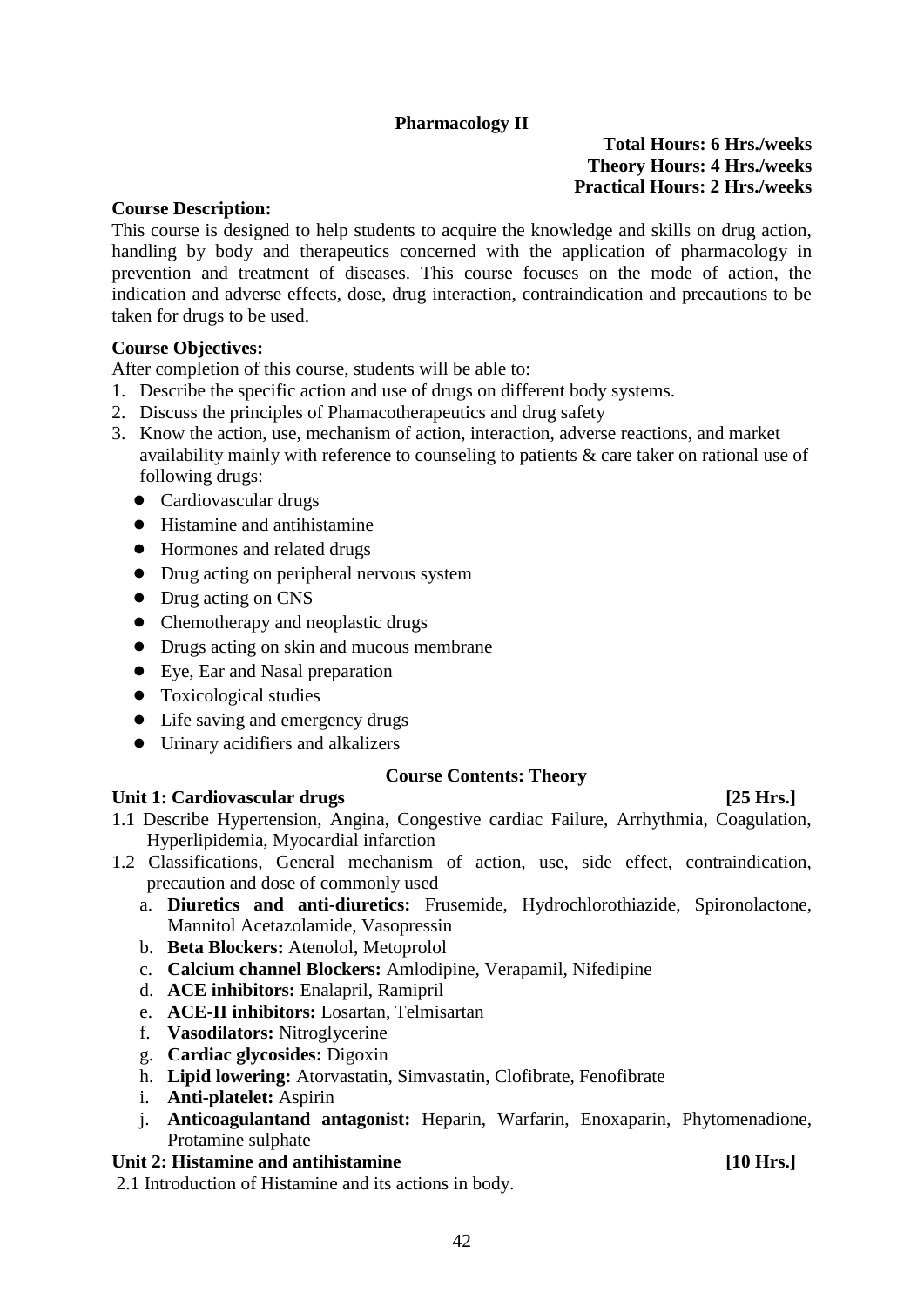## Pharmacology II

**Total Hours: 6 Hrs./weeks**
**Theory Hours: 4 Hrs./weeks**
**Practical Hours: 2 Hrs./weeks**

**Course Description:**

This course is designed to help students to acquire the knowledge and skills on drug action, handling by body and therapeutics concerned with the application of pharmacology in prevention and treatment of diseases. This course focuses on the mode of action, the indication and adverse effects, dose, drug interaction, contraindication and precautions to be taken for drugs to be used.

**Course Objectives:**

After completion of this course, students will be able to:

1. Describe the specific action and use of drugs on different body systems.
2. Discuss the principles of Phamacotherapeutics and drug safety
3. Know the action, use, mechanism of action, interaction, adverse reactions, and market availability mainly with reference to counseling to patients & care taker on rational use of following drugs:
   - Cardiovascular drugs
   - Histamine and antihistamine
   - Hormones and related drugs
   - Drug acting on peripheral nervous system
   - Drug acting on CNS
   - Chemotherapy and neoplastic drugs
   - Drugs acting on skin and mucous membrane
   - Eye, Ear and Nasal preparation
   - Toxicological studies
   - Life saving and emergency drugs
   - Urinary acidifiers and alkalizers

### Course Contents: Theory

**Unit 1: Cardiovascular drugs [25 Hrs.]**

1.1 Describe Hypertension, Angina, Congestive cardiac Failure, Arrhythmia, Coagulation, Hyperlipidemia, Myocardial infarction

1.2 Classifications, General mechanism of action, use, side effect, contraindication, precaution and dose of commonly used

a. **Diuretics and anti-diuretics:** Frusemide, Hydrochlorothiazide, Spironolactone, Mannitol Acetazolamide, Vasopressin
b. **Beta Blockers:** Atenolol, Metoprolol
c. **Calcium channel Blockers:** Amlodipine, Verapamil, Nifedipine
d. **ACE inhibitors:** Enalapril, Ramipril
e. **ACE-II inhibitors:** Losartan, Telmisartan
f. **Vasodilators:** Nitroglycerine
g. **Cardiac glycosides:** Digoxin
h. **Lipid lowering:** Atorvastatin, Simvastatin, Clofibrate, Fenofibrate
i. **Anti-platelet:** Aspirin
j. **Anticoagulantand antagonist:** Heparin, Warfarin, Enoxaparin, Phytomenadione, Protamine sulphate

**Unit 2: Histamine and antihistamine [10 Hrs.]**

2.1 Introduction of Histamine and its actions in body.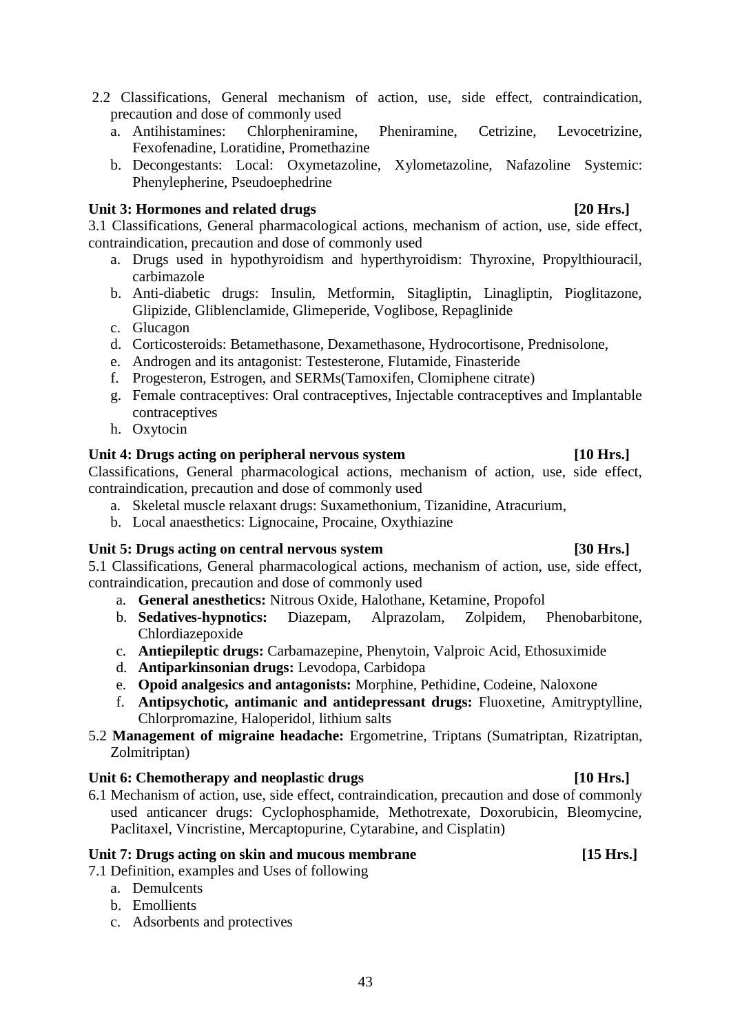2.2 Classifications, General mechanism of action, use, side effect, contraindication, precaution and dose of commonly used

a. Antihistamines: Chlorpheniramine, Pheniramine, Cetrizine, Levocetrizine, Fexofenadine, Loratidine, Promethazine
b. Decongestants: Local: Oxymetazoline, Xylometazoline, Nafazoline Systemic: Phenylepherine, Pseudoephedrine

**Unit 3: Hormones and related drugs [20 Hrs.]**

3.1 Classifications, General pharmacological actions, mechanism of action, use, side effect, contraindication, precaution and dose of commonly used

a. Drugs used in hypothyroidism and hyperthyroidism: Thyroxine, Propylthiouracil, carbimazole
b. Anti-diabetic drugs: Insulin, Metformin, Sitagliptin, Linagliptin, Pioglitazone, Glipizide, Gliblenclamide, Glimeperide, Voglibose, Repaglinide
c. Glucagon
d. Corticosteroids: Betamethasone, Dexamethasone, Hydrocortisone, Prednisolone,
e. Androgen and its antagonist: Testesterone, Flutamide, Finasteride
f. Progesteron, Estrogen, and SERMs(Tamoxifen, Clomiphene citrate)
g. Female contraceptives: Oral contraceptives, Injectable contraceptives and Implantable contraceptives
h. Oxytocin

**Unit 4: Drugs acting on peripheral nervous system [10 Hrs.]**

Classifications, General pharmacological actions, mechanism of action, use, side effect, contraindication, precaution and dose of commonly used

a. Skeletal muscle relaxant drugs: Suxamethonium, Tizanidine, Atracurium,
b. Local anaesthetics: Lignocaine, Procaine, Oxythiazine

**Unit 5: Drugs acting on central nervous system [30 Hrs.]**

5.1 Classifications, General pharmacological actions, mechanism of action, use, side effect, contraindication, precaution and dose of commonly used

a. **General anesthetics:** Nitrous Oxide, Halothane, Ketamine, Propofol
b. **Sedatives-hypnotics:** Diazepam, Alprazolam, Zolpidem, Phenobarbitone, Chlordiazepoxide
c. **Antiepileptic drugs:** Carbamazepine, Phenytoin, Valproic Acid, Ethosuximide
d. **Antiparkinsonian drugs:** Levodopa, Carbidopa
e. **Opoid analgesics and antagonists:** Morphine, Pethidine, Codeine, Naloxone
f. **Antipsychotic, antimanic and antidepressant drugs:** Fluoxetine, Amitryptylline, Chlorpromazine, Haloperidol, lithium salts

5.2 **Management of migraine headache:** Ergometrine, Triptans (Sumatriptan, Rizatriptan, Zolmitriptan)

**Unit 6: Chemotherapy and neoplastic drugs [10 Hrs.]**

6.1 Mechanism of action, use, side effect, contraindication, precaution and dose of commonly used anticancer drugs: Cyclophosphamide, Methotrexate, Doxorubicin, Bleomycine, Paclitaxel, Vincristine, Mercaptopurine, Cytarabine, and Cisplatin)

**Unit 7: Drugs acting on skin and mucous membrane [15 Hrs.]**

7.1 Definition, examples and Uses of following

a. Demulcents
b. Emollients
c. Adsorbents and protectives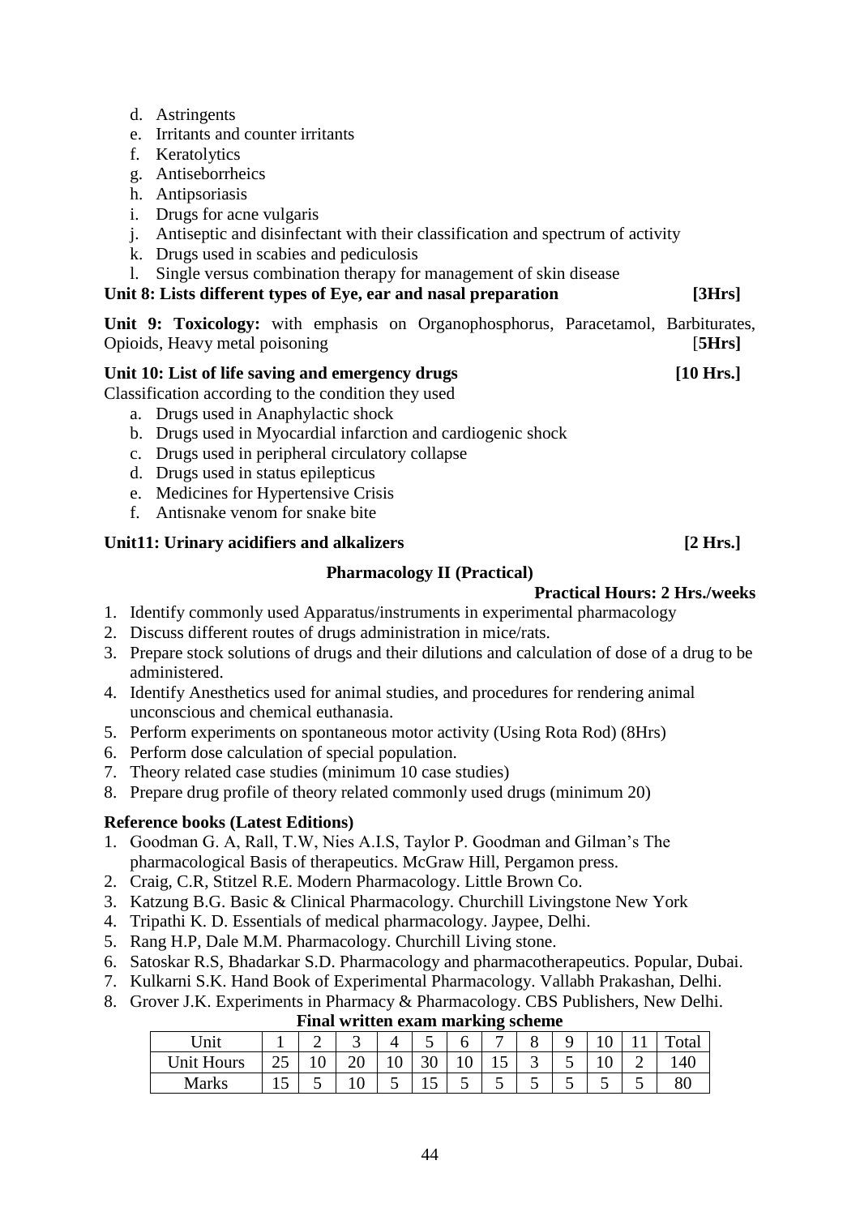d. Astringents
e. Irritants and counter irritants
f. Keratolytics
g. Antiseborrheics
h. Antipsoriasis
i. Drugs for acne vulgaris
j. Antiseptic and disinfectant with their classification and spectrum of activity
k. Drugs used in scabies and pediculosis
l. Single versus combination therapy for management of skin disease

**Unit 8: Lists different types of Eye, ear and nasal preparation [3Hrs]**

**Unit 9: Toxicology:** with emphasis on Organophosphorus, Paracetamol, Barbiturates, Opioids, Heavy metal poisoning [**5Hrs]**

**Unit 10: List of life saving and emergency drugs [10 Hrs.]**

Classification according to the condition they used

a. Drugs used in Anaphylactic shock
b. Drugs used in Myocardial infarction and cardiogenic shock
c. Drugs used in peripheral circulatory collapse
d. Drugs used in status epilepticus
e. Medicines for Hypertensive Crisis
f. Antisnake venom for snake bite

**Unit11: Urinary acidifiers and alkalizers [2 Hrs.]**

**Pharmacology II (Practical)**

**Practical Hours: 2 Hrs./weeks**

1. Identify commonly used Apparatus/instruments in experimental pharmacology
2. Discuss different routes of drugs administration in mice/rats.
3. Prepare stock solutions of drugs and their dilutions and calculation of dose of a drug to be administered.
4. Identify Anesthetics used for animal studies, and procedures for rendering animal unconscious and chemical euthanasia.
5. Perform experiments on spontaneous motor activity (Using Rota Rod) (8Hrs)
6. Perform dose calculation of special population.
7. Theory related case studies (minimum 10 case studies)
8. Prepare drug profile of theory related commonly used drugs (minimum 20)

**Reference books (Latest Editions)**

1. Goodman G. A, Rall, T.W, Nies A.I.S, Taylor P. Goodman and Gilman's The pharmacological Basis of therapeutics. McGraw Hill, Pergamon press.
2. Craig, C.R, Stitzel R.E. Modern Pharmacology. Little Brown Co.
3. Katzung B.G. Basic & Clinical Pharmacology. Churchill Livingstone New York
4. Tripathi K. D. Essentials of medical pharmacology. Jaypee, Delhi.
5. Rang H.P, Dale M.M. Pharmacology. Churchill Living stone.
6. Satoskar R.S, Bhadarkar S.D. Pharmacology and pharmacotherapeutics. Popular, Dubai.
7. Kulkarni S.K. Hand Book of Experimental Pharmacology. Vallabh Prakashan, Delhi.
8. Grover J.K. Experiments in Pharmacy & Pharmacology. CBS Publishers, New Delhi.

**Final written exam marking scheme**

| Unit | 1 | 2 | 3 | 4 | 5 | 6 | 7 | 8 | 9 | 10 | 11 | Total |
|---|---|---|---|---|---|---|---|---|---|---|---|---|
| Unit Hours | 25 | 10 | 20 | 10 | 30 | 10 | 15 | 3 | 5 | 10 | 2 | 140 |
| Marks | 15 | 5 | 10 | 5 | 15 | 5 | 5 | 5 | 5 | 5 | 5 | 80 |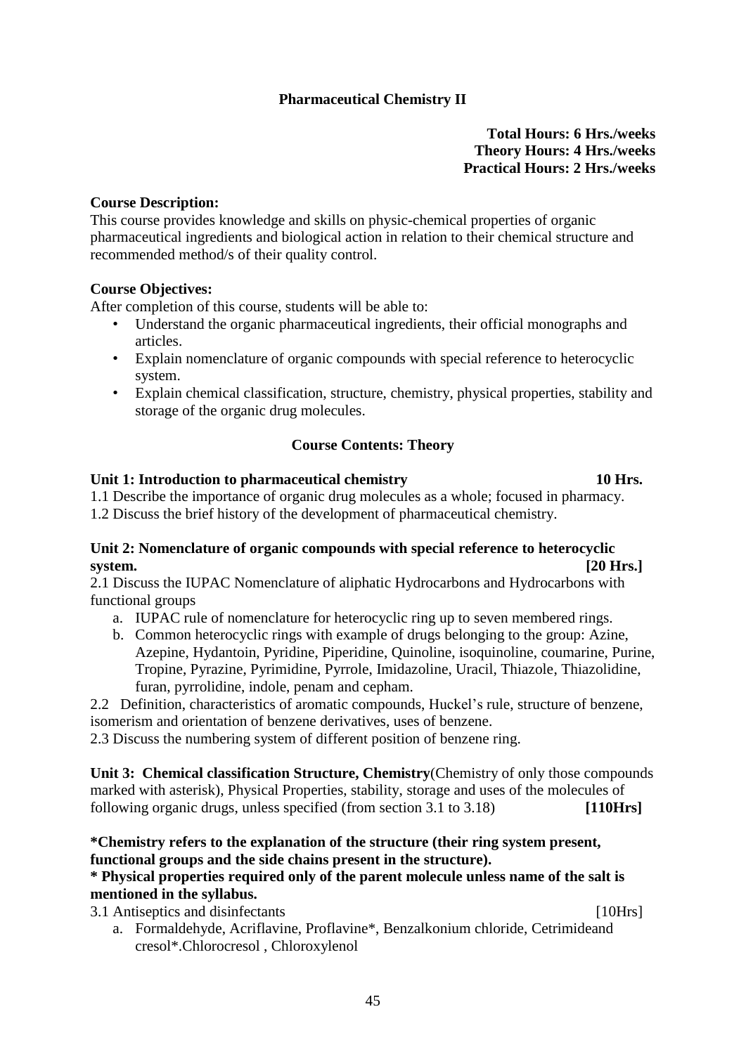## Pharmaceutical Chemistry II

**Total Hours: 6 Hrs./weeks**
**Theory Hours: 4 Hrs./weeks**
**Practical Hours: 2 Hrs./weeks**

**Course Description:**
This course provides knowledge and skills on physic-chemical properties of organic pharmaceutical ingredients and biological action in relation to their chemical structure and recommended method/s of their quality control.

**Course Objectives:**
After completion of this course, students will be able to:

- Understand the organic pharmaceutical ingredients, their official monographs and articles.
- Explain nomenclature of organic compounds with special reference to heterocyclic system.
- Explain chemical classification, structure, chemistry, physical properties, stability and storage of the organic drug molecules.

### Course Contents: Theory

**Unit 1: Introduction to pharmaceutical chemistry 10 Hrs.**

1.1 Describe the importance of organic drug molecules as a whole; focused in pharmacy.
1.2 Discuss the brief history of the development of pharmaceutical chemistry.

**Unit 2: Nomenclature of organic compounds with special reference to heterocyclic system. [20 Hrs.]**

2.1 Discuss the IUPAC Nomenclature of aliphatic Hydrocarbons and Hydrocarbons with functional groups

a. IUPAC rule of nomenclature for heterocyclic ring up to seven membered rings.
b. Common heterocyclic rings with example of drugs belonging to the group: Azine, Azepine, Hydantoin, Pyridine, Piperidine, Quinoline, isoquinoline, coumarine, Purine, Tropine, Pyrazine, Pyrimidine, Pyrrole, Imidazoline, Uracil, Thiazole, Thiazolidine, furan, pyrrolidine, indole, penam and cepham.

2.2 Definition, characteristics of aromatic compounds, Huckel's rule, structure of benzene, isomerism and orientation of benzene derivatives, uses of benzene.
2.3 Discuss the numbering system of different position of benzene ring.

**Unit 3: Chemical classification Structure, Chemistry**(Chemistry of only those compounds marked with asterisk), Physical Properties, stability, storage and uses of the molecules of following organic drugs, unless specified (from section 3.1 to 3.18) **[110Hrs]**

**\*Chemistry refers to the explanation of the structure (their ring system present, functional groups and the side chains present in the structure).**
**\* Physical properties required only of the parent molecule unless name of the salt is mentioned in the syllabus.**

3.1 Antiseptics and disinfectants [10Hrs]

a. Formaldehyde, Acriflavine, Proflavine*, Benzalkonium chloride, Cetrimideand cresol*.Chlorocresol , Chloroxylenol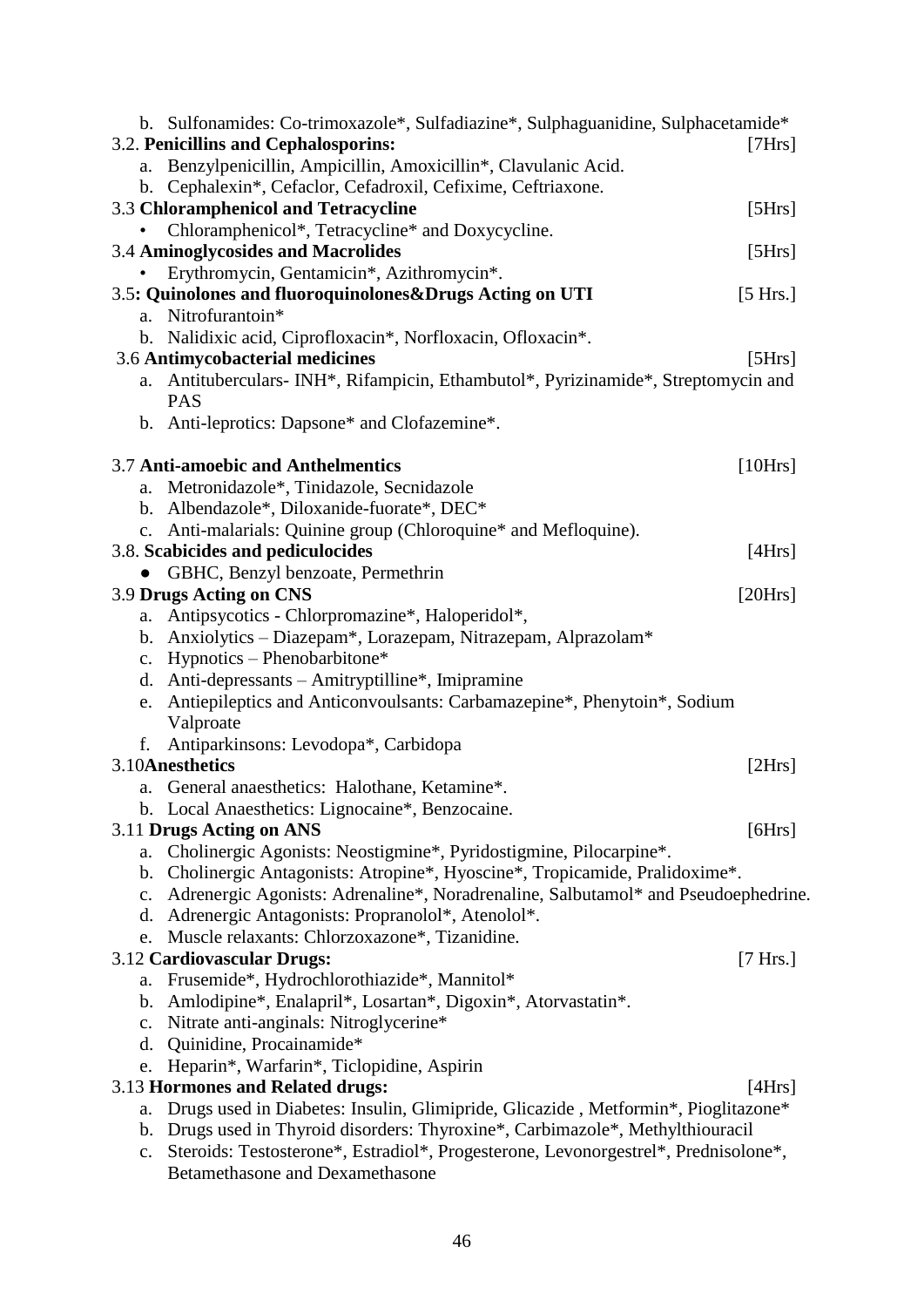b. Sulfonamides: Co-trimoxazole*, Sulfadiazine*, Sulphaguanidine, Sulphacetamide*

**3.2. Penicillins and Cephalosporins:** [7Hrs]

a. Benzylpenicillin, Ampicillin, Amoxicillin*, Clavulanic Acid.
b. Cephalexin*, Cefaclor, Cefadroxil, Cefixime, Ceftriaxone.

**3.3 Chloramphenicol and Tetracycline** [5Hrs]

- Chloramphenicol*, Tetracycline* and Doxycycline.

**3.4 Aminoglycosides and Macrolides** [5Hrs]

- Erythromycin, Gentamicin*, Azithromycin*.

**3.5: Quinolones and fluoroquinolones&Drugs Acting on UTI** [5 Hrs.]

a. Nitrofurantoin*
b. Nalidixic acid, Ciprofloxacin*, Norfloxacin, Ofloxacin*.

**3.6 Antimycobacterial medicines** [5Hrs]

a. Antituberculars- INH*, Rifampicin, Ethambutol*, Pyrizinamide*, Streptomycin and PAS
b. Anti-leprotics: Dapsone* and Clofazemine*.

**3.7 Anti-amoebic and Anthelmentics** [10Hrs]

a. Metronidazole*, Tinidazole, Secnidazole
b. Albendazole*, Diloxanide-fuorate*, DEC*
c. Anti-malarials: Quinine group (Chloroquine* and Mefloquine).

**3.8. Scabicides and pediculocides** [4Hrs]

- GBHC, Benzyl benzoate, Permethrin

**3.9 Drugs Acting on CNS** [20Hrs]

a. Antipsycotics - Chlorpromazine*, Haloperidol*,
b. Anxiolytics – Diazepam*, Lorazepam, Nitrazepam, Alprazolam*
c. Hypnotics – Phenobarbitone*
d. Anti-depressants – Amitryptilline*, Imipramine
e. Antiepileptics and Anticonvoulsants: Carbamazepine*, Phenytoin*, Sodium Valproate
f. Antiparkinsons: Levodopa*, Carbidopa

**3.10Anesthetics** [2Hrs]

a. General anaesthetics: Halothane, Ketamine*.
b. Local Anaesthetics: Lignocaine*, Benzocaine.

**3.11 Drugs Acting on ANS** [6Hrs]

a. Cholinergic Agonists: Neostigmine*, Pyridostigmine, Pilocarpine*.
b. Cholinergic Antagonists: Atropine*, Hyoscine*, Tropicamide, Pralidoxime*.
c. Adrenergic Agonists: Adrenaline*, Noradrenaline, Salbutamol* and Pseudoephedrine.
d. Adrenergic Antagonists: Propranolol*, Atenolol*.
e. Muscle relaxants: Chlorzoxazone*, Tizanidine.

**3.12 Cardiovascular Drugs:** [7 Hrs.]

a. Frusemide*, Hydrochlorothiazide*, Mannitol*
b. Amlodipine*, Enalapril*, Losartan*, Digoxin*, Atorvastatin*.
c. Nitrate anti-anginals: Nitroglycerine*
d. Quinidine, Procainamide*
e. Heparin*, Warfarin*, Ticlopidine, Aspirin

**3.13 Hormones and Related drugs:** [4Hrs]

a. Drugs used in Diabetes: Insulin, Glimipride, Glicazide , Metformin*, Pioglitazone*
b. Drugs used in Thyroid disorders: Thyroxine*, Carbimazole*, Methylthiouracil
c. Steroids: Testosterone*, Estradiol*, Progesterone, Levonorgestrel*, Prednisolone*, Betamethasone and Dexamethasone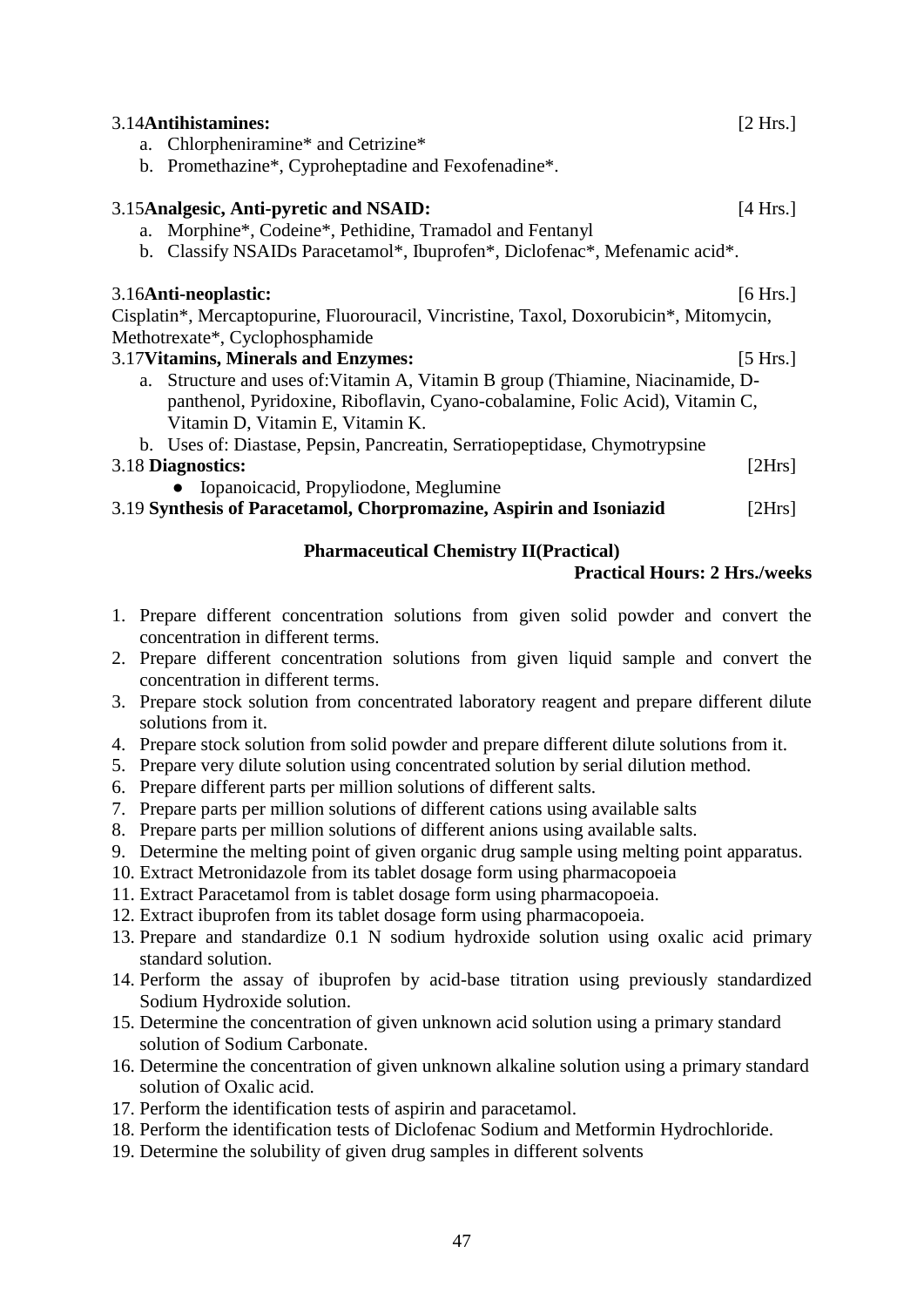3.14**Antihistamines:** [2 Hrs.]

a. Chlorpheniramine* and Cetrizine*
b. Promethazine*, Cyproheptadine and Fexofenadine*.

3.15**Analgesic, Anti-pyretic and NSAID:** [4 Hrs.]

a. Morphine*, Codeine*, Pethidine, Tramadol and Fentanyl
b. Classify NSAIDs Paracetamol*, Ibuprofen*, Diclofenac*, Mefenamic acid*.

3.16**Anti-neoplastic:** [6 Hrs.]

Cisplatin*, Mercaptopurine, Fluorouracil, Vincristine, Taxol, Doxorubicin*, Mitomycin, Methotrexate*, Cyclophosphamide

3.17**Vitamins, Minerals and Enzymes:** [5 Hrs.]

a. Structure and uses of:Vitamin A, Vitamin B group (Thiamine, Niacinamide, D-panthenol, Pyridoxine, Riboflavin, Cyano-cobalamine, Folic Acid), Vitamin C, Vitamin D, Vitamin E, Vitamin K.
b. Uses of: Diastase, Pepsin, Pancreatin, Serratiopeptidase, Chymotrypsine

3.18 **Diagnostics:** [2Hrs]

- Iopanoicacid, Propyliodone, Meglumine

3.19 **Synthesis of Paracetamol, Chorpromazine, Aspirin and Isoniazid** [2Hrs]

## Pharmaceutical Chemistry II(Practical)

**Practical Hours: 2 Hrs./weeks**

1. Prepare different concentration solutions from given solid powder and convert the concentration in different terms.
2. Prepare different concentration solutions from given liquid sample and convert the concentration in different terms.
3. Prepare stock solution from concentrated laboratory reagent and prepare different dilute solutions from it.
4. Prepare stock solution from solid powder and prepare different dilute solutions from it.
5. Prepare very dilute solution using concentrated solution by serial dilution method.
6. Prepare different parts per million solutions of different salts.
7. Prepare parts per million solutions of different cations using available salts
8. Prepare parts per million solutions of different anions using available salts.
9. Determine the melting point of given organic drug sample using melting point apparatus.
10. Extract Metronidazole from its tablet dosage form using pharmacopoeia
11. Extract Paracetamol from is tablet dosage form using pharmacopoeia.
12. Extract ibuprofen from its tablet dosage form using pharmacopoeia.
13. Prepare and standardize 0.1 N sodium hydroxide solution using oxalic acid primary standard solution.
14. Perform the assay of ibuprofen by acid-base titration using previously standardized Sodium Hydroxide solution.
15. Determine the concentration of given unknown acid solution using a primary standard solution of Sodium Carbonate.
16. Determine the concentration of given unknown alkaline solution using a primary standard solution of Oxalic acid.
17. Perform the identification tests of aspirin and paracetamol.
18. Perform the identification tests of Diclofenac Sodium and Metformin Hydrochloride.
19. Determine the solubility of given drug samples in different solvents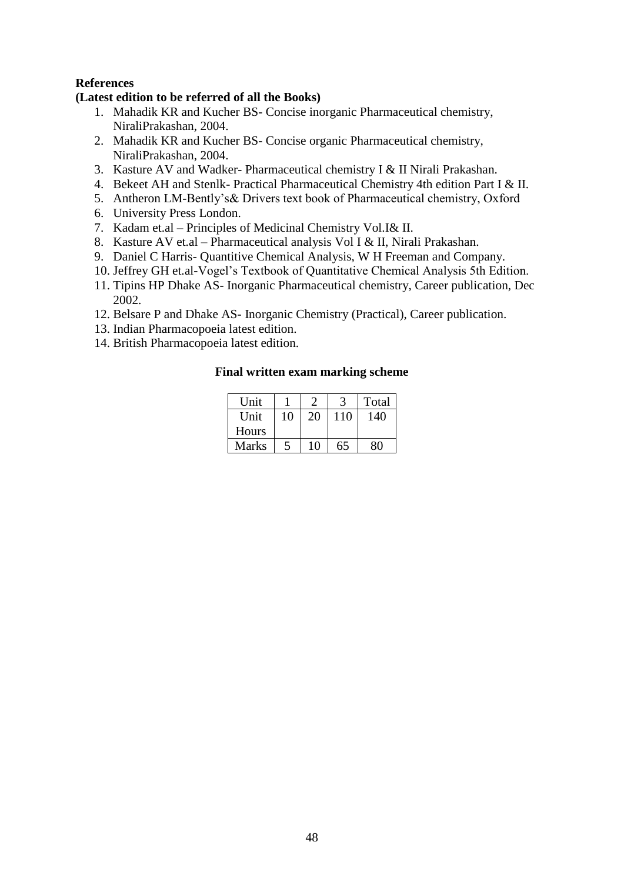**References**

**(Latest edition to be referred of all the Books)**

1. Mahadik KR and Kucher BS- Concise inorganic Pharmaceutical chemistry, NiraliPrakashan, 2004.
2. Mahadik KR and Kucher BS- Concise organic Pharmaceutical chemistry, NiraliPrakashan, 2004.
3. Kasture AV and Wadker- Pharmaceutical chemistry I & II Nirali Prakashan.
4. Bekeet AH and Stenlk- Practical Pharmaceutical Chemistry 4th edition Part I & II.
5. Antheron LM-Bently's& Drivers text book of Pharmaceutical chemistry, Oxford
6. University Press London.
7. Kadam et.al – Principles of Medicinal Chemistry Vol.I& II.
8. Kasture AV et.al – Pharmaceutical analysis Vol I & II, Nirali Prakashan.
9. Daniel C Harris- Quantitive Chemical Analysis, W H Freeman and Company.
10. Jeffrey GH et.al-Vogel's Textbook of Quantitative Chemical Analysis 5th Edition.
11. Tipins HP Dhake AS- Inorganic Pharmaceutical chemistry, Career publication, Dec 2002.
12. Belsare P and Dhake AS- Inorganic Chemistry (Practical), Career publication.
13. Indian Pharmacopoeia latest edition.
14. British Pharmacopoeia latest edition.

**Final written exam marking scheme**

| Unit | 1 | 2 | 3 | Total |
|---|---|---|---|---|
| Unit Hours | 10 | 20 | 110 | 140 |
| Marks | 5 | 10 | 65 | 80 |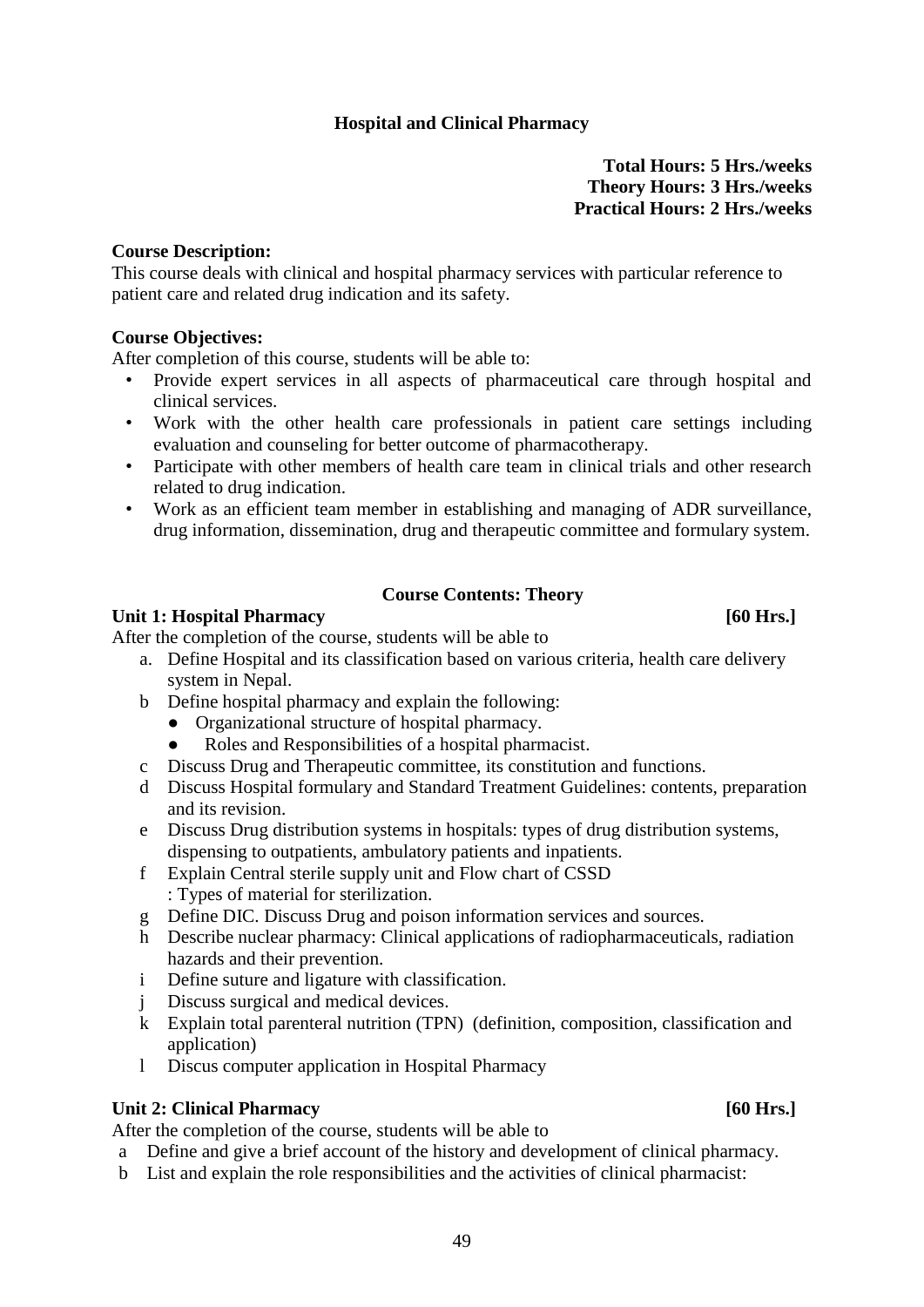## Hospital and Clinical Pharmacy

**Total Hours: 5 Hrs./weeks**
**Theory Hours: 3 Hrs./weeks**
**Practical Hours: 2 Hrs./weeks**

**Course Description:**
This course deals with clinical and hospital pharmacy services with particular reference to patient care and related drug indication and its safety.

**Course Objectives:**
After completion of this course, students will be able to:

- Provide expert services in all aspects of pharmaceutical care through hospital and clinical services.
- Work with the other health care professionals in patient care settings including evaluation and counseling for better outcome of pharmacotherapy.
- Participate with other members of health care team in clinical trials and other research related to drug indication.
- Work as an efficient team member in establishing and managing of ADR surveillance, drug information, dissemination, drug and therapeutic committee and formulary system.

### Course Contents: Theory

**Unit 1: Hospital Pharmacy [60 Hrs.]**

After the completion of the course, students will be able to

a. Define Hospital and its classification based on various criteria, health care delivery system in Nepal.
b Define hospital pharmacy and explain the following:
   - Organizational structure of hospital pharmacy.
   - Roles and Responsibilities of a hospital pharmacist.
c Discuss Drug and Therapeutic committee, its constitution and functions.
d Discuss Hospital formulary and Standard Treatment Guidelines: contents, preparation and its revision.
e Discuss Drug distribution systems in hospitals: types of drug distribution systems, dispensing to outpatients, ambulatory patients and inpatients.
f Explain Central sterile supply unit and Flow chart of CSSD
   : Types of material for sterilization.
g Define DIC. Discuss Drug and poison information services and sources.
h Describe nuclear pharmacy: Clinical applications of radiopharmaceuticals, radiation hazards and their prevention.
i Define suture and ligature with classification.
j Discuss surgical and medical devices.
k Explain total parenteral nutrition (TPN) (definition, composition, classification and application)
l Discus computer application in Hospital Pharmacy

**Unit 2: Clinical Pharmacy [60 Hrs.]**

After the completion of the course, students will be able to

a Define and give a brief account of the history and development of clinical pharmacy.
b List and explain the role responsibilities and the activities of clinical pharmacist: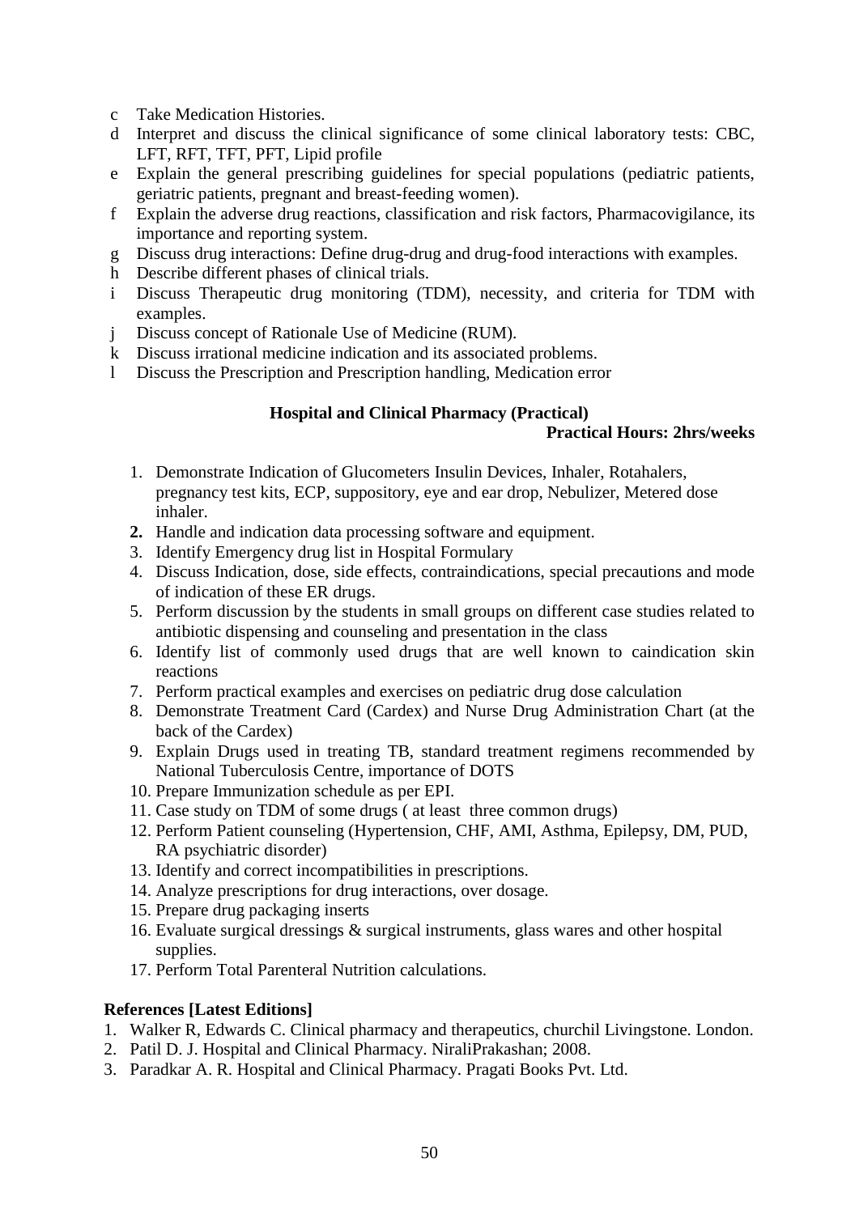c Take Medication Histories.
d Interpret and discuss the clinical significance of some clinical laboratory tests: CBC, LFT, RFT, TFT, PFT, Lipid profile
e Explain the general prescribing guidelines for special populations (pediatric patients, geriatric patients, pregnant and breast-feeding women).
f Explain the adverse drug reactions, classification and risk factors, Pharmacovigilance, its importance and reporting system.
g Discuss drug interactions: Define drug-drug and drug-food interactions with examples.
h Describe different phases of clinical trials.
i Discuss Therapeutic drug monitoring (TDM), necessity, and criteria for TDM with examples.
j Discuss concept of Rationale Use of Medicine (RUM).
k Discuss irrational medicine indication and its associated problems.
l Discuss the Prescription and Prescription handling, Medication error

**Hospital and Clinical Pharmacy (Practical)**

**Practical Hours: 2hrs/weeks**

1. Demonstrate Indication of Glucometers Insulin Devices, Inhaler, Rotahalers, pregnancy test kits, ECP, suppository, eye and ear drop, Nebulizer, Metered dose inhaler.
2. Handle and indication data processing software and equipment.
3. Identify Emergency drug list in Hospital Formulary
4. Discuss Indication, dose, side effects, contraindications, special precautions and mode of indication of these ER drugs.
5. Perform discussion by the students in small groups on different case studies related to antibiotic dispensing and counseling and presentation in the class
6. Identify list of commonly used drugs that are well known to caindication skin reactions
7. Perform practical examples and exercises on pediatric drug dose calculation
8. Demonstrate Treatment Card (Cardex) and Nurse Drug Administration Chart (at the back of the Cardex)
9. Explain Drugs used in treating TB, standard treatment regimens recommended by National Tuberculosis Centre, importance of DOTS
10. Prepare Immunization schedule as per EPI.
11. Case study on TDM of some drugs ( at least three common drugs)
12. Perform Patient counseling (Hypertension, CHF, AMI, Asthma, Epilepsy, DM, PUD, RA psychiatric disorder)
13. Identify and correct incompatibilities in prescriptions.
14. Analyze prescriptions for drug interactions, over dosage.
15. Prepare drug packaging inserts
16. Evaluate surgical dressings & surgical instruments, glass wares and other hospital supplies.
17. Perform Total Parenteral Nutrition calculations.

**References [Latest Editions]**

1. Walker R, Edwards C. Clinical pharmacy and therapeutics, churchil Livingstone. London.
2. Patil D. J. Hospital and Clinical Pharmacy. NiraliPrakashan; 2008.
3. Paradkar A. R. Hospital and Clinical Pharmacy. Pragati Books Pvt. Ltd.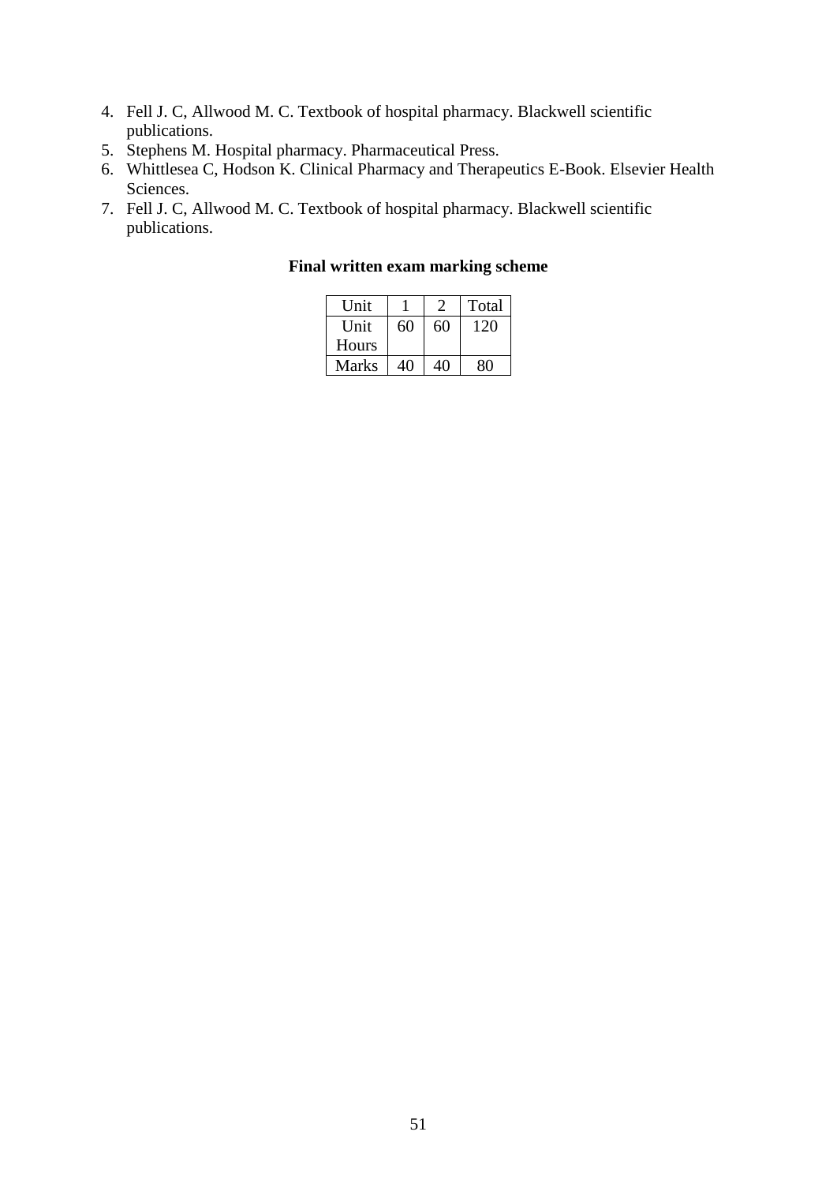4. Fell J. C, Allwood M. C. Textbook of hospital pharmacy. Blackwell scientific publications.
5. Stephens M. Hospital pharmacy. Pharmaceutical Press.
6. Whittlesea C, Hodson K. Clinical Pharmacy and Therapeutics E-Book. Elsevier Health Sciences.
7. Fell J. C, Allwood M. C. Textbook of hospital pharmacy. Blackwell scientific publications.

**Final written exam marking scheme**

| Unit | 1 | 2 | Total |
|---|---|---|---|
| Unit Hours | 60 | 60 | 120 |
| Marks | 40 | 40 | 80 |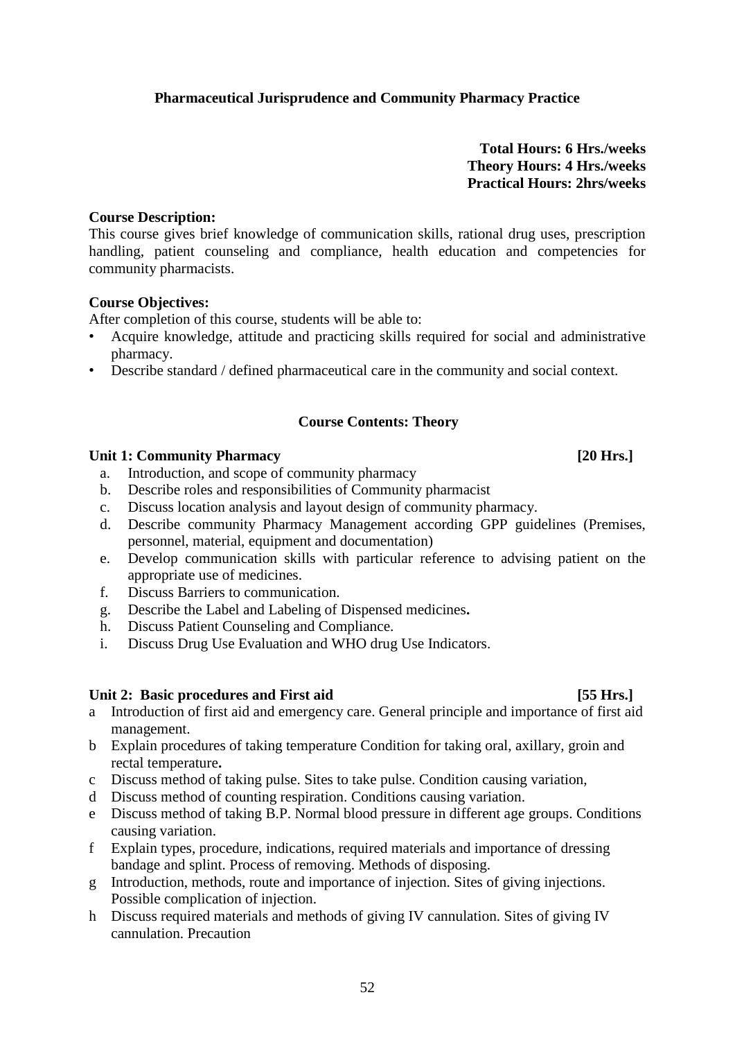## Pharmaceutical Jurisprudence and Community Pharmacy Practice

**Total Hours: 6 Hrs./weeks**
**Theory Hours: 4 Hrs./weeks**
**Practical Hours: 2hrs/weeks**

**Course Description:**
This course gives brief knowledge of communication skills, rational drug uses, prescription handling, patient counseling and compliance, health education and competencies for community pharmacists.

**Course Objectives:**
After completion of this course, students will be able to:

- Acquire knowledge, attitude and practicing skills required for social and administrative pharmacy.
- Describe standard / defined pharmaceutical care in the community and social context.

### Course Contents: Theory

**Unit 1: Community Pharmacy [20 Hrs.]**

a. Introduction, and scope of community pharmacy
b. Describe roles and responsibilities of Community pharmacist
c. Discuss location analysis and layout design of community pharmacy.
d. Describe community Pharmacy Management according GPP guidelines (Premises, personnel, material, equipment and documentation)
e. Develop communication skills with particular reference to advising patient on the appropriate use of medicines.
f. Discuss Barriers to communication.
g. Describe the Label and Labeling of Dispensed medicines**.**
h. Discuss Patient Counseling and Compliance.
i. Discuss Drug Use Evaluation and WHO drug Use Indicators.

**Unit 2: Basic procedures and First aid [55 Hrs.]**

a Introduction of first aid and emergency care. General principle and importance of first aid management.
b Explain procedures of taking temperature Condition for taking oral, axillary, groin and rectal temperature**.**
c Discuss method of taking pulse. Sites to take pulse. Condition causing variation,
d Discuss method of counting respiration. Conditions causing variation.
e Discuss method of taking B.P. Normal blood pressure in different age groups. Conditions causing variation.
f Explain types, procedure, indications, required materials and importance of dressing bandage and splint. Process of removing. Methods of disposing.
g Introduction, methods, route and importance of injection. Sites of giving injections. Possible complication of injection.
h Discuss required materials and methods of giving IV cannulation. Sites of giving IV cannulation. Precaution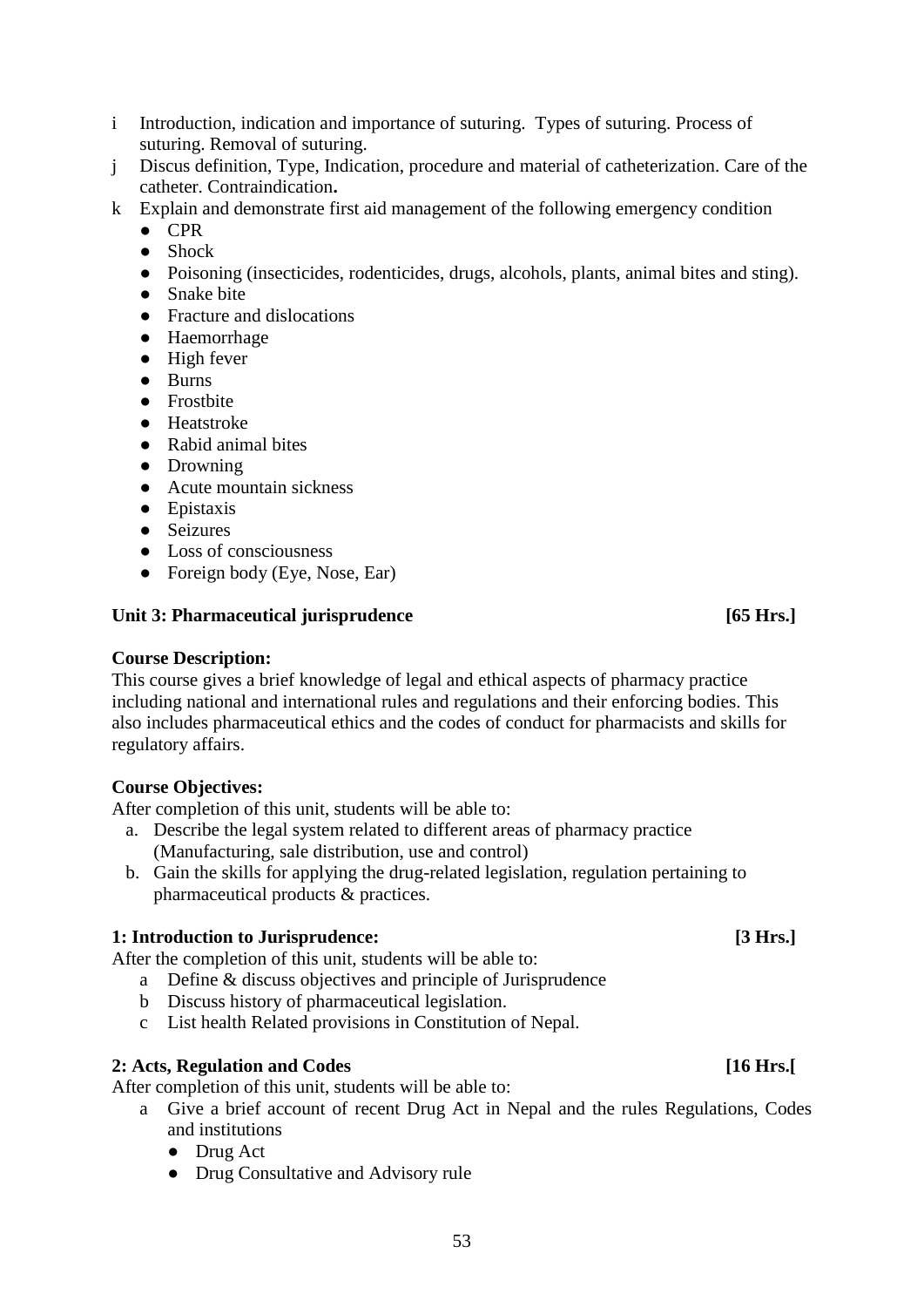i Introduction, indication and importance of suturing. Types of suturing. Process of suturing. Removal of suturing.

j Discus definition, Type, Indication, procedure and material of catheterization. Care of the catheter. Contraindication**.**

k Explain and demonstrate first aid management of the following emergency condition
- CPR
- Shock
- Poisoning (insecticides, rodenticides, drugs, alcohols, plants, animal bites and sting).
- Snake bite
- Fracture and dislocations
- Haemorrhage
- High fever
- Burns
- Frostbite
- Heatstroke
- Rabid animal bites
- Drowning
- Acute mountain sickness
- Epistaxis
- Seizures
- Loss of consciousness
- Foreign body (Eye, Nose, Ear)

**Unit 3: Pharmaceutical jurisprudence [65 Hrs.]**

**Course Description:**

This course gives a brief knowledge of legal and ethical aspects of pharmacy practice including national and international rules and regulations and their enforcing bodies. This also includes pharmaceutical ethics and the codes of conduct for pharmacists and skills for regulatory affairs.

**Course Objectives:**

After completion of this unit, students will be able to:

a. Describe the legal system related to different areas of pharmacy practice (Manufacturing, sale distribution, use and control)

b. Gain the skills for applying the drug-related legislation, regulation pertaining to pharmaceutical products & practices.

**1: Introduction to Jurisprudence: [3 Hrs.]**

After the completion of this unit, students will be able to:

a Define & discuss objectives and principle of Jurisprudence

b Discuss history of pharmaceutical legislation.

c List health Related provisions in Constitution of Nepal.

**2: Acts, Regulation and Codes [16 Hrs.[**

After completion of this unit, students will be able to:

a Give a brief account of recent Drug Act in Nepal and the rules Regulations, Codes and institutions
- Drug Act
- Drug Consultative and Advisory rule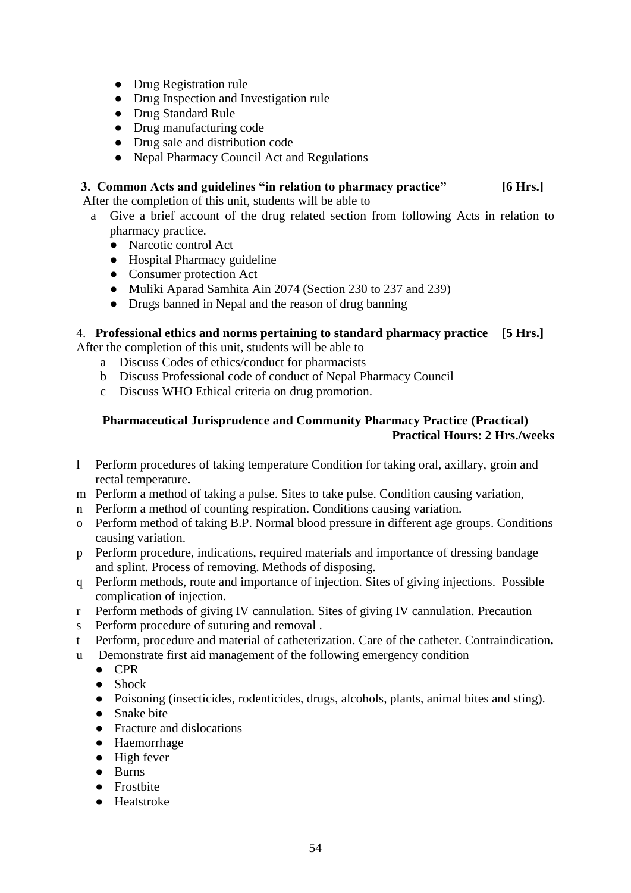- Drug Registration rule
- Drug Inspection and Investigation rule
- Drug Standard Rule
- Drug manufacturing code
- Drug sale and distribution code
- Nepal Pharmacy Council Act and Regulations

**3. Common Acts and guidelines "in relation to pharmacy practice" [6 Hrs.]**

After the completion of this unit, students will be able to

a. Give a brief account of the drug related section from following Acts in relation to pharmacy practice.
   - Narcotic control Act
   - Hospital Pharmacy guideline
   - Consumer protection Act
   - Muliki Aparad Samhita Ain 2074 (Section 230 to 237 and 239)
   - Drugs banned in Nepal and the reason of drug banning

4. **Professional ethics and norms pertaining to standard pharmacy practice** [**5 Hrs.**]

After the completion of this unit, students will be able to

a. Discuss Codes of ethics/conduct for pharmacists
b. Discuss Professional code of conduct of Nepal Pharmacy Council
c. Discuss WHO Ethical criteria on drug promotion.

**Pharmaceutical Jurisprudence and Community Pharmacy Practice (Practical)**
**Practical Hours: 2 Hrs./weeks**

l. Perform procedures of taking temperature Condition for taking oral, axillary, groin and rectal temperature**.**
m. Perform a method of taking a pulse. Sites to take pulse. Condition causing variation,
n. Perform a method of counting respiration. Conditions causing variation.
o. Perform method of taking B.P. Normal blood pressure in different age groups. Conditions causing variation.
p. Perform procedure, indications, required materials and importance of dressing bandage and splint. Process of removing. Methods of disposing.
q. Perform methods, route and importance of injection. Sites of giving injections. Possible complication of injection.
r. Perform methods of giving IV cannulation. Sites of giving IV cannulation. Precaution
s. Perform procedure of suturing and removal .
t. Perform, procedure and material of catheterization. Care of the catheter. Contraindication**.**
u. Demonstrate first aid management of the following emergency condition
   - CPR
   - Shock
   - Poisoning (insecticides, rodenticides, drugs, alcohols, plants, animal bites and sting).
   - Snake bite
   - Fracture and dislocations
   - Haemorrhage
   - High fever
   - Burns
   - Frostbite
   - Heatstroke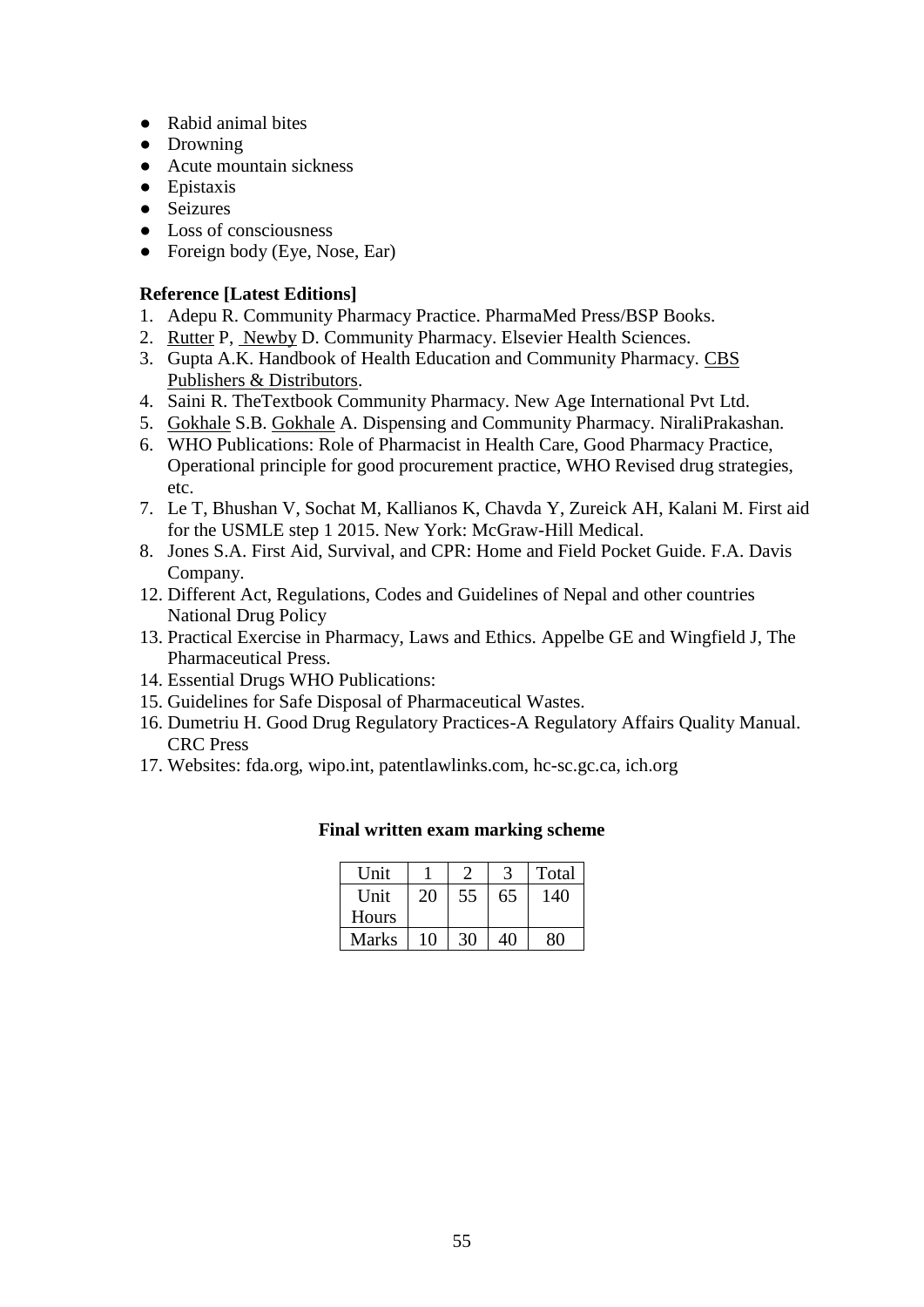- Rabid animal bites
- Drowning
- Acute mountain sickness
- Epistaxis
- Seizures
- Loss of consciousness
- Foreign body (Eye, Nose, Ear)

**Reference [Latest Editions]**

1. Adepu R. Community Pharmacy Practice. PharmaMed Press/BSP Books.
2. Rutter P, Newby D. Community Pharmacy. Elsevier Health Sciences.
3. Gupta A.K. Handbook of Health Education and Community Pharmacy. CBS Publishers & Distributors.
4. Saini R. TheTextbook Community Pharmacy. New Age International Pvt Ltd.
5. Gokhale S.B. Gokhale A. Dispensing and Community Pharmacy. NiraliPrakashan.
6. WHO Publications: Role of Pharmacist in Health Care, Good Pharmacy Practice, Operational principle for good procurement practice, WHO Revised drug strategies, etc.
7. Le T, Bhushan V, Sochat M, Kallianos K, Chavda Y, Zureick AH, Kalani M. First aid for the USMLE step 1 2015. New York: McGraw-Hill Medical.
8. Jones S.A. First Aid, Survival, and CPR: Home and Field Pocket Guide. F.A. Davis Company.

12. Different Act, Regulations, Codes and Guidelines of Nepal and other countries National Drug Policy
13. Practical Exercise in Pharmacy, Laws and Ethics. Appelbe GE and Wingfield J, The Pharmaceutical Press.
14. Essential Drugs WHO Publications:
15. Guidelines for Safe Disposal of Pharmaceutical Wastes.
16. Dumetriu H. Good Drug Regulatory Practices-A Regulatory Affairs Quality Manual. CRC Press
17. Websites: fda.org, wipo.int, patentlawlinks.com, hc-sc.gc.ca, ich.org

**Final written exam marking scheme**

| Unit | 1 | 2 | 3 | Total |
|---|---|---|---|---|
| Unit Hours | 20 | 55 | 65 | 140 |
| Marks | 10 | 30 | 40 | 80 |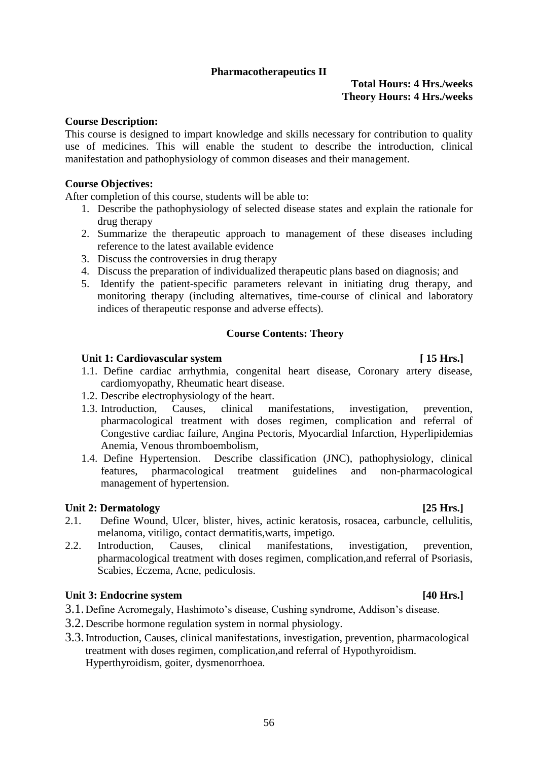## Pharmacotherapeutics II

**Total Hours: 4 Hrs./weeks**
**Theory Hours: 4 Hrs./weeks**

**Course Description:**

This course is designed to impart knowledge and skills necessary for contribution to quality use of medicines. This will enable the student to describe the introduction, clinical manifestation and pathophysiology of common diseases and their management.

**Course Objectives:**

After completion of this course, students will be able to:

1. Describe the pathophysiology of selected disease states and explain the rationale for drug therapy
2. Summarize the therapeutic approach to management of these diseases including reference to the latest available evidence
3. Discuss the controversies in drug therapy
4. Discuss the preparation of individualized therapeutic plans based on diagnosis; and
5. Identify the patient-specific parameters relevant in initiating drug therapy, and monitoring therapy (including alternatives, time-course of clinical and laboratory indices of therapeutic response and adverse effects).

### Course Contents: Theory

**Unit 1: Cardiovascular system [ 15 Hrs.]**

1.1. Define cardiac arrhythmia, congenital heart disease, Coronary artery disease, cardiomyopathy, Rheumatic heart disease.

1.2. Describe electrophysiology of the heart.

1.3. Introduction, Causes, clinical manifestations, investigation, prevention, pharmacological treatment with doses regimen, complication and referral of Congestive cardiac failure, Angina Pectoris, Myocardial Infarction, Hyperlipidemias Anemia, Venous thromboembolism,

1.4. Define Hypertension. Describe classification (JNC), pathophysiology, clinical features, pharmacological treatment guidelines and non-pharmacological management of hypertension.

**Unit 2: Dermatology [25 Hrs.]**

2.1. Define Wound, Ulcer, blister, hives, actinic keratosis, rosacea, carbuncle, cellulitis, melanoma, vitiligo, contact dermatitis,warts, impetigo.

2.2. Introduction, Causes, clinical manifestations, investigation, prevention, pharmacological treatment with doses regimen, complication,and referral of Psoriasis, Scabies, Eczema, Acne, pediculosis.

**Unit 3: Endocrine system [40 Hrs.]**

3.1. Define Acromegaly, Hashimoto's disease, Cushing syndrome, Addison's disease.

3.2. Describe hormone regulation system in normal physiology.

3.3. Introduction, Causes, clinical manifestations, investigation, prevention, pharmacological treatment with doses regimen, complication,and referral of Hypothyroidism. Hyperthyroidism, goiter, dysmenorrhoea.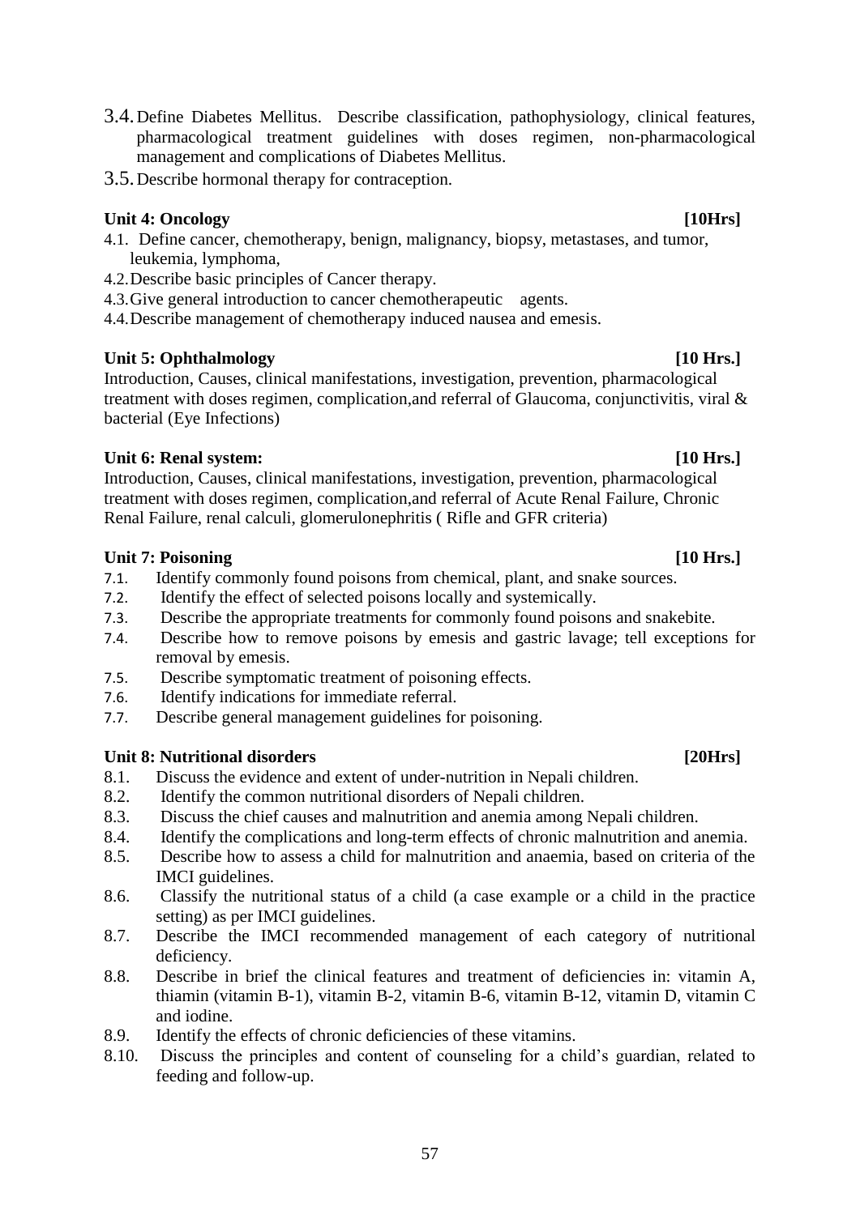3.4. Define Diabetes Mellitus. Describe classification, pathophysiology, clinical features, pharmacological treatment guidelines with doses regimen, non-pharmacological management and complications of Diabetes Mellitus.

3.5. Describe hormonal therapy for contraception.

### Unit 4: Oncology [10Hrs]

4.1. Define cancer, chemotherapy, benign, malignancy, biopsy, metastases, and tumor, leukemia, lymphoma,

4.2. Describe basic principles of Cancer therapy.

4.3. Give general introduction to cancer chemotherapeutic agents.

4.4. Describe management of chemotherapy induced nausea and emesis.

### Unit 5: Ophthalmology [10 Hrs.]

Introduction, Causes, clinical manifestations, investigation, prevention, pharmacological treatment with doses regimen, complication,and referral of Glaucoma, conjunctivitis, viral & bacterial (Eye Infections)

### Unit 6: Renal system: [10 Hrs.]

Introduction, Causes, clinical manifestations, investigation, prevention, pharmacological treatment with doses regimen, complication,and referral of Acute Renal Failure, Chronic Renal Failure, renal calculi, glomerulonephritis ( Rifle and GFR criteria)

### Unit 7: Poisoning [10 Hrs.]

7.1. Identify commonly found poisons from chemical, plant, and snake sources.

7.2. Identify the effect of selected poisons locally and systemically.

7.3. Describe the appropriate treatments for commonly found poisons and snakebite.

7.4. Describe how to remove poisons by emesis and gastric lavage; tell exceptions for removal by emesis.

7.5. Describe symptomatic treatment of poisoning effects.

7.6. Identify indications for immediate referral.

7.7. Describe general management guidelines for poisoning.

### Unit 8: Nutritional disorders [20Hrs]

8.1. Discuss the evidence and extent of under-nutrition in Nepali children.

8.2. Identify the common nutritional disorders of Nepali children.

8.3. Discuss the chief causes and malnutrition and anemia among Nepali children.

8.4. Identify the complications and long-term effects of chronic malnutrition and anemia.

8.5. Describe how to assess a child for malnutrition and anaemia, based on criteria of the IMCI guidelines.

8.6. Classify the nutritional status of a child (a case example or a child in the practice setting) as per IMCI guidelines.

8.7. Describe the IMCI recommended management of each category of nutritional deficiency.

8.8. Describe in brief the clinical features and treatment of deficiencies in: vitamin A, thiamin (vitamin B-1), vitamin B-2, vitamin B-6, vitamin B-12, vitamin D, vitamin C and iodine.

8.9. Identify the effects of chronic deficiencies of these vitamins.

8.10. Discuss the principles and content of counseling for a child's guardian, related to feeding and follow-up.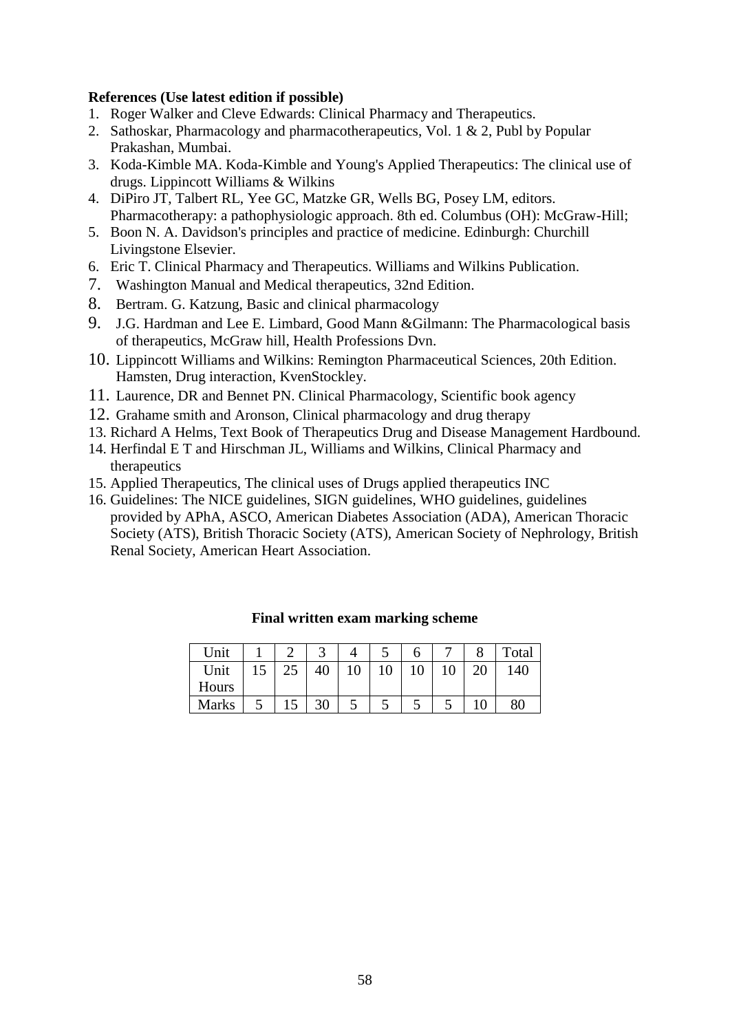**References (Use latest edition if possible)**

1. Roger Walker and Cleve Edwards: Clinical Pharmacy and Therapeutics.
2. Sathoskar, Pharmacology and pharmacotherapeutics, Vol. 1 & 2, Publ by Popular Prakashan, Mumbai.
3. Koda-Kimble MA. Koda-Kimble and Young's Applied Therapeutics: The clinical use of drugs. Lippincott Williams & Wilkins
4. DiPiro JT, Talbert RL, Yee GC, Matzke GR, Wells BG, Posey LM, editors. Pharmacotherapy: a pathophysiologic approach. 8th ed. Columbus (OH): McGraw-Hill;
5. Boon N. A. Davidson's principles and practice of medicine. Edinburgh: Churchill Livingstone Elsevier.
6. Eric T. Clinical Pharmacy and Therapeutics. Williams and Wilkins Publication.
7. Washington Manual and Medical therapeutics, 32nd Edition.
8. Bertram. G. Katzung, Basic and clinical pharmacology
9. J.G. Hardman and Lee E. Limbard, Good Mann &Gilmann: The Pharmacological basis of therapeutics, McGraw hill, Health Professions Dvn.
10. Lippincott Williams and Wilkins: Remington Pharmaceutical Sciences, 20th Edition. Hamsten, Drug interaction, KvenStockley.
11. Laurence, DR and Bennet PN. Clinical Pharmacology, Scientific book agency
12. Grahame smith and Aronson, Clinical pharmacology and drug therapy
13. Richard A Helms, Text Book of Therapeutics Drug and Disease Management Hardbound.
14. Herfindal E T and Hirschman JL, Williams and Wilkins, Clinical Pharmacy and therapeutics
15. Applied Therapeutics, The clinical uses of Drugs applied therapeutics INC
16. Guidelines: The NICE guidelines, SIGN guidelines, WHO guidelines, guidelines provided by APhA, ASCO, American Diabetes Association (ADA), American Thoracic Society (ATS), British Thoracic Society (ATS), American Society of Nephrology, British Renal Society, American Heart Association.

**Final written exam marking scheme**

| Unit | 1 | 2 | 3 | 4 | 5 | 6 | 7 | 8 | Total |
|---|---|---|---|---|---|---|---|---|---|
| Unit Hours | 15 | 25 | 40 | 10 | 10 | 10 | 10 | 20 | 140 |
| Marks | 5 | 15 | 30 | 5 | 5 | 5 | 5 | 10 | 80 |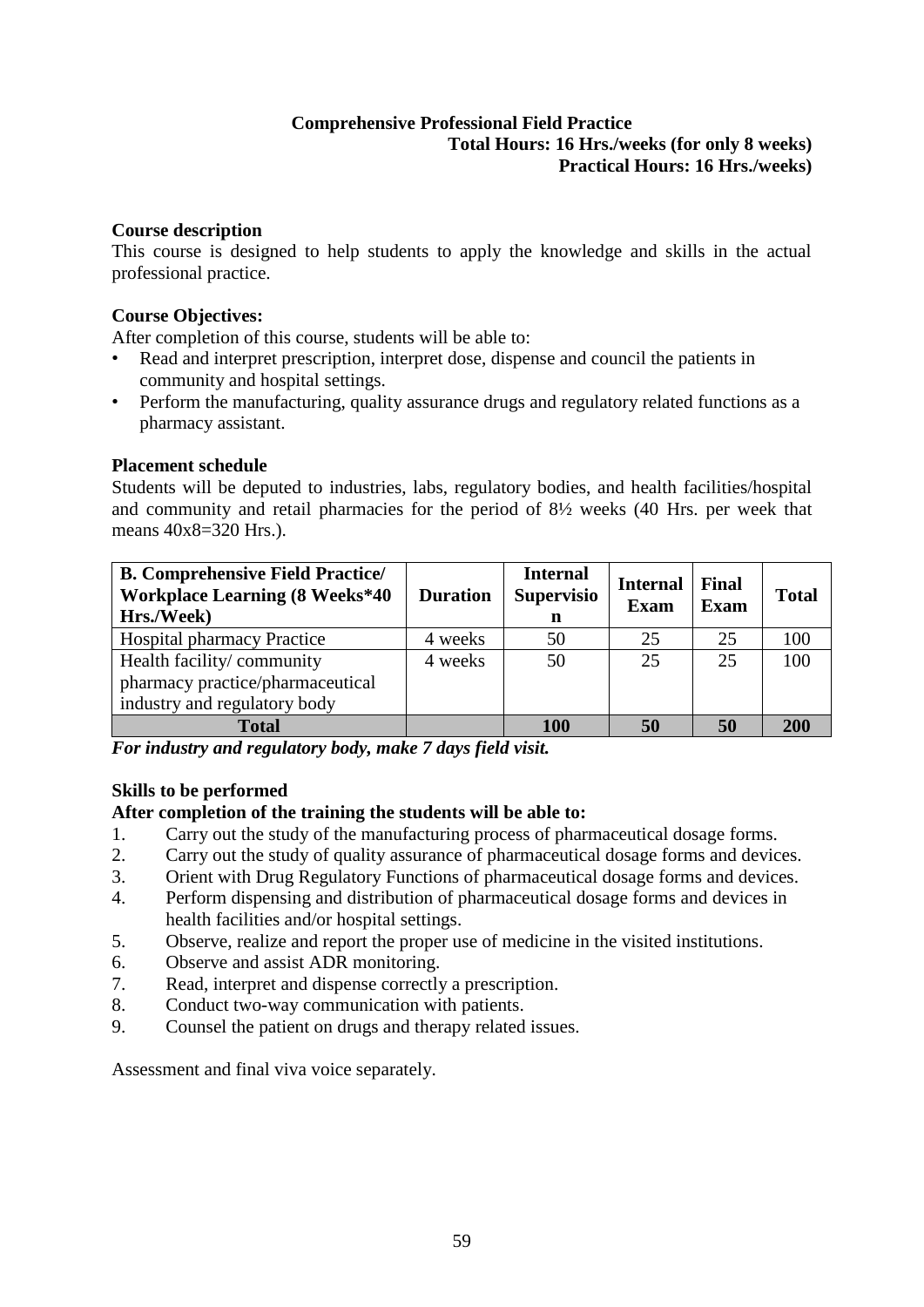## Comprehensive Professional Field Practice

**Total Hours: 16 Hrs./weeks (for only 8 weeks)**
**Practical Hours: 16 Hrs./weeks)**

**Course description**

This course is designed to help students to apply the knowledge and skills in the actual professional practice.

**Course Objectives:**

After completion of this course, students will be able to:

- Read and interpret prescription, interpret dose, dispense and council the patients in community and hospital settings.
- Perform the manufacturing, quality assurance drugs and regulatory related functions as a pharmacy assistant.

**Placement schedule**

Students will be deputed to industries, labs, regulatory bodies, and health facilities/hospital and community and retail pharmacies for the period of 8½ weeks (40 Hrs. per week that means 40x8=320 Hrs.).

| B. Comprehensive Field Practice/ Workplace Learning (8 Weeks*40 Hrs./Week) | Duration | Internal Supervision | Internal Exam | Final Exam | Total |
|---|---|---|---|---|---|
| Hospital pharmacy Practice | 4 weeks | 50 | 25 | 25 | 100 |
| Health facility/ community pharmacy practice/pharmaceutical industry and regulatory body | 4 weeks | 50 | 25 | 25 | 100 |
| **Total** | | **100** | **50** | **50** | **200** |

***For industry and regulatory body, make 7 days field visit.***

**Skills to be performed**

**After completion of the training the students will be able to:**

1. Carry out the study of the manufacturing process of pharmaceutical dosage forms.
2. Carry out the study of quality assurance of pharmaceutical dosage forms and devices.
3. Orient with Drug Regulatory Functions of pharmaceutical dosage forms and devices.
4. Perform dispensing and distribution of pharmaceutical dosage forms and devices in health facilities and/or hospital settings.
5. Observe, realize and report the proper use of medicine in the visited institutions.
6. Observe and assist ADR monitoring.
7. Read, interpret and dispense correctly a prescription.
8. Conduct two-way communication with patients.
9. Counsel the patient on drugs and therapy related issues.

Assessment and final viva voice separately.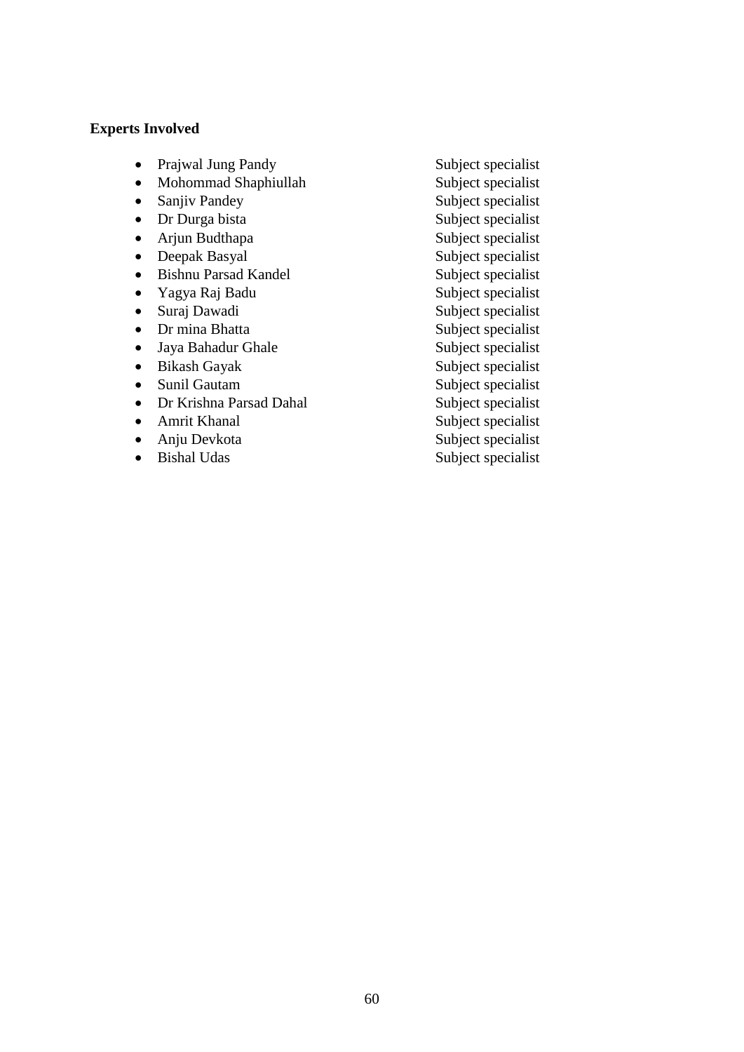**Experts Involved**

| | |
|---|---|
| • Prajwal Jung Pandy | Subject specialist |
| • Mohommad Shaphiullah | Subject specialist |
| • Sanjiv Pandey | Subject specialist |
| • Dr Durga bista | Subject specialist |
| • Arjun Budthapa | Subject specialist |
| • Deepak Basyal | Subject specialist |
| • Bishnu Parsad Kandel | Subject specialist |
| • Yagya Raj Badu | Subject specialist |
| • Suraj Dawadi | Subject specialist |
| • Dr mina Bhatta | Subject specialist |
| • Jaya Bahadur Ghale | Subject specialist |
| • Bikash Gayak | Subject specialist |
| • Sunil Gautam | Subject specialist |
| • Dr Krishna Parsad Dahal | Subject specialist |
| • Amrit Khanal | Subject specialist |
| • Anju Devkota | Subject specialist |
| • Bishal Udas | Subject specialist |